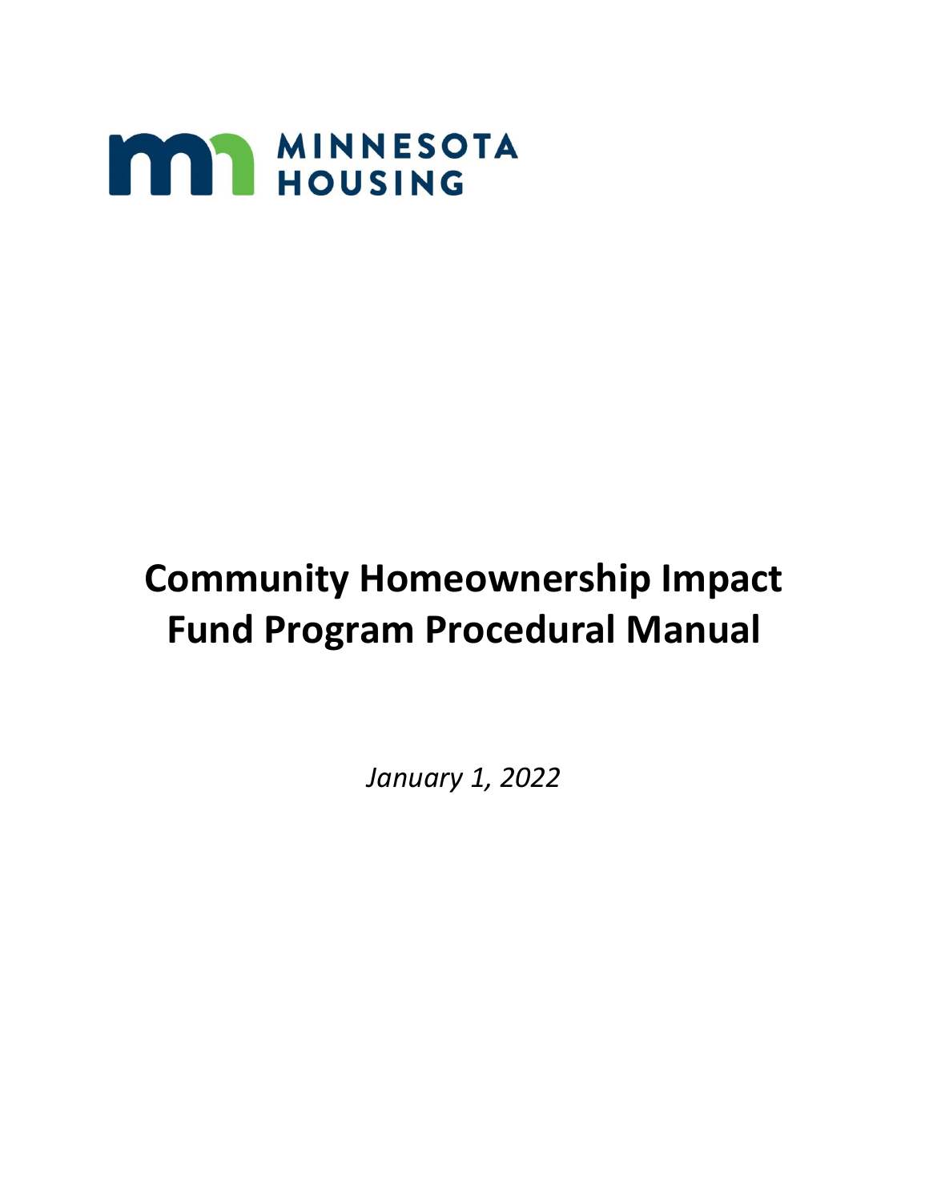MINNESOTA HOUSING

# Community Homeownership Impact Fund Program Procedural Manual

*January 1, 2022*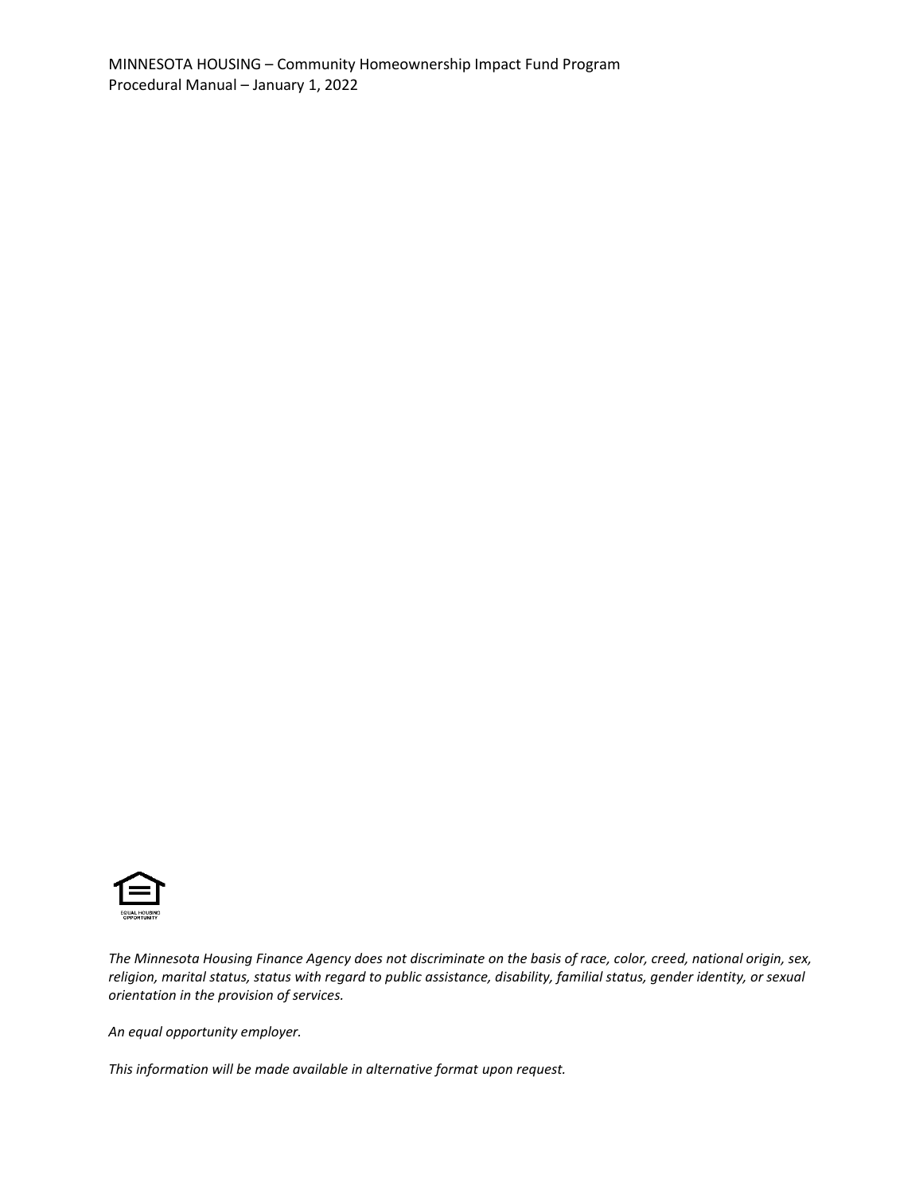*The Minnesota Housing Finance Agency does not discriminate on the basis of race, color, creed, national origin, sex, religion, marital status, status with regard to public assistance, disability, familial status, gender identity, or sexual orientation in the provision of services.*

*An equal opportunity employer.*

*This information will be made available in alternative format upon request.*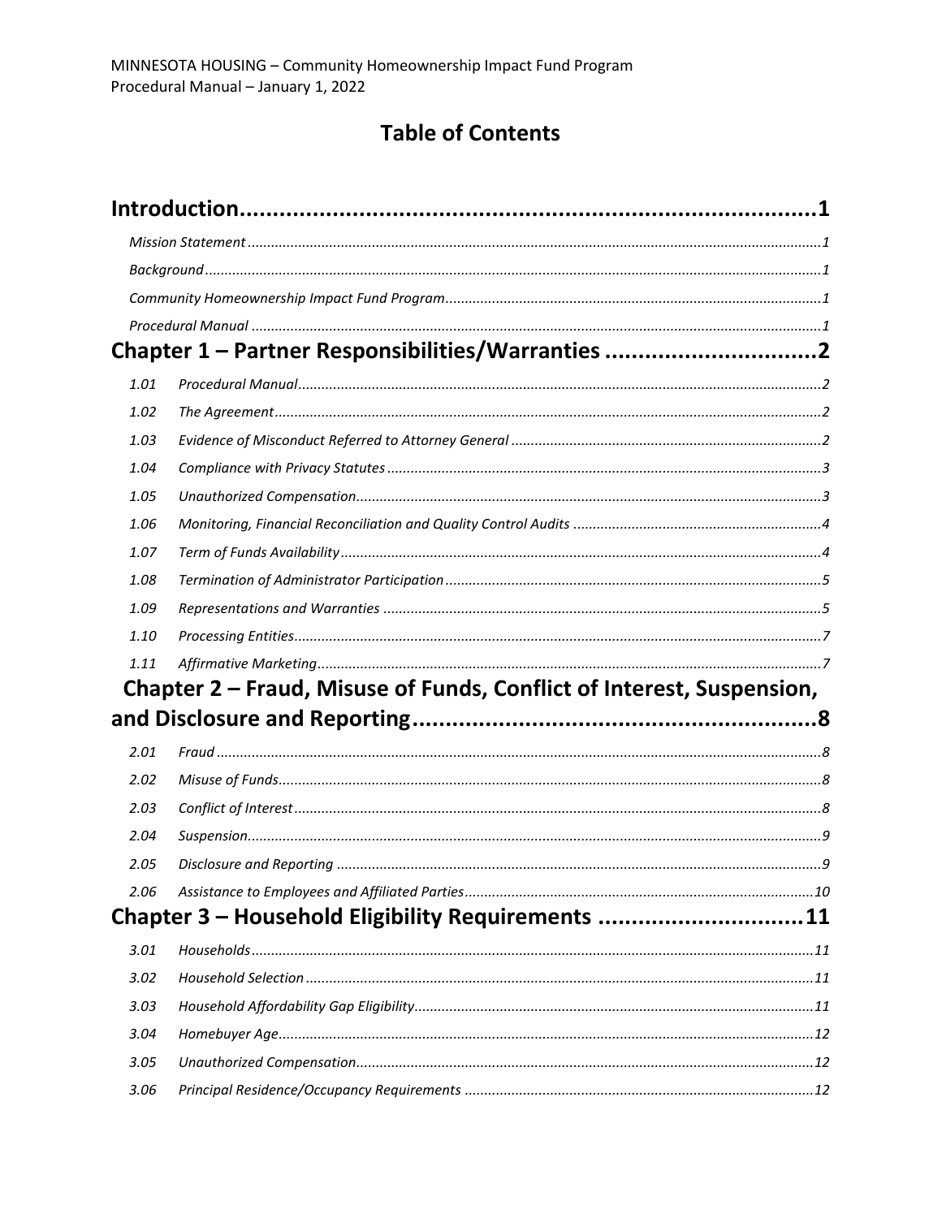# Table of Contents

**Introduction** ..... 1

*Mission Statement* ..... 1

*Background* ..... 1

*Community Homeownership Impact Fund Program* ..... 1

*Procedural Manual* ..... 1

**Chapter 1 – Partner Responsibilities/Warranties** ..... 2

*1.01 Procedural Manual* ..... 2

*1.02 The Agreement* ..... 2

*1.03 Evidence of Misconduct Referred to Attorney General* ..... 2

*1.04 Compliance with Privacy Statutes* ..... 3

*1.05 Unauthorized Compensation* ..... 3

*1.06 Monitoring, Financial Reconciliation and Quality Control Audits* ..... 4

*1.07 Term of Funds Availability* ..... 4

*1.08 Termination of Administrator Participation* ..... 5

*1.09 Representations and Warranties* ..... 5

*1.10 Processing Entities* ..... 7

*1.11 Affirmative Marketing* ..... 7

**Chapter 2 – Fraud, Misuse of Funds, Conflict of Interest, Suspension, and Disclosure and Reporting** ..... 8

*2.01 Fraud* ..... 8

*2.02 Misuse of Funds* ..... 8

*2.03 Conflict of Interest* ..... 8

*2.04 Suspension* ..... 9

*2.05 Disclosure and Reporting* ..... 9

*2.06 Assistance to Employees and Affiliated Parties* ..... 10

**Chapter 3 – Household Eligibility Requirements** ..... 11

*3.01 Households* ..... 11

*3.02 Household Selection* ..... 11

*3.03 Household Affordability Gap Eligibility* ..... 11

*3.04 Homebuyer Age* ..... 12

*3.05 Unauthorized Compensation* ..... 12

*3.06 Principal Residence/Occupancy Requirements* ..... 12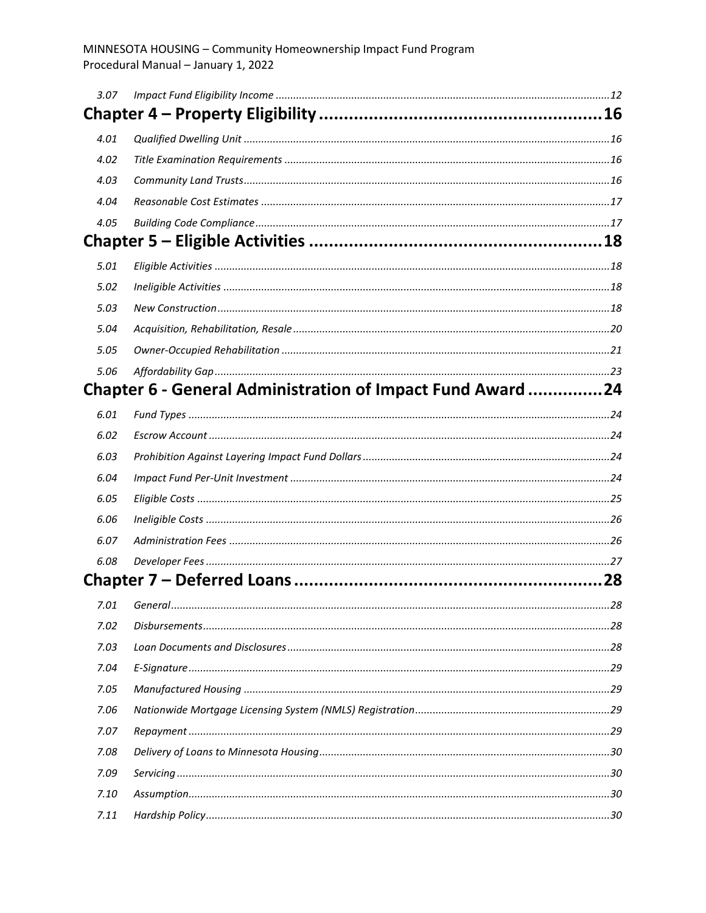3.07 *Impact Fund Eligibility Income* ... 12

## Chapter 4 – Property Eligibility ... 16

4.01 *Qualified Dwelling Unit* ... 16

4.02 *Title Examination Requirements* ... 16

4.03 *Community Land Trusts* ... 16

4.04 *Reasonable Cost Estimates* ... 17

4.05 *Building Code Compliance* ... 17

## Chapter 5 – Eligible Activities ... 18

5.01 *Eligible Activities* ... 18

5.02 *Ineligible Activities* ... 18

5.03 *New Construction* ... 18

5.04 *Acquisition, Rehabilitation, Resale* ... 20

5.05 *Owner-Occupied Rehabilitation* ... 21

5.06 *Affordability Gap* ... 23

## Chapter 6 - General Administration of Impact Fund Award ... 24

6.01 *Fund Types* ... 24

6.02 *Escrow Account* ... 24

6.03 *Prohibition Against Layering Impact Fund Dollars* ... 24

6.04 *Impact Fund Per-Unit Investment* ... 24

6.05 *Eligible Costs* ... 25

6.06 *Ineligible Costs* ... 26

6.07 *Administration Fees* ... 26

6.08 *Developer Fees* ... 27

## Chapter 7 – Deferred Loans ... 28

7.01 *General* ... 28

7.02 *Disbursements* ... 28

7.03 *Loan Documents and Disclosures* ... 28

7.04 *E-Signature* ... 29

7.05 *Manufactured Housing* ... 29

7.06 *Nationwide Mortgage Licensing System (NMLS) Registration* ... 29

7.07 *Repayment* ... 29

7.08 *Delivery of Loans to Minnesota Housing* ... 30

7.09 *Servicing* ... 30

7.10 *Assumption* ... 30

7.11 *Hardship Policy* ... 30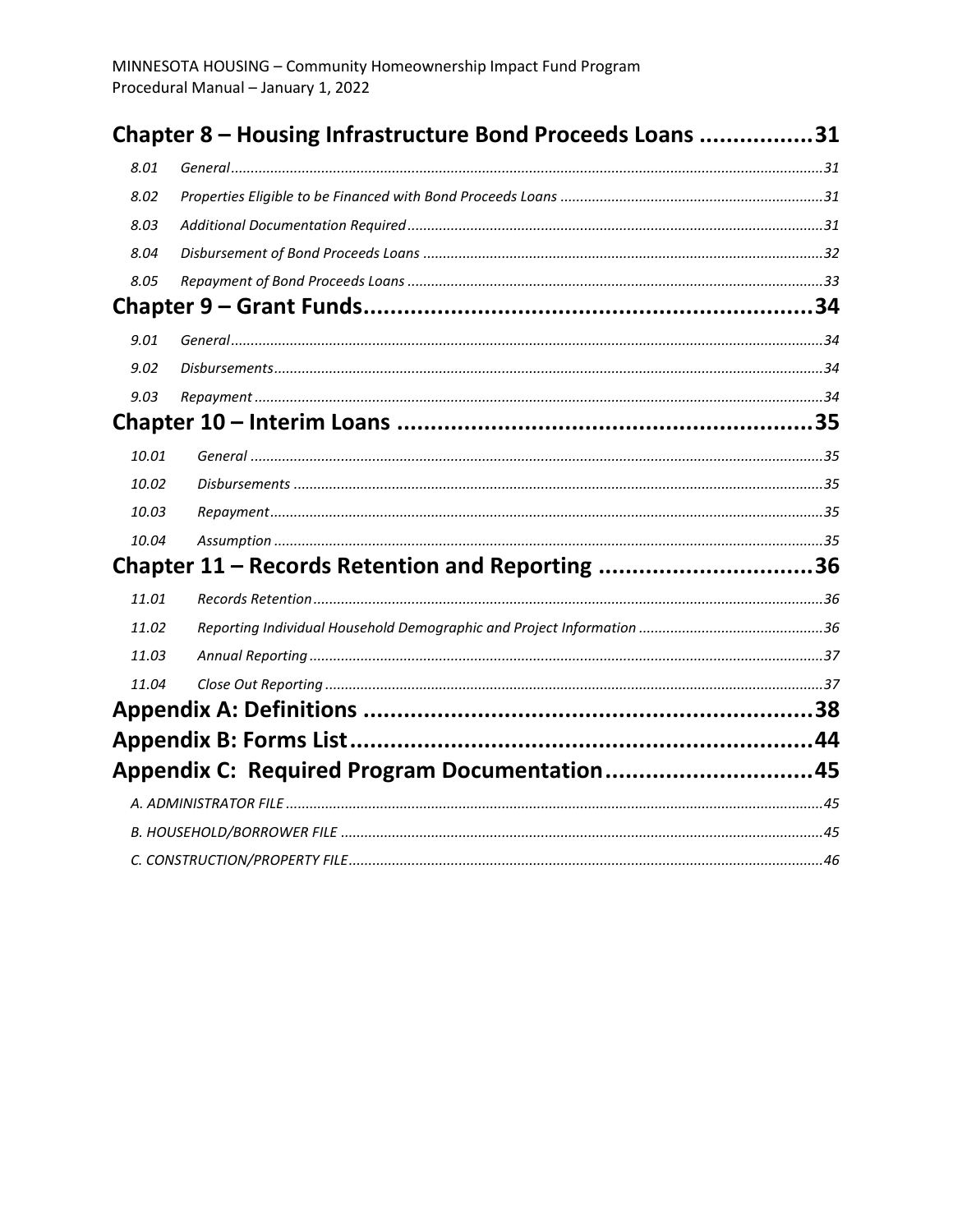## Chapter 8 – Housing Infrastructure Bond Proceeds Loans ................31

*8.01 General ......................................................................................................................................31*

*8.02 Properties Eligible to be Financed with Bond Proceeds Loans ..................................................................31*

*8.03 Additional Documentation Required .........................................................................................................31*

*8.04 Disbursement of Bond Proceeds Loans .....................................................................................................32*

*8.05 Repayment of Bond Proceeds Loans .........................................................................................................33*

## Chapter 9 – Grant Funds..................................................................34

*9.01 General ......................................................................................................................................34*

*9.02 Disbursements ............................................................................................................................34*

*9.03 Repayment ................................................................................................................................34*

## Chapter 10 – Interim Loans ..............................................................35

*10.01 General ....................................................................................................................................35*

*10.02 Disbursements ..........................................................................................................................35*

*10.03 Repayment ................................................................................................................................35*

*10.04 Assumption ...............................................................................................................................35*

## Chapter 11 – Records Retention and Reporting ................................36

*11.01 Records Retention .......................................................................................................................36*

*11.02 Reporting Individual Household Demographic and Project Information ..............................................36*

*11.03 Annual Reporting .........................................................................................................................37*

*11.04 Close Out Reporting .....................................................................................................................37*

## Appendix A: Definitions ....................................................................38

## Appendix B: Forms List.....................................................................44

## Appendix C: Required Program Documentation...............................45

*A. ADMINISTRATOR FILE ..........................................................................................................................45*

*B. HOUSEHOLD/BORROWER FILE ..............................................................................................................45*

*C. CONSTRUCTION/PROPERTY FILE ...........................................................................................................46*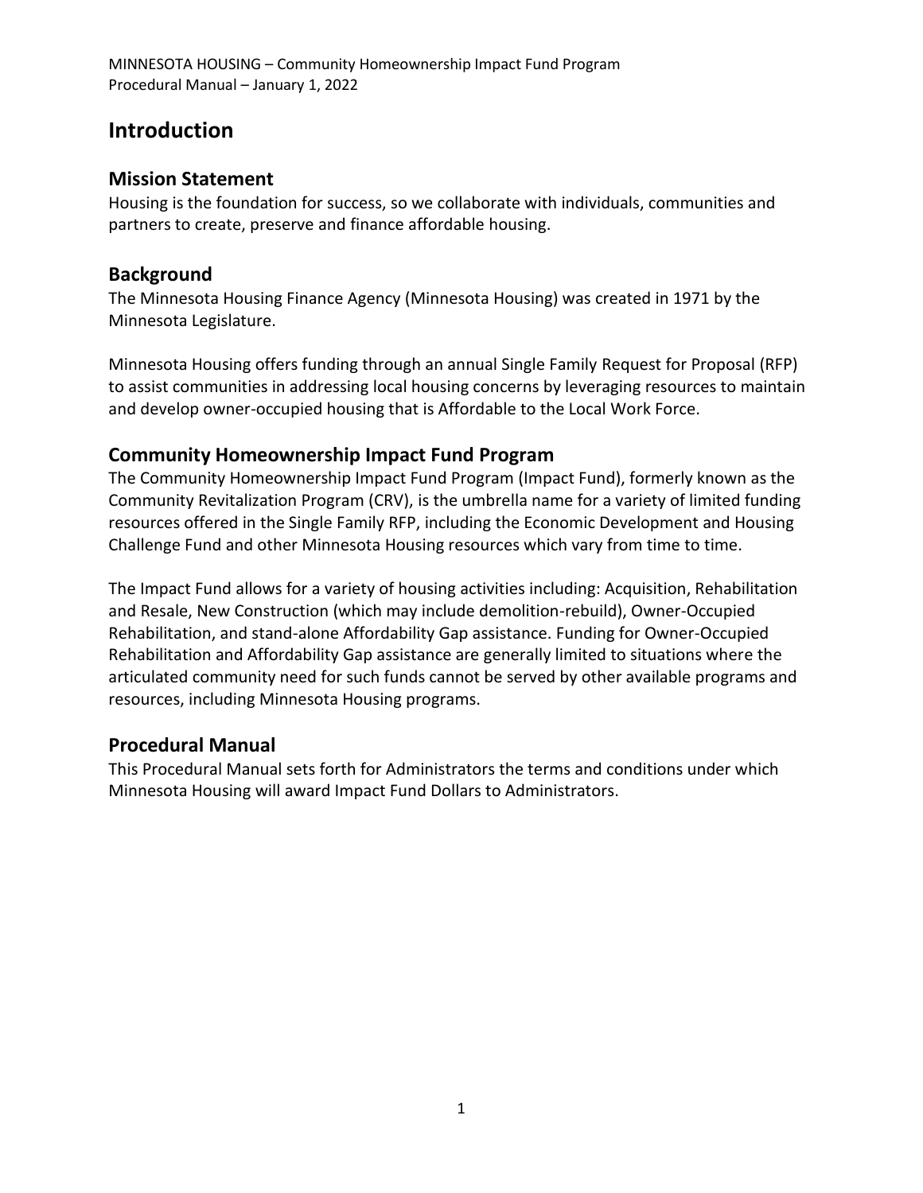# Introduction

## Mission Statement

Housing is the foundation for success, so we collaborate with individuals, communities and partners to create, preserve and finance affordable housing.

## Background

The Minnesota Housing Finance Agency (Minnesota Housing) was created in 1971 by the Minnesota Legislature.

Minnesota Housing offers funding through an annual Single Family Request for Proposal (RFP) to assist communities in addressing local housing concerns by leveraging resources to maintain and develop owner-occupied housing that is Affordable to the Local Work Force.

## Community Homeownership Impact Fund Program

The Community Homeownership Impact Fund Program (Impact Fund), formerly known as the Community Revitalization Program (CRV), is the umbrella name for a variety of limited funding resources offered in the Single Family RFP, including the Economic Development and Housing Challenge Fund and other Minnesota Housing resources which vary from time to time.

The Impact Fund allows for a variety of housing activities including: Acquisition, Rehabilitation and Resale, New Construction (which may include demolition-rebuild), Owner-Occupied Rehabilitation, and stand-alone Affordability Gap assistance. Funding for Owner-Occupied Rehabilitation and Affordability Gap assistance are generally limited to situations where the articulated community need for such funds cannot be served by other available programs and resources, including Minnesota Housing programs.

## Procedural Manual

This Procedural Manual sets forth for Administrators the terms and conditions under which Minnesota Housing will award Impact Fund Dollars to Administrators.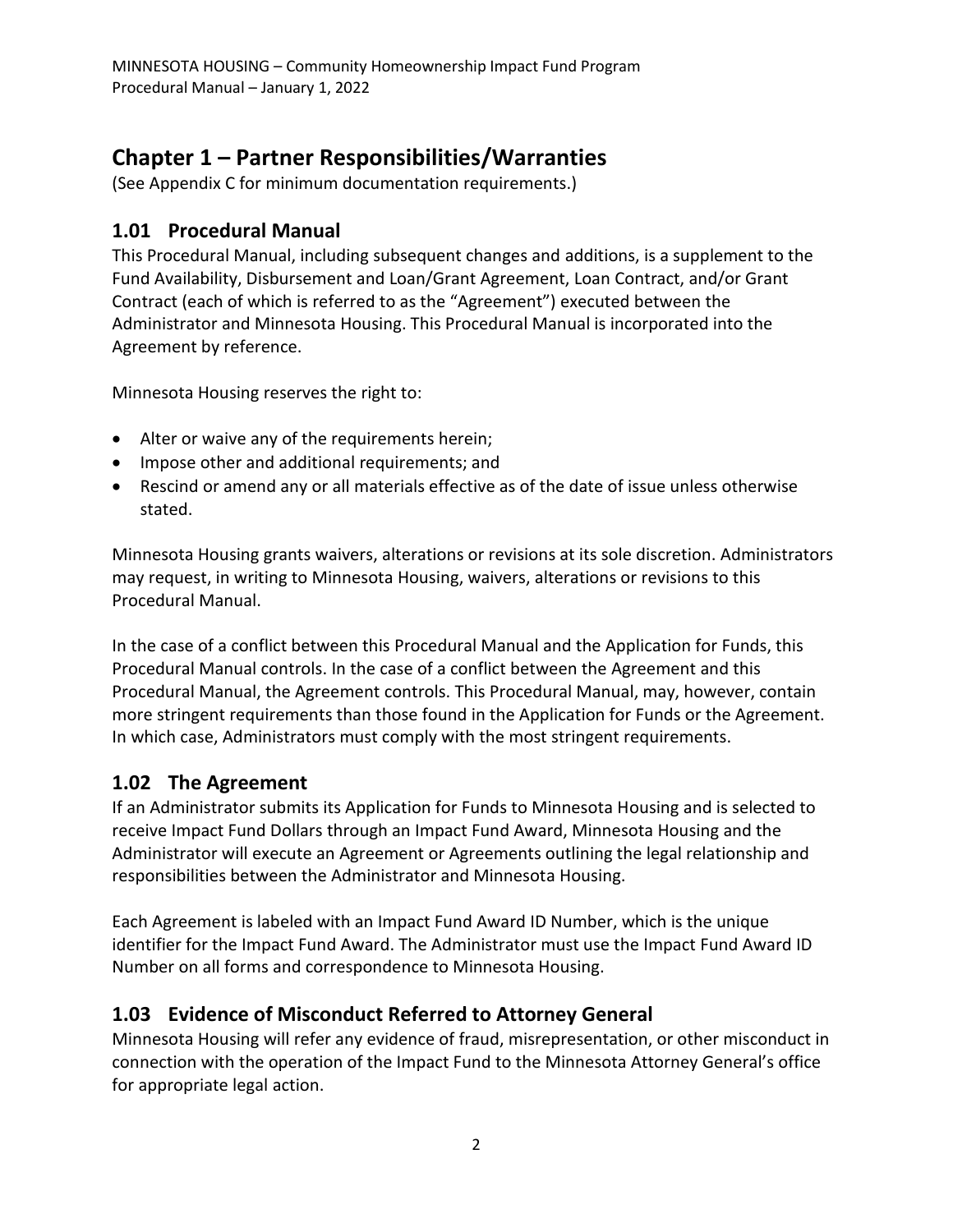# Chapter 1 – Partner Responsibilities/Warranties

(See Appendix C for minimum documentation requirements.)

## 1.01 Procedural Manual

This Procedural Manual, including subsequent changes and additions, is a supplement to the Fund Availability, Disbursement and Loan/Grant Agreement, Loan Contract, and/or Grant Contract (each of which is referred to as the "Agreement") executed between the Administrator and Minnesota Housing. This Procedural Manual is incorporated into the Agreement by reference.

Minnesota Housing reserves the right to:

- Alter or waive any of the requirements herein;
- Impose other and additional requirements; and
- Rescind or amend any or all materials effective as of the date of issue unless otherwise stated.

Minnesota Housing grants waivers, alterations or revisions at its sole discretion. Administrators may request, in writing to Minnesota Housing, waivers, alterations or revisions to this Procedural Manual.

In the case of a conflict between this Procedural Manual and the Application for Funds, this Procedural Manual controls. In the case of a conflict between the Agreement and this Procedural Manual, the Agreement controls. This Procedural Manual, may, however, contain more stringent requirements than those found in the Application for Funds or the Agreement. In which case, Administrators must comply with the most stringent requirements.

## 1.02 The Agreement

If an Administrator submits its Application for Funds to Minnesota Housing and is selected to receive Impact Fund Dollars through an Impact Fund Award, Minnesota Housing and the Administrator will execute an Agreement or Agreements outlining the legal relationship and responsibilities between the Administrator and Minnesota Housing.

Each Agreement is labeled with an Impact Fund Award ID Number, which is the unique identifier for the Impact Fund Award. The Administrator must use the Impact Fund Award ID Number on all forms and correspondence to Minnesota Housing.

## 1.03 Evidence of Misconduct Referred to Attorney General

Minnesota Housing will refer any evidence of fraud, misrepresentation, or other misconduct in connection with the operation of the Impact Fund to the Minnesota Attorney General's office for appropriate legal action.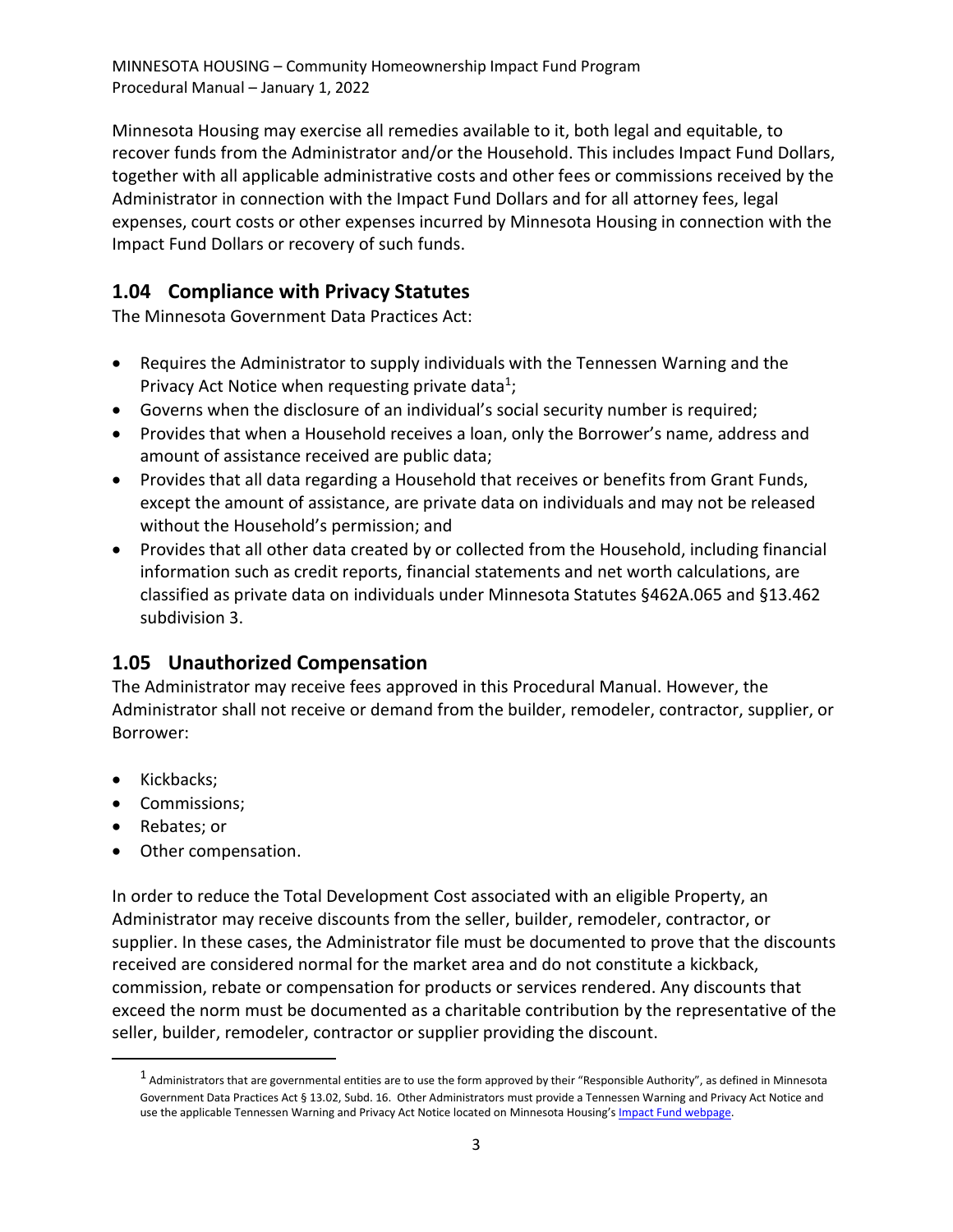Minnesota Housing may exercise all remedies available to it, both legal and equitable, to recover funds from the Administrator and/or the Household. This includes Impact Fund Dollars, together with all applicable administrative costs and other fees or commissions received by the Administrator in connection with the Impact Fund Dollars and for all attorney fees, legal expenses, court costs or other expenses incurred by Minnesota Housing in connection with the Impact Fund Dollars or recovery of such funds.

## 1.04 Compliance with Privacy Statutes

The Minnesota Government Data Practices Act:

- Requires the Administrator to supply individuals with the Tennessen Warning and the Privacy Act Notice when requesting private data[1];
- Governs when the disclosure of an individual's social security number is required;
- Provides that when a Household receives a loan, only the Borrower's name, address and amount of assistance received are public data;
- Provides that all data regarding a Household that receives or benefits from Grant Funds, except the amount of assistance, are private data on individuals and may not be released without the Household's permission; and
- Provides that all other data created by or collected from the Household, including financial information such as credit reports, financial statements and net worth calculations, are classified as private data on individuals under Minnesota Statutes §462A.065 and §13.462 subdivision 3.

## 1.05 Unauthorized Compensation

The Administrator may receive fees approved in this Procedural Manual. However, the Administrator shall not receive or demand from the builder, remodeler, contractor, supplier, or Borrower:

- Kickbacks;
- Commissions;
- Rebates; or
- Other compensation.

In order to reduce the Total Development Cost associated with an eligible Property, an Administrator may receive discounts from the seller, builder, remodeler, contractor, or supplier. In these cases, the Administrator file must be documented to prove that the discounts received are considered normal for the market area and do not constitute a kickback, commission, rebate or compensation for products or services rendered. Any discounts that exceed the norm must be documented as a charitable contribution by the representative of the seller, builder, remodeler, contractor or supplier providing the discount.

---

[1] Administrators that are governmental entities are to use the form approved by their "Responsible Authority", as defined in Minnesota Government Data Practices Act § 13.02, Subd. 16. Other Administrators must provide a Tennessen Warning and Privacy Act Notice and use the applicable Tennessen Warning and Privacy Act Notice located on Minnesota Housing's Impact Fund webpage.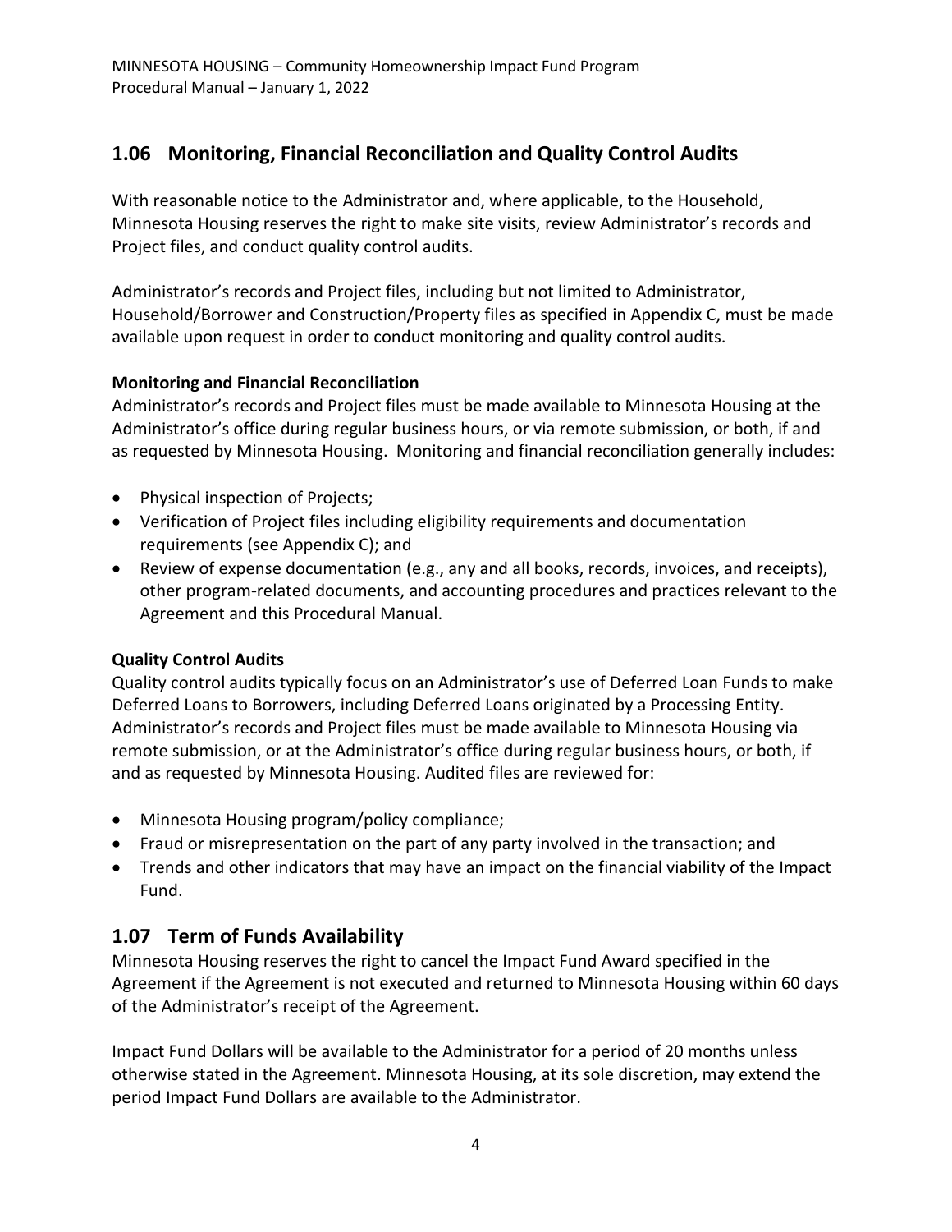## 1.06 Monitoring, Financial Reconciliation and Quality Control Audits

With reasonable notice to the Administrator and, where applicable, to the Household, Minnesota Housing reserves the right to make site visits, review Administrator's records and Project files, and conduct quality control audits.

Administrator's records and Project files, including but not limited to Administrator, Household/Borrower and Construction/Property files as specified in Appendix C, must be made available upon request in order to conduct monitoring and quality control audits.

**Monitoring and Financial Reconciliation**

Administrator's records and Project files must be made available to Minnesota Housing at the Administrator's office during regular business hours, or via remote submission, or both, if and as requested by Minnesota Housing. Monitoring and financial reconciliation generally includes:

- Physical inspection of Projects;
- Verification of Project files including eligibility requirements and documentation requirements (see Appendix C); and
- Review of expense documentation (e.g., any and all books, records, invoices, and receipts), other program-related documents, and accounting procedures and practices relevant to the Agreement and this Procedural Manual.

**Quality Control Audits**

Quality control audits typically focus on an Administrator's use of Deferred Loan Funds to make Deferred Loans to Borrowers, including Deferred Loans originated by a Processing Entity. Administrator's records and Project files must be made available to Minnesota Housing via remote submission, or at the Administrator's office during regular business hours, or both, if and as requested by Minnesota Housing. Audited files are reviewed for:

- Minnesota Housing program/policy compliance;
- Fraud or misrepresentation on the part of any party involved in the transaction; and
- Trends and other indicators that may have an impact on the financial viability of the Impact Fund.

## 1.07 Term of Funds Availability

Minnesota Housing reserves the right to cancel the Impact Fund Award specified in the Agreement if the Agreement is not executed and returned to Minnesota Housing within 60 days of the Administrator's receipt of the Agreement.

Impact Fund Dollars will be available to the Administrator for a period of 20 months unless otherwise stated in the Agreement. Minnesota Housing, at its sole discretion, may extend the period Impact Fund Dollars are available to the Administrator.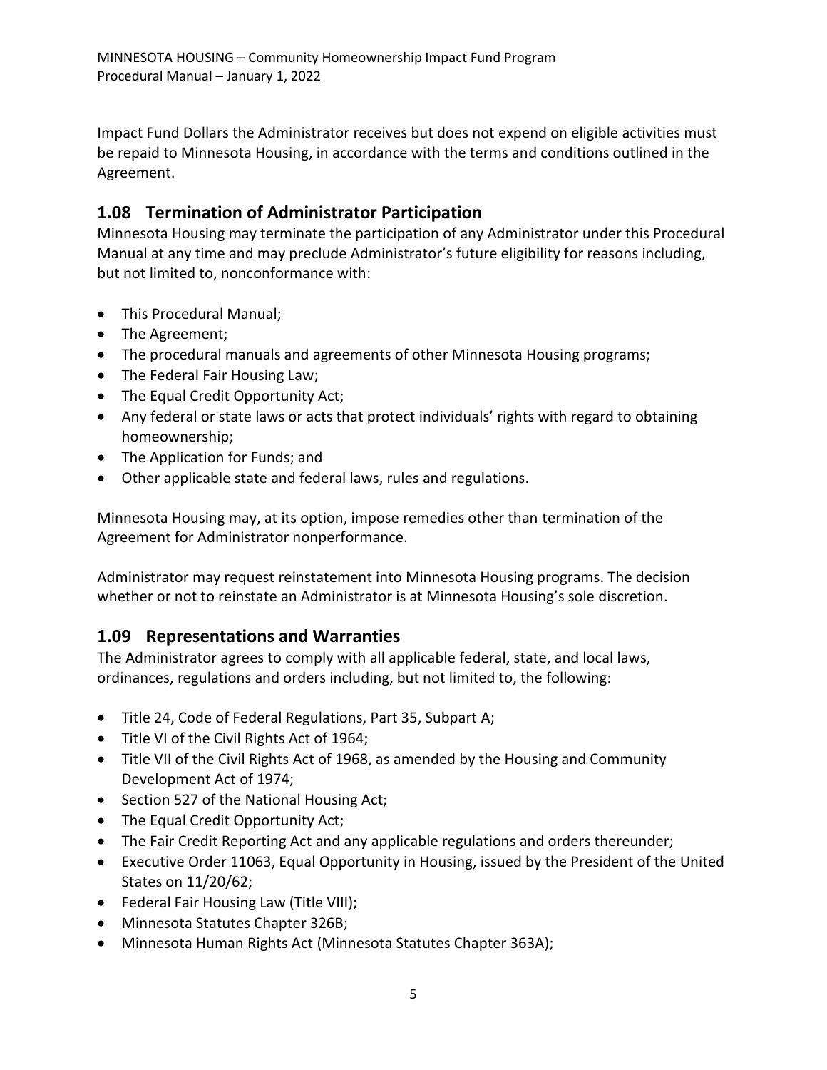Impact Fund Dollars the Administrator receives but does not expend on eligible activities must be repaid to Minnesota Housing, in accordance with the terms and conditions outlined in the Agreement.

## 1.08 Termination of Administrator Participation

Minnesota Housing may terminate the participation of any Administrator under this Procedural Manual at any time and may preclude Administrator's future eligibility for reasons including, but not limited to, nonconformance with:

- This Procedural Manual;
- The Agreement;
- The procedural manuals and agreements of other Minnesota Housing programs;
- The Federal Fair Housing Law;
- The Equal Credit Opportunity Act;
- Any federal or state laws or acts that protect individuals' rights with regard to obtaining homeownership;
- The Application for Funds; and
- Other applicable state and federal laws, rules and regulations.

Minnesota Housing may, at its option, impose remedies other than termination of the Agreement for Administrator nonperformance.

Administrator may request reinstatement into Minnesota Housing programs. The decision whether or not to reinstate an Administrator is at Minnesota Housing's sole discretion.

## 1.09 Representations and Warranties

The Administrator agrees to comply with all applicable federal, state, and local laws, ordinances, regulations and orders including, but not limited to, the following:

- Title 24, Code of Federal Regulations, Part 35, Subpart A;
- Title VI of the Civil Rights Act of 1964;
- Title VII of the Civil Rights Act of 1968, as amended by the Housing and Community Development Act of 1974;
- Section 527 of the National Housing Act;
- The Equal Credit Opportunity Act;
- The Fair Credit Reporting Act and any applicable regulations and orders thereunder;
- Executive Order 11063, Equal Opportunity in Housing, issued by the President of the United States on 11/20/62;
- Federal Fair Housing Law (Title VIII);
- Minnesota Statutes Chapter 326B;
- Minnesota Human Rights Act (Minnesota Statutes Chapter 363A);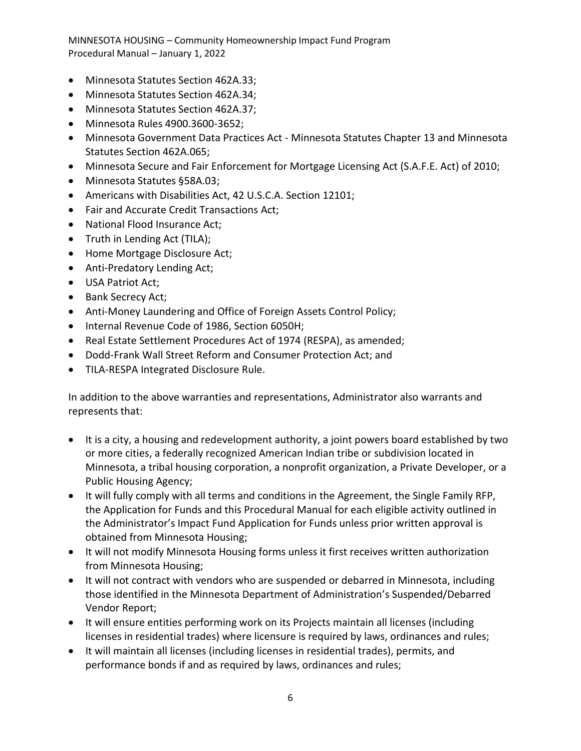- Minnesota Statutes Section 462A.33;
- Minnesota Statutes Section 462A.34;
- Minnesota Statutes Section 462A.37;
- Minnesota Rules 4900.3600-3652;
- Minnesota Government Data Practices Act - Minnesota Statutes Chapter 13 and Minnesota Statutes Section 462A.065;
- Minnesota Secure and Fair Enforcement for Mortgage Licensing Act (S.A.F.E. Act) of 2010;
- Minnesota Statutes §58A.03;
- Americans with Disabilities Act, 42 U.S.C.A. Section 12101;
- Fair and Accurate Credit Transactions Act;
- National Flood Insurance Act;
- Truth in Lending Act (TILA);
- Home Mortgage Disclosure Act;
- Anti-Predatory Lending Act;
- USA Patriot Act;
- Bank Secrecy Act;
- Anti-Money Laundering and Office of Foreign Assets Control Policy;
- Internal Revenue Code of 1986, Section 6050H;
- Real Estate Settlement Procedures Act of 1974 (RESPA), as amended;
- Dodd-Frank Wall Street Reform and Consumer Protection Act; and
- TILA-RESPA Integrated Disclosure Rule.

In addition to the above warranties and representations, Administrator also warrants and represents that:

- It is a city, a housing and redevelopment authority, a joint powers board established by two or more cities, a federally recognized American Indian tribe or subdivision located in Minnesota, a tribal housing corporation, a nonprofit organization, a Private Developer, or a Public Housing Agency;
- It will fully comply with all terms and conditions in the Agreement, the Single Family RFP, the Application for Funds and this Procedural Manual for each eligible activity outlined in the Administrator's Impact Fund Application for Funds unless prior written approval is obtained from Minnesota Housing;
- It will not modify Minnesota Housing forms unless it first receives written authorization from Minnesota Housing;
- It will not contract with vendors who are suspended or debarred in Minnesota, including those identified in the Minnesota Department of Administration's Suspended/Debarred Vendor Report;
- It will ensure entities performing work on its Projects maintain all licenses (including licenses in residential trades) where licensure is required by laws, ordinances and rules;
- It will maintain all licenses (including licenses in residential trades), permits, and performance bonds if and as required by laws, ordinances and rules;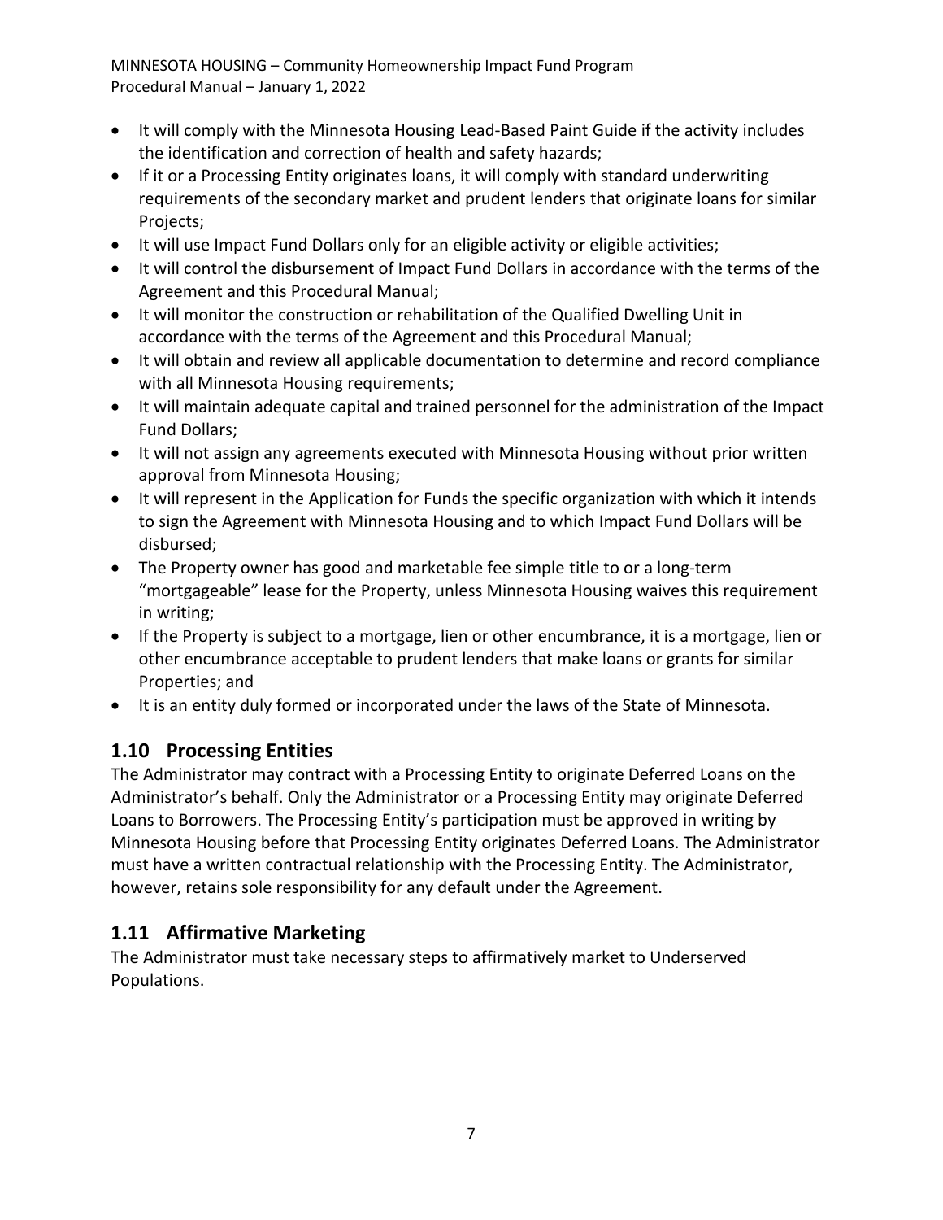- It will comply with the Minnesota Housing Lead-Based Paint Guide if the activity includes the identification and correction of health and safety hazards;
- If it or a Processing Entity originates loans, it will comply with standard underwriting requirements of the secondary market and prudent lenders that originate loans for similar Projects;
- It will use Impact Fund Dollars only for an eligible activity or eligible activities;
- It will control the disbursement of Impact Fund Dollars in accordance with the terms of the Agreement and this Procedural Manual;
- It will monitor the construction or rehabilitation of the Qualified Dwelling Unit in accordance with the terms of the Agreement and this Procedural Manual;
- It will obtain and review all applicable documentation to determine and record compliance with all Minnesota Housing requirements;
- It will maintain adequate capital and trained personnel for the administration of the Impact Fund Dollars;
- It will not assign any agreements executed with Minnesota Housing without prior written approval from Minnesota Housing;
- It will represent in the Application for Funds the specific organization with which it intends to sign the Agreement with Minnesota Housing and to which Impact Fund Dollars will be disbursed;
- The Property owner has good and marketable fee simple title to or a long-term "mortgageable" lease for the Property, unless Minnesota Housing waives this requirement in writing;
- If the Property is subject to a mortgage, lien or other encumbrance, it is a mortgage, lien or other encumbrance acceptable to prudent lenders that make loans or grants for similar Properties; and
- It is an entity duly formed or incorporated under the laws of the State of Minnesota.

## 1.10 Processing Entities

The Administrator may contract with a Processing Entity to originate Deferred Loans on the Administrator's behalf. Only the Administrator or a Processing Entity may originate Deferred Loans to Borrowers. The Processing Entity's participation must be approved in writing by Minnesota Housing before that Processing Entity originates Deferred Loans. The Administrator must have a written contractual relationship with the Processing Entity. The Administrator, however, retains sole responsibility for any default under the Agreement.

## 1.11 Affirmative Marketing

The Administrator must take necessary steps to affirmatively market to Underserved Populations.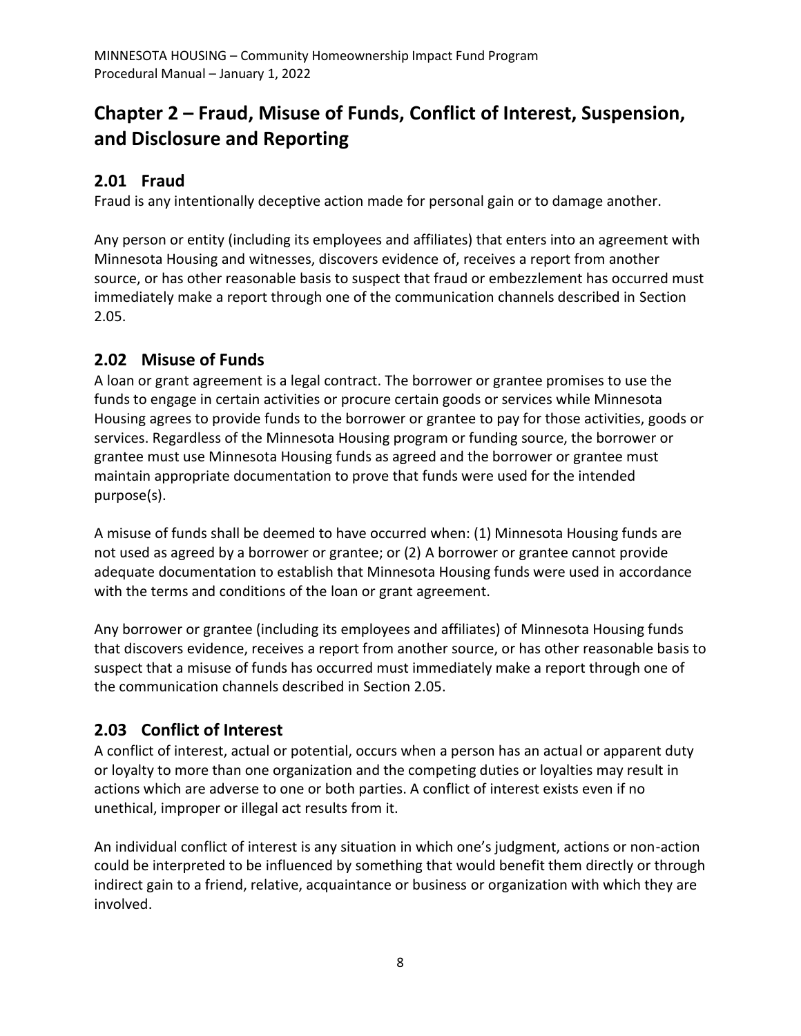# Chapter 2 – Fraud, Misuse of Funds, Conflict of Interest, Suspension, and Disclosure and Reporting

## 2.01 Fraud

Fraud is any intentionally deceptive action made for personal gain or to damage another.

Any person or entity (including its employees and affiliates) that enters into an agreement with Minnesota Housing and witnesses, discovers evidence of, receives a report from another source, or has other reasonable basis to suspect that fraud or embezzlement has occurred must immediately make a report through one of the communication channels described in Section 2.05.

## 2.02 Misuse of Funds

A loan or grant agreement is a legal contract. The borrower or grantee promises to use the funds to engage in certain activities or procure certain goods or services while Minnesota Housing agrees to provide funds to the borrower or grantee to pay for those activities, goods or services. Regardless of the Minnesota Housing program or funding source, the borrower or grantee must use Minnesota Housing funds as agreed and the borrower or grantee must maintain appropriate documentation to prove that funds were used for the intended purpose(s).

A misuse of funds shall be deemed to have occurred when: (1) Minnesota Housing funds are not used as agreed by a borrower or grantee; or (2) A borrower or grantee cannot provide adequate documentation to establish that Minnesota Housing funds were used in accordance with the terms and conditions of the loan or grant agreement.

Any borrower or grantee (including its employees and affiliates) of Minnesota Housing funds that discovers evidence, receives a report from another source, or has other reasonable basis to suspect that a misuse of funds has occurred must immediately make a report through one of the communication channels described in Section 2.05.

## 2.03 Conflict of Interest

A conflict of interest, actual or potential, occurs when a person has an actual or apparent duty or loyalty to more than one organization and the competing duties or loyalties may result in actions which are adverse to one or both parties. A conflict of interest exists even if no unethical, improper or illegal act results from it.

An individual conflict of interest is any situation in which one's judgment, actions or non-action could be interpreted to be influenced by something that would benefit them directly or through indirect gain to a friend, relative, acquaintance or business or organization with which they are involved.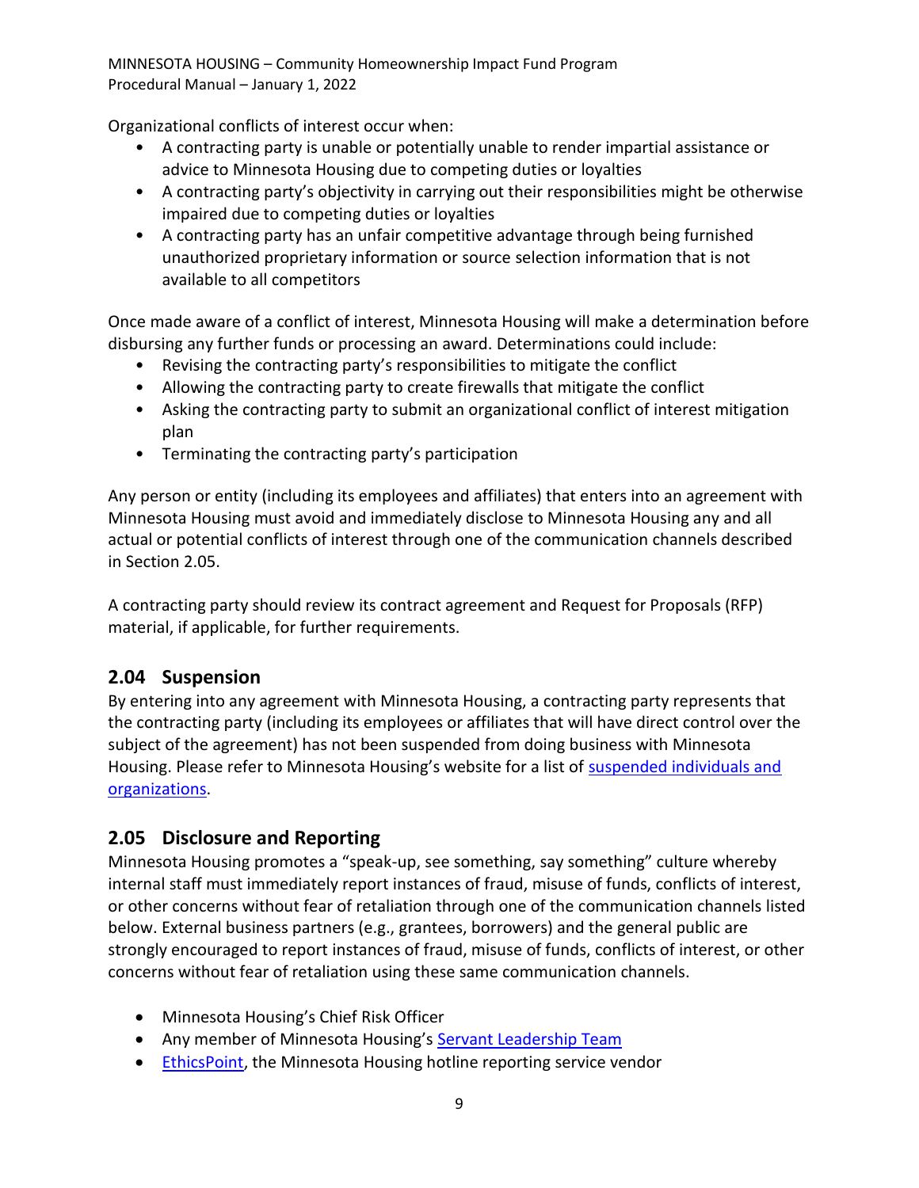Organizational conflicts of interest occur when:

- A contracting party is unable or potentially unable to render impartial assistance or advice to Minnesota Housing due to competing duties or loyalties
- A contracting party's objectivity in carrying out their responsibilities might be otherwise impaired due to competing duties or loyalties
- A contracting party has an unfair competitive advantage through being furnished unauthorized proprietary information or source selection information that is not available to all competitors

Once made aware of a conflict of interest, Minnesota Housing will make a determination before disbursing any further funds or processing an award. Determinations could include:

- Revising the contracting party's responsibilities to mitigate the conflict
- Allowing the contracting party to create firewalls that mitigate the conflict
- Asking the contracting party to submit an organizational conflict of interest mitigation plan
- Terminating the contracting party's participation

Any person or entity (including its employees and affiliates) that enters into an agreement with Minnesota Housing must avoid and immediately disclose to Minnesota Housing any and all actual or potential conflicts of interest through one of the communication channels described in Section 2.05.

A contracting party should review its contract agreement and Request for Proposals (RFP) material, if applicable, for further requirements.

## 2.04 Suspension

By entering into any agreement with Minnesota Housing, a contracting party represents that the contracting party (including its employees or affiliates that will have direct control over the subject of the agreement) has not been suspended from doing business with Minnesota Housing. Please refer to Minnesota Housing's website for a list of suspended individuals and organizations.

## 2.05 Disclosure and Reporting

Minnesota Housing promotes a "speak-up, see something, say something" culture whereby internal staff must immediately report instances of fraud, misuse of funds, conflicts of interest, or other concerns without fear of retaliation through one of the communication channels listed below. External business partners (e.g., grantees, borrowers) and the general public are strongly encouraged to report instances of fraud, misuse of funds, conflicts of interest, or other concerns without fear of retaliation using these same communication channels.

- Minnesota Housing's Chief Risk Officer
- Any member of Minnesota Housing's Servant Leadership Team
- EthicsPoint, the Minnesota Housing hotline reporting service vendor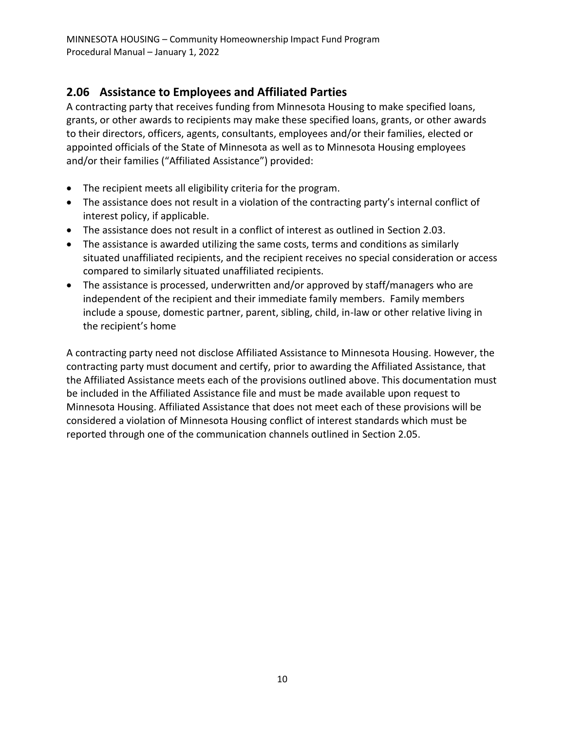## 2.06 Assistance to Employees and Affiliated Parties

A contracting party that receives funding from Minnesota Housing to make specified loans, grants, or other awards to recipients may make these specified loans, grants, or other awards to their directors, officers, agents, consultants, employees and/or their families, elected or appointed officials of the State of Minnesota as well as to Minnesota Housing employees and/or their families ("Affiliated Assistance") provided:

- The recipient meets all eligibility criteria for the program.
- The assistance does not result in a violation of the contracting party's internal conflict of interest policy, if applicable.
- The assistance does not result in a conflict of interest as outlined in Section 2.03.
- The assistance is awarded utilizing the same costs, terms and conditions as similarly situated unaffiliated recipients, and the recipient receives no special consideration or access compared to similarly situated unaffiliated recipients.
- The assistance is processed, underwritten and/or approved by staff/managers who are independent of the recipient and their immediate family members. Family members include a spouse, domestic partner, parent, sibling, child, in-law or other relative living in the recipient's home

A contracting party need not disclose Affiliated Assistance to Minnesota Housing. However, the contracting party must document and certify, prior to awarding the Affiliated Assistance, that the Affiliated Assistance meets each of the provisions outlined above. This documentation must be included in the Affiliated Assistance file and must be made available upon request to Minnesota Housing. Affiliated Assistance that does not meet each of these provisions will be considered a violation of Minnesota Housing conflict of interest standards which must be reported through one of the communication channels outlined in Section 2.05.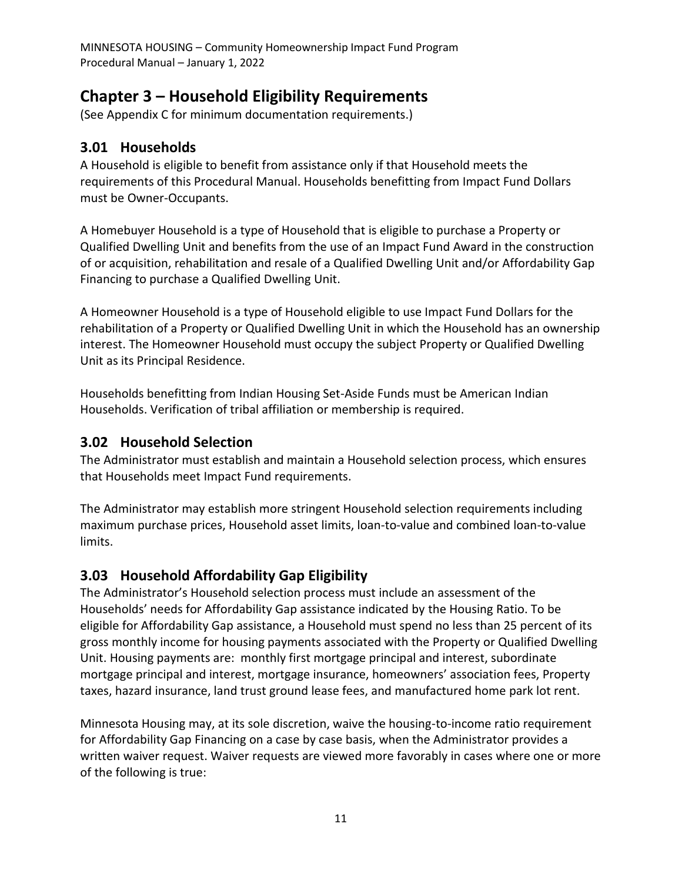# Chapter 3 – Household Eligibility Requirements

(See Appendix C for minimum documentation requirements.)

## 3.01 Households

A Household is eligible to benefit from assistance only if that Household meets the requirements of this Procedural Manual. Households benefitting from Impact Fund Dollars must be Owner-Occupants.

A Homebuyer Household is a type of Household that is eligible to purchase a Property or Qualified Dwelling Unit and benefits from the use of an Impact Fund Award in the construction of or acquisition, rehabilitation and resale of a Qualified Dwelling Unit and/or Affordability Gap Financing to purchase a Qualified Dwelling Unit.

A Homeowner Household is a type of Household eligible to use Impact Fund Dollars for the rehabilitation of a Property or Qualified Dwelling Unit in which the Household has an ownership interest. The Homeowner Household must occupy the subject Property or Qualified Dwelling Unit as its Principal Residence.

Households benefitting from Indian Housing Set-Aside Funds must be American Indian Households. Verification of tribal affiliation or membership is required.

## 3.02 Household Selection

The Administrator must establish and maintain a Household selection process, which ensures that Households meet Impact Fund requirements.

The Administrator may establish more stringent Household selection requirements including maximum purchase prices, Household asset limits, loan-to-value and combined loan-to-value limits.

## 3.03 Household Affordability Gap Eligibility

The Administrator's Household selection process must include an assessment of the Households' needs for Affordability Gap assistance indicated by the Housing Ratio. To be eligible for Affordability Gap assistance, a Household must spend no less than 25 percent of its gross monthly income for housing payments associated with the Property or Qualified Dwelling Unit. Housing payments are: monthly first mortgage principal and interest, subordinate mortgage principal and interest, mortgage insurance, homeowners' association fees, Property taxes, hazard insurance, land trust ground lease fees, and manufactured home park lot rent.

Minnesota Housing may, at its sole discretion, waive the housing-to-income ratio requirement for Affordability Gap Financing on a case by case basis, when the Administrator provides a written waiver request. Waiver requests are viewed more favorably in cases where one or more of the following is true: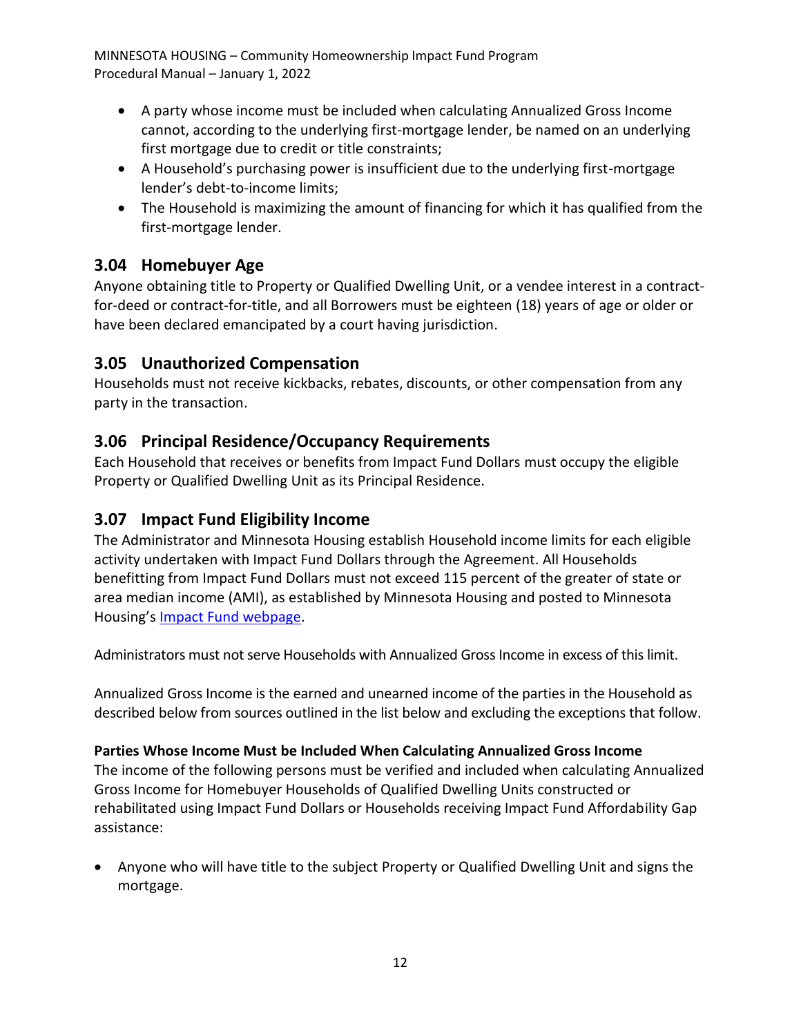- A party whose income must be included when calculating Annualized Gross Income cannot, according to the underlying first-mortgage lender, be named on an underlying first mortgage due to credit or title constraints;
- A Household's purchasing power is insufficient due to the underlying first-mortgage lender's debt-to-income limits;
- The Household is maximizing the amount of financing for which it has qualified from the first-mortgage lender.

## 3.04 Homebuyer Age

Anyone obtaining title to Property or Qualified Dwelling Unit, or a vendee interest in a contract-for-deed or contract-for-title, and all Borrowers must be eighteen (18) years of age or older or have been declared emancipated by a court having jurisdiction.

## 3.05 Unauthorized Compensation

Households must not receive kickbacks, rebates, discounts, or other compensation from any party in the transaction.

## 3.06 Principal Residence/Occupancy Requirements

Each Household that receives or benefits from Impact Fund Dollars must occupy the eligible Property or Qualified Dwelling Unit as its Principal Residence.

## 3.07 Impact Fund Eligibility Income

The Administrator and Minnesota Housing establish Household income limits for each eligible activity undertaken with Impact Fund Dollars through the Agreement. All Households benefitting from Impact Fund Dollars must not exceed 115 percent of the greater of state or area median income (AMI), as established by Minnesota Housing and posted to Minnesota Housing's [Impact Fund webpage](#).

Administrators must not serve Households with Annualized Gross Income in excess of this limit.

Annualized Gross Income is the earned and unearned income of the parties in the Household as described below from sources outlined in the list below and excluding the exceptions that follow.

**Parties Whose Income Must be Included When Calculating Annualized Gross Income**

The income of the following persons must be verified and included when calculating Annualized Gross Income for Homebuyer Households of Qualified Dwelling Units constructed or rehabilitated using Impact Fund Dollars or Households receiving Impact Fund Affordability Gap assistance:

- Anyone who will have title to the subject Property or Qualified Dwelling Unit and signs the mortgage.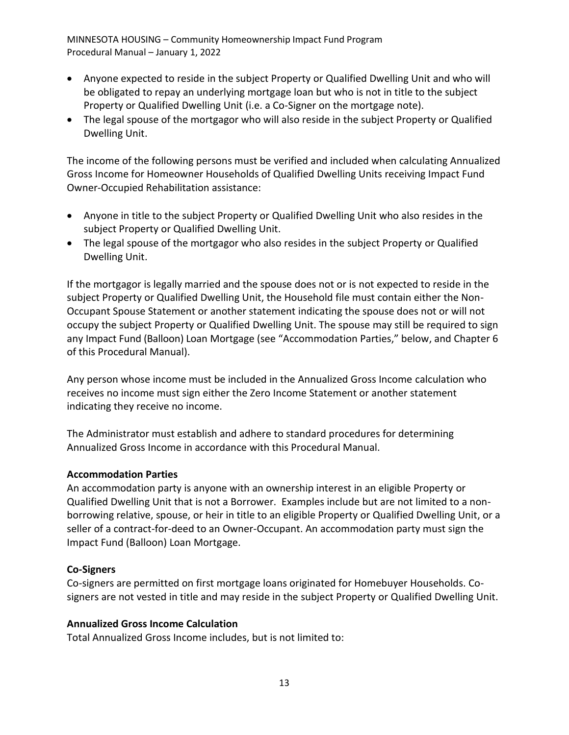- Anyone expected to reside in the subject Property or Qualified Dwelling Unit and who will be obligated to repay an underlying mortgage loan but who is not in title to the subject Property or Qualified Dwelling Unit (i.e. a Co-Signer on the mortgage note).
- The legal spouse of the mortgagor who will also reside in the subject Property or Qualified Dwelling Unit.

The income of the following persons must be verified and included when calculating Annualized Gross Income for Homeowner Households of Qualified Dwelling Units receiving Impact Fund Owner-Occupied Rehabilitation assistance:

- Anyone in title to the subject Property or Qualified Dwelling Unit who also resides in the subject Property or Qualified Dwelling Unit.
- The legal spouse of the mortgagor who also resides in the subject Property or Qualified Dwelling Unit.

If the mortgagor is legally married and the spouse does not or is not expected to reside in the subject Property or Qualified Dwelling Unit, the Household file must contain either the Non-Occupant Spouse Statement or another statement indicating the spouse does not or will not occupy the subject Property or Qualified Dwelling Unit. The spouse may still be required to sign any Impact Fund (Balloon) Loan Mortgage (see "Accommodation Parties," below, and Chapter 6 of this Procedural Manual).

Any person whose income must be included in the Annualized Gross Income calculation who receives no income must sign either the Zero Income Statement or another statement indicating they receive no income.

The Administrator must establish and adhere to standard procedures for determining Annualized Gross Income in accordance with this Procedural Manual.

**Accommodation Parties**

An accommodation party is anyone with an ownership interest in an eligible Property or Qualified Dwelling Unit that is not a Borrower. Examples include but are not limited to a non-borrowing relative, spouse, or heir in title to an eligible Property or Qualified Dwelling Unit, or a seller of a contract-for-deed to an Owner-Occupant. An accommodation party must sign the Impact Fund (Balloon) Loan Mortgage.

**Co-Signers**

Co-signers are permitted on first mortgage loans originated for Homebuyer Households. Co-signers are not vested in title and may reside in the subject Property or Qualified Dwelling Unit.

**Annualized Gross Income Calculation**

Total Annualized Gross Income includes, but is not limited to: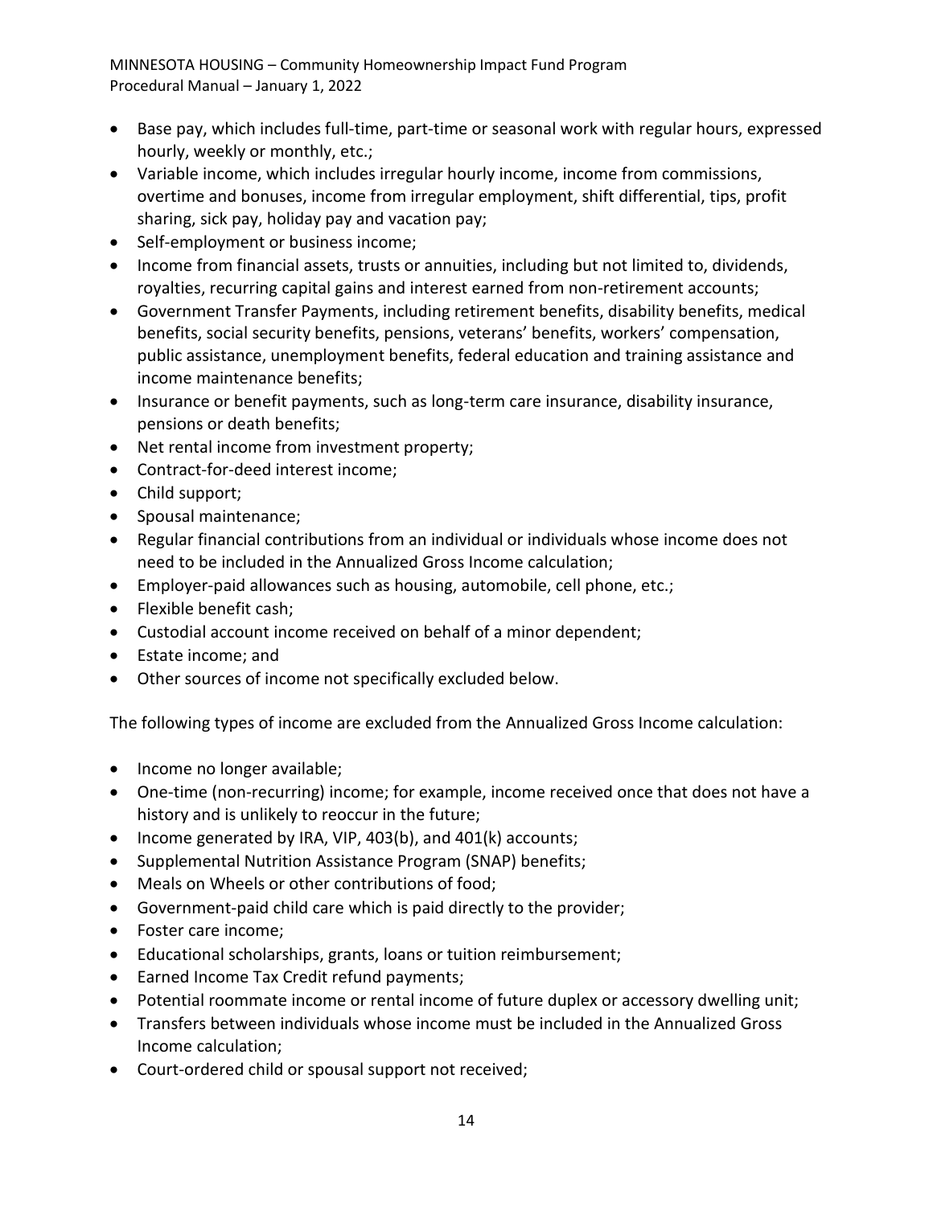- Base pay, which includes full-time, part-time or seasonal work with regular hours, expressed hourly, weekly or monthly, etc.;
- Variable income, which includes irregular hourly income, income from commissions, overtime and bonuses, income from irregular employment, shift differential, tips, profit sharing, sick pay, holiday pay and vacation pay;
- Self-employment or business income;
- Income from financial assets, trusts or annuities, including but not limited to, dividends, royalties, recurring capital gains and interest earned from non-retirement accounts;
- Government Transfer Payments, including retirement benefits, disability benefits, medical benefits, social security benefits, pensions, veterans' benefits, workers' compensation, public assistance, unemployment benefits, federal education and training assistance and income maintenance benefits;
- Insurance or benefit payments, such as long-term care insurance, disability insurance, pensions or death benefits;
- Net rental income from investment property;
- Contract-for-deed interest income;
- Child support;
- Spousal maintenance;
- Regular financial contributions from an individual or individuals whose income does not need to be included in the Annualized Gross Income calculation;
- Employer-paid allowances such as housing, automobile, cell phone, etc.;
- Flexible benefit cash;
- Custodial account income received on behalf of a minor dependent;
- Estate income; and
- Other sources of income not specifically excluded below.

The following types of income are excluded from the Annualized Gross Income calculation:

- Income no longer available;
- One-time (non-recurring) income; for example, income received once that does not have a history and is unlikely to reoccur in the future;
- Income generated by IRA, VIP, 403(b), and 401(k) accounts;
- Supplemental Nutrition Assistance Program (SNAP) benefits;
- Meals on Wheels or other contributions of food;
- Government-paid child care which is paid directly to the provider;
- Foster care income;
- Educational scholarships, grants, loans or tuition reimbursement;
- Earned Income Tax Credit refund payments;
- Potential roommate income or rental income of future duplex or accessory dwelling unit;
- Transfers between individuals whose income must be included in the Annualized Gross Income calculation;
- Court-ordered child or spousal support not received;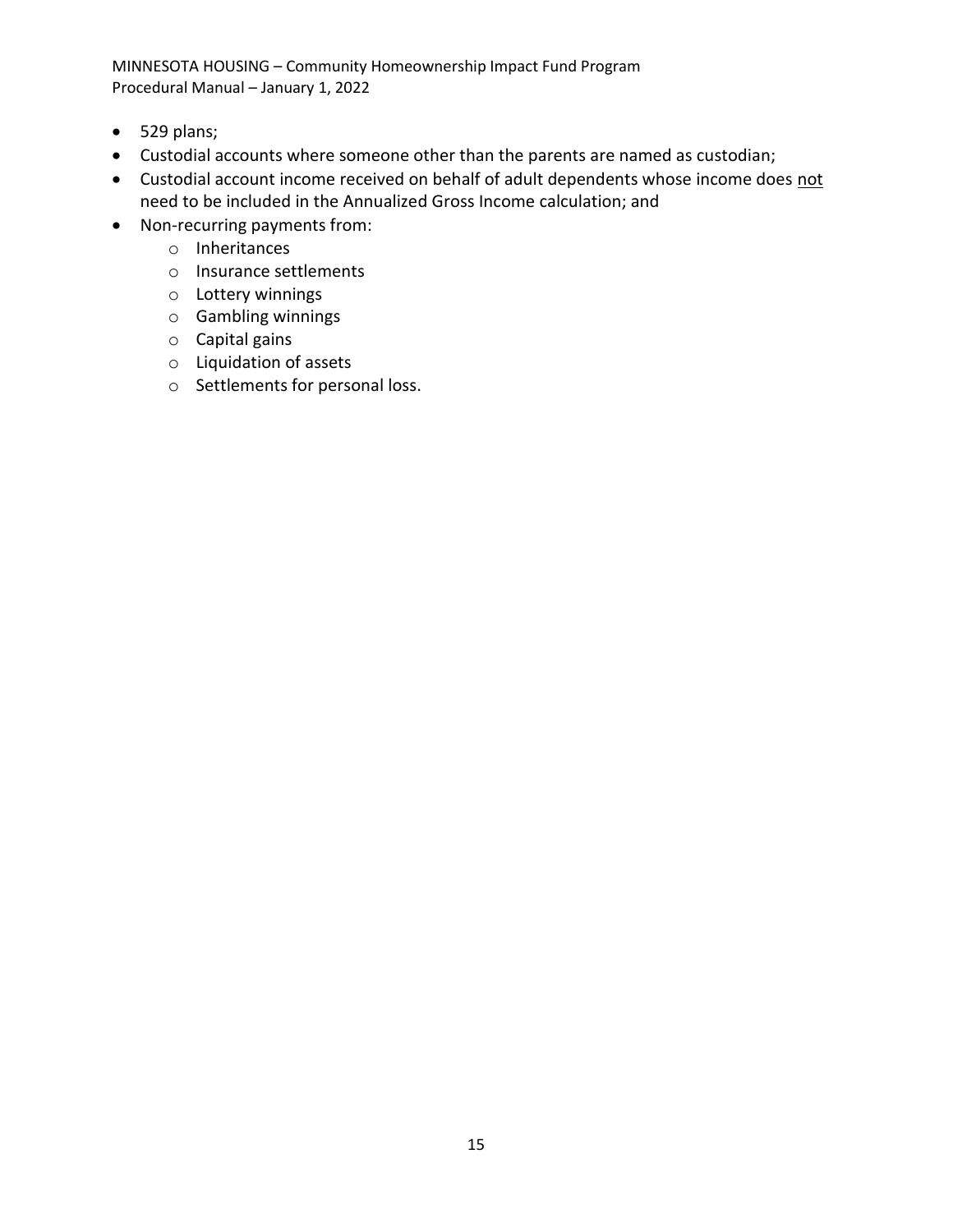- 529 plans;
- Custodial accounts where someone other than the parents are named as custodian;
- Custodial account income received on behalf of adult dependents whose income does <u>not</u> need to be included in the Annualized Gross Income calculation; and
- Non-recurring payments from:
    - Inheritances
    - Insurance settlements
    - Lottery winnings
    - Gambling winnings
    - Capital gains
    - Liquidation of assets
    - Settlements for personal loss.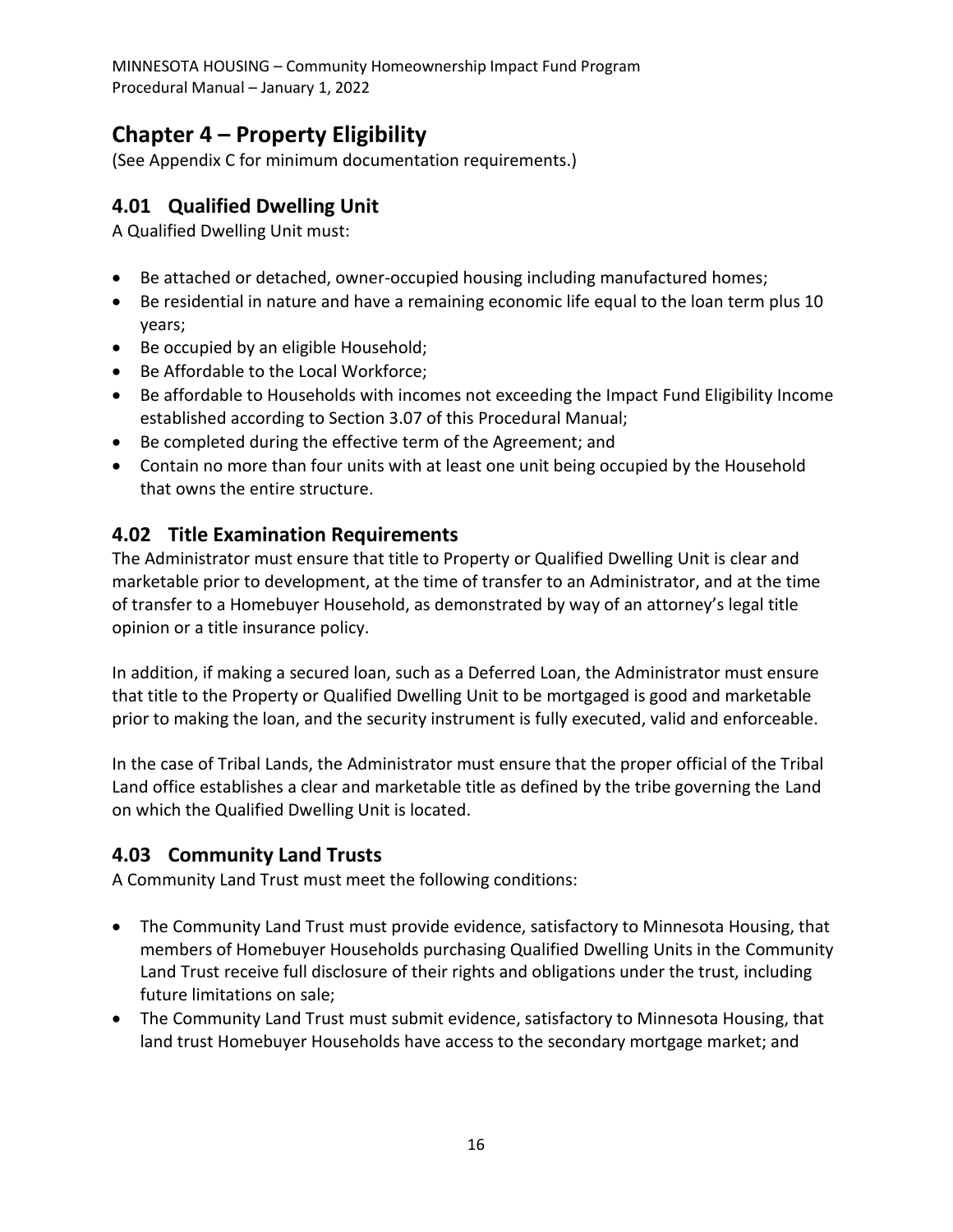# Chapter 4 – Property Eligibility

(See Appendix C for minimum documentation requirements.)

## 4.01 Qualified Dwelling Unit

A Qualified Dwelling Unit must:

- Be attached or detached, owner-occupied housing including manufactured homes;
- Be residential in nature and have a remaining economic life equal to the loan term plus 10 years;
- Be occupied by an eligible Household;
- Be Affordable to the Local Workforce;
- Be affordable to Households with incomes not exceeding the Impact Fund Eligibility Income established according to Section 3.07 of this Procedural Manual;
- Be completed during the effective term of the Agreement; and
- Contain no more than four units with at least one unit being occupied by the Household that owns the entire structure.

## 4.02 Title Examination Requirements

The Administrator must ensure that title to Property or Qualified Dwelling Unit is clear and marketable prior to development, at the time of transfer to an Administrator, and at the time of transfer to a Homebuyer Household, as demonstrated by way of an attorney's legal title opinion or a title insurance policy.

In addition, if making a secured loan, such as a Deferred Loan, the Administrator must ensure that title to the Property or Qualified Dwelling Unit to be mortgaged is good and marketable prior to making the loan, and the security instrument is fully executed, valid and enforceable.

In the case of Tribal Lands, the Administrator must ensure that the proper official of the Tribal Land office establishes a clear and marketable title as defined by the tribe governing the Land on which the Qualified Dwelling Unit is located.

## 4.03 Community Land Trusts

A Community Land Trust must meet the following conditions:

- The Community Land Trust must provide evidence, satisfactory to Minnesota Housing, that members of Homebuyer Households purchasing Qualified Dwelling Units in the Community Land Trust receive full disclosure of their rights and obligations under the trust, including future limitations on sale;
- The Community Land Trust must submit evidence, satisfactory to Minnesota Housing, that land trust Homebuyer Households have access to the secondary mortgage market; and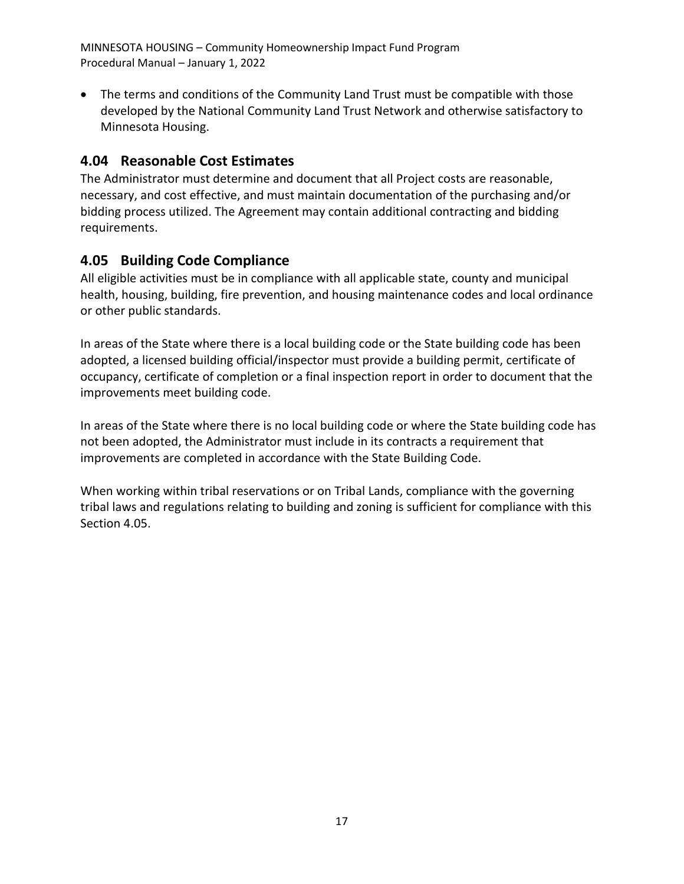- The terms and conditions of the Community Land Trust must be compatible with those developed by the National Community Land Trust Network and otherwise satisfactory to Minnesota Housing.

## 4.04 Reasonable Cost Estimates

The Administrator must determine and document that all Project costs are reasonable, necessary, and cost effective, and must maintain documentation of the purchasing and/or bidding process utilized. The Agreement may contain additional contracting and bidding requirements.

## 4.05 Building Code Compliance

All eligible activities must be in compliance with all applicable state, county and municipal health, housing, building, fire prevention, and housing maintenance codes and local ordinance or other public standards.

In areas of the State where there is a local building code or the State building code has been adopted, a licensed building official/inspector must provide a building permit, certificate of occupancy, certificate of completion or a final inspection report in order to document that the improvements meet building code.

In areas of the State where there is no local building code or where the State building code has not been adopted, the Administrator must include in its contracts a requirement that improvements are completed in accordance with the State Building Code.

When working within tribal reservations or on Tribal Lands, compliance with the governing tribal laws and regulations relating to building and zoning is sufficient for compliance with this Section 4.05.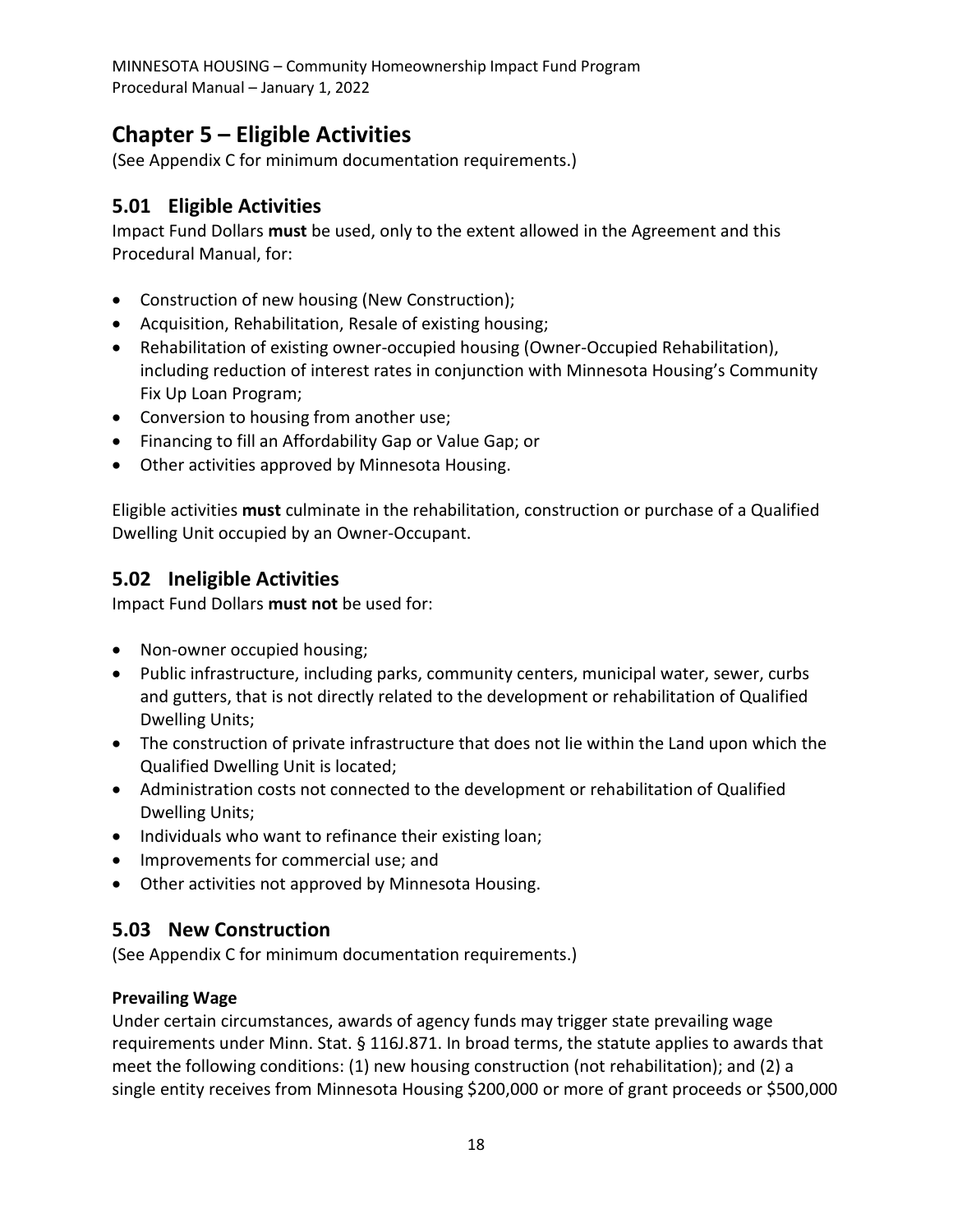# Chapter 5 – Eligible Activities

(See Appendix C for minimum documentation requirements.)

## 5.01 Eligible Activities

Impact Fund Dollars **must** be used, only to the extent allowed in the Agreement and this Procedural Manual, for:

- Construction of new housing (New Construction);
- Acquisition, Rehabilitation, Resale of existing housing;
- Rehabilitation of existing owner-occupied housing (Owner-Occupied Rehabilitation), including reduction of interest rates in conjunction with Minnesota Housing's Community Fix Up Loan Program;
- Conversion to housing from another use;
- Financing to fill an Affordability Gap or Value Gap; or
- Other activities approved by Minnesota Housing.

Eligible activities **must** culminate in the rehabilitation, construction or purchase of a Qualified Dwelling Unit occupied by an Owner-Occupant.

## 5.02 Ineligible Activities

Impact Fund Dollars **must not** be used for:

- Non-owner occupied housing;
- Public infrastructure, including parks, community centers, municipal water, sewer, curbs and gutters, that is not directly related to the development or rehabilitation of Qualified Dwelling Units;
- The construction of private infrastructure that does not lie within the Land upon which the Qualified Dwelling Unit is located;
- Administration costs not connected to the development or rehabilitation of Qualified Dwelling Units;
- Individuals who want to refinance their existing loan;
- Improvements for commercial use; and
- Other activities not approved by Minnesota Housing.

## 5.03 New Construction

(See Appendix C for minimum documentation requirements.)

**Prevailing Wage**

Under certain circumstances, awards of agency funds may trigger state prevailing wage requirements under Minn. Stat. § 116J.871. In broad terms, the statute applies to awards that meet the following conditions: (1) new housing construction (not rehabilitation); and (2) a single entity receives from Minnesota Housing $200,000 or more of grant proceeds or $500,000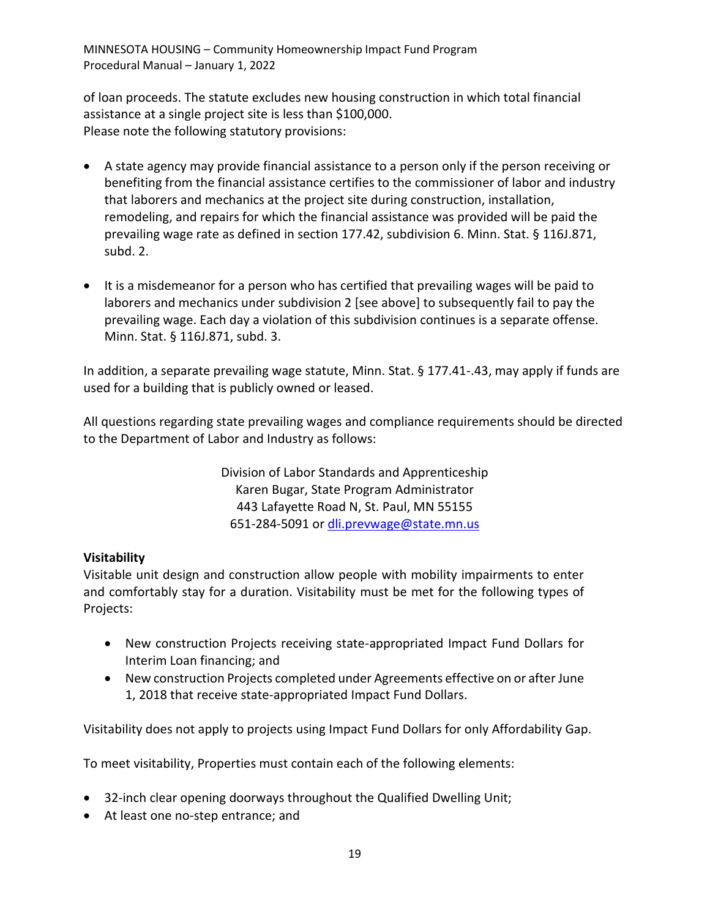of loan proceeds. The statute excludes new housing construction in which total financial assistance at a single project site is less than $100,000.
Please note the following statutory provisions:

- A state agency may provide financial assistance to a person only if the person receiving or benefiting from the financial assistance certifies to the commissioner of labor and industry that laborers and mechanics at the project site during construction, installation, remodeling, and repairs for which the financial assistance was provided will be paid the prevailing wage rate as defined in section 177.42, subdivision 6. Minn. Stat. § 116J.871, subd. 2.

- It is a misdemeanor for a person who has certified that prevailing wages will be paid to laborers and mechanics under subdivision 2 [see above] to subsequently fail to pay the prevailing wage. Each day a violation of this subdivision continues is a separate offense. Minn. Stat. § 116J.871, subd. 3.

In addition, a separate prevailing wage statute, Minn. Stat. § 177.41-.43, may apply if funds are used for a building that is publicly owned or leased.

All questions regarding state prevailing wages and compliance requirements should be directed to the Department of Labor and Industry as follows:

Division of Labor Standards and Apprenticeship
Karen Bugar, State Program Administrator
443 Lafayette Road N, St. Paul, MN 55155
651-284-5091 or [dli.prevwage@state.mn.us](mailto:dli.prevwage@state.mn.us)

**Visitability**

Visitable unit design and construction allow people with mobility impairments to enter and comfortably stay for a duration. Visitability must be met for the following types of Projects:

- New construction Projects receiving state-appropriated Impact Fund Dollars for Interim Loan financing; and
- New construction Projects completed under Agreements effective on or after June 1, 2018 that receive state-appropriated Impact Fund Dollars.

Visitability does not apply to projects using Impact Fund Dollars for only Affordability Gap.

To meet visitability, Properties must contain each of the following elements:

- 32-inch clear opening doorways throughout the Qualified Dwelling Unit;
- At least one no-step entrance; and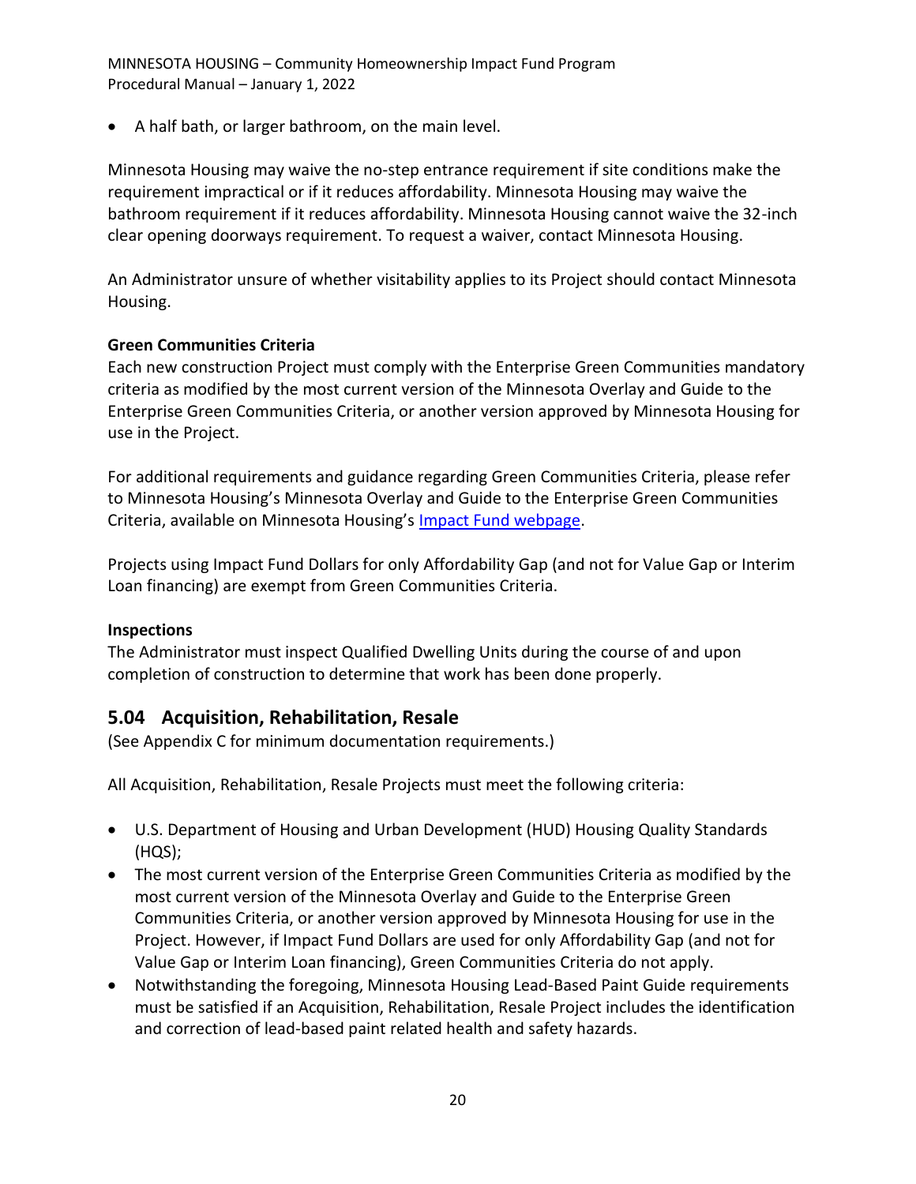- A half bath, or larger bathroom, on the main level.

Minnesota Housing may waive the no-step entrance requirement if site conditions make the requirement impractical or if it reduces affordability. Minnesota Housing may waive the bathroom requirement if it reduces affordability. Minnesota Housing cannot waive the 32-inch clear opening doorways requirement. To request a waiver, contact Minnesota Housing.

An Administrator unsure of whether visitability applies to its Project should contact Minnesota Housing.

**Green Communities Criteria**

Each new construction Project must comply with the Enterprise Green Communities mandatory criteria as modified by the most current version of the Minnesota Overlay and Guide to the Enterprise Green Communities Criteria, or another version approved by Minnesota Housing for use in the Project.

For additional requirements and guidance regarding Green Communities Criteria, please refer to Minnesota Housing's Minnesota Overlay and Guide to the Enterprise Green Communities Criteria, available on Minnesota Housing's [Impact Fund webpage](Impact Fund webpage).

Projects using Impact Fund Dollars for only Affordability Gap (and not for Value Gap or Interim Loan financing) are exempt from Green Communities Criteria.

**Inspections**

The Administrator must inspect Qualified Dwelling Units during the course of and upon completion of construction to determine that work has been done properly.

## 5.04 Acquisition, Rehabilitation, Resale

(See Appendix C for minimum documentation requirements.)

All Acquisition, Rehabilitation, Resale Projects must meet the following criteria:

- U.S. Department of Housing and Urban Development (HUD) Housing Quality Standards (HQS);
- The most current version of the Enterprise Green Communities Criteria as modified by the most current version of the Minnesota Overlay and Guide to the Enterprise Green Communities Criteria, or another version approved by Minnesota Housing for use in the Project. However, if Impact Fund Dollars are used for only Affordability Gap (and not for Value Gap or Interim Loan financing), Green Communities Criteria do not apply.
- Notwithstanding the foregoing, Minnesota Housing Lead-Based Paint Guide requirements must be satisfied if an Acquisition, Rehabilitation, Resale Project includes the identification and correction of lead-based paint related health and safety hazards.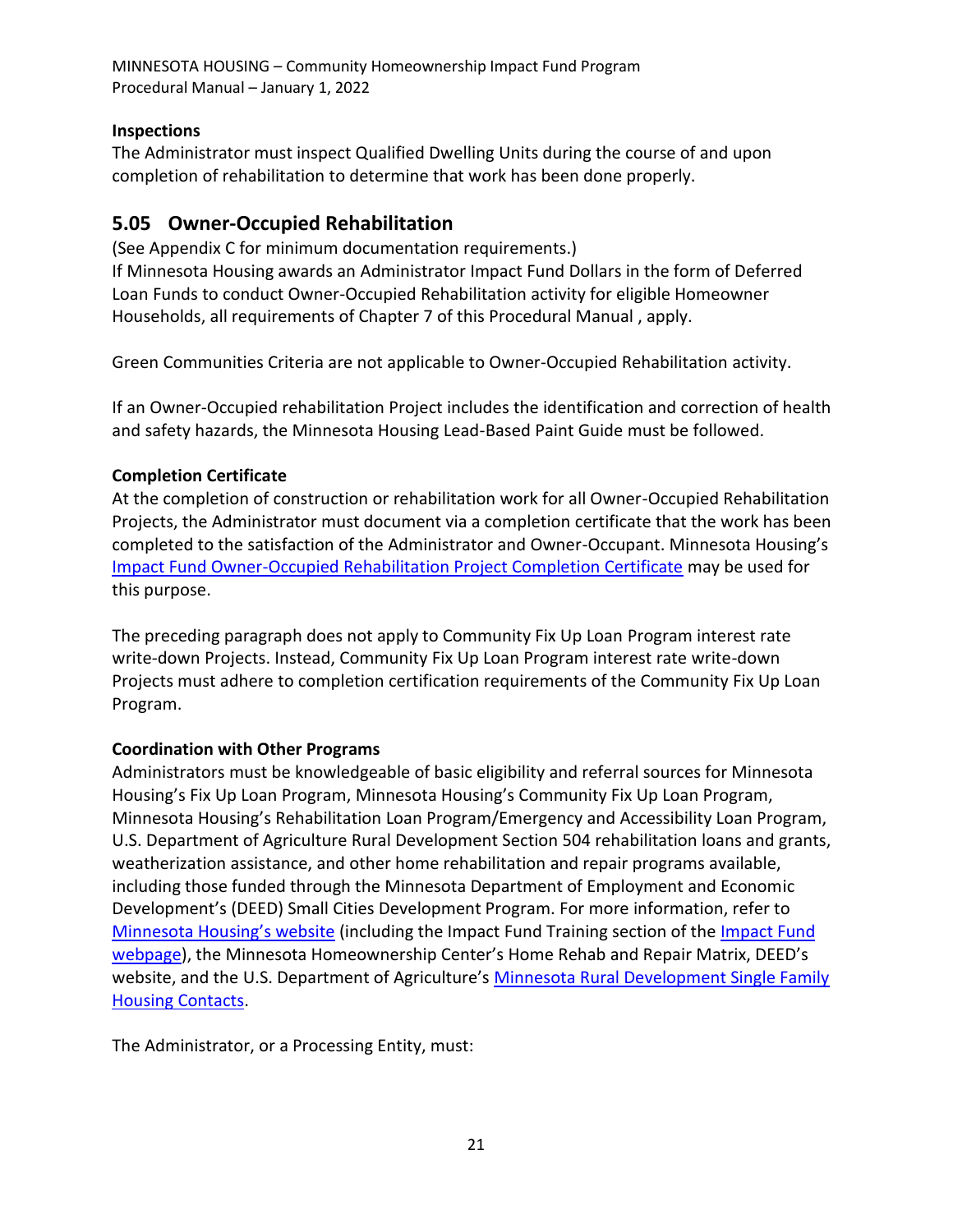**Inspections**

The Administrator must inspect Qualified Dwelling Units during the course of and upon completion of rehabilitation to determine that work has been done properly.

## 5.05 Owner-Occupied Rehabilitation

(See Appendix C for minimum documentation requirements.)

If Minnesota Housing awards an Administrator Impact Fund Dollars in the form of Deferred Loan Funds to conduct Owner-Occupied Rehabilitation activity for eligible Homeowner Households, all requirements of Chapter 7 of this Procedural Manual , apply.

Green Communities Criteria are not applicable to Owner-Occupied Rehabilitation activity.

If an Owner-Occupied rehabilitation Project includes the identification and correction of health and safety hazards, the Minnesota Housing Lead-Based Paint Guide must be followed.

**Completion Certificate**

At the completion of construction or rehabilitation work for all Owner-Occupied Rehabilitation Projects, the Administrator must document via a completion certificate that the work has been completed to the satisfaction of the Administrator and Owner-Occupant. Minnesota Housing's Impact Fund Owner-Occupied Rehabilitation Project Completion Certificate may be used for this purpose.

The preceding paragraph does not apply to Community Fix Up Loan Program interest rate write-down Projects. Instead, Community Fix Up Loan Program interest rate write-down Projects must adhere to completion certification requirements of the Community Fix Up Loan Program.

**Coordination with Other Programs**

Administrators must be knowledgeable of basic eligibility and referral sources for Minnesota Housing's Fix Up Loan Program, Minnesota Housing's Community Fix Up Loan Program, Minnesota Housing's Rehabilitation Loan Program/Emergency and Accessibility Loan Program, U.S. Department of Agriculture Rural Development Section 504 rehabilitation loans and grants, weatherization assistance, and other home rehabilitation and repair programs available, including those funded through the Minnesota Department of Employment and Economic Development's (DEED) Small Cities Development Program. For more information, refer to Minnesota Housing's website (including the Impact Fund Training section of the Impact Fund webpage), the Minnesota Homeownership Center's Home Rehab and Repair Matrix, DEED's website, and the U.S. Department of Agriculture's Minnesota Rural Development Single Family Housing Contacts.

The Administrator, or a Processing Entity, must: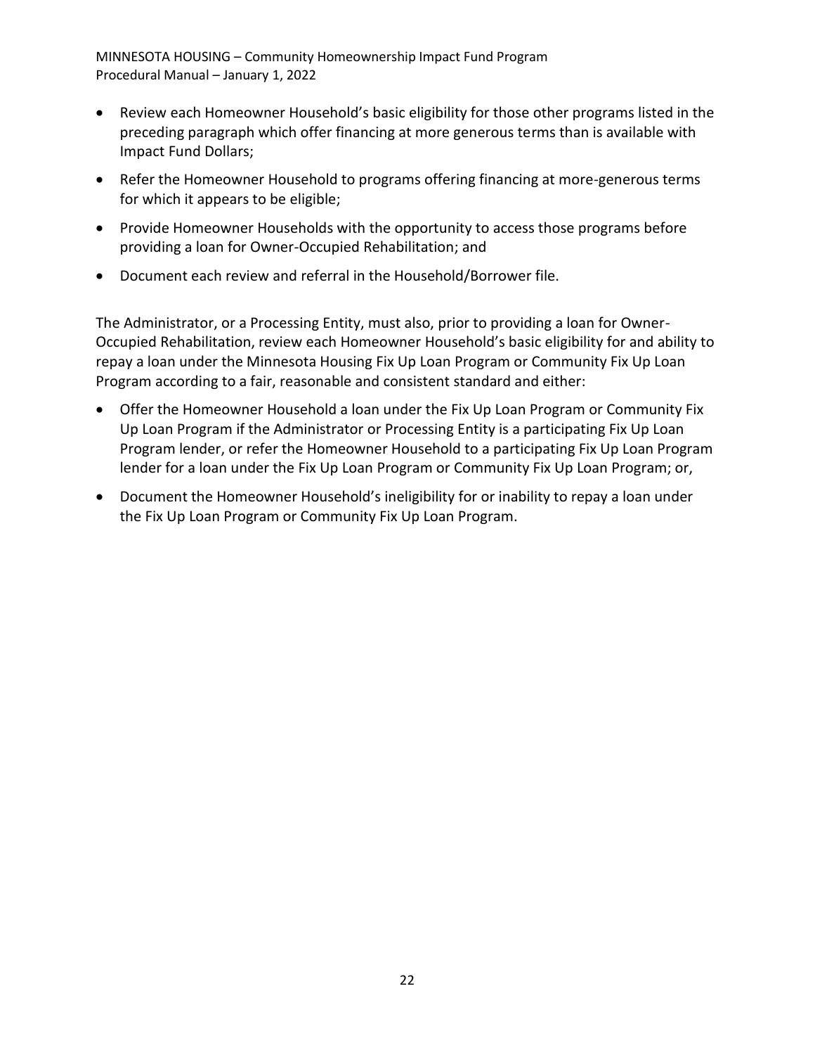- Review each Homeowner Household's basic eligibility for those other programs listed in the preceding paragraph which offer financing at more generous terms than is available with Impact Fund Dollars;
- Refer the Homeowner Household to programs offering financing at more-generous terms for which it appears to be eligible;
- Provide Homeowner Households with the opportunity to access those programs before providing a loan for Owner-Occupied Rehabilitation; and
- Document each review and referral in the Household/Borrower file.

The Administrator, or a Processing Entity, must also, prior to providing a loan for Owner-Occupied Rehabilitation, review each Homeowner Household's basic eligibility for and ability to repay a loan under the Minnesota Housing Fix Up Loan Program or Community Fix Up Loan Program according to a fair, reasonable and consistent standard and either:

- Offer the Homeowner Household a loan under the Fix Up Loan Program or Community Fix Up Loan Program if the Administrator or Processing Entity is a participating Fix Up Loan Program lender, or refer the Homeowner Household to a participating Fix Up Loan Program lender for a loan under the Fix Up Loan Program or Community Fix Up Loan Program; or,
- Document the Homeowner Household's ineligibility for or inability to repay a loan under the Fix Up Loan Program or Community Fix Up Loan Program.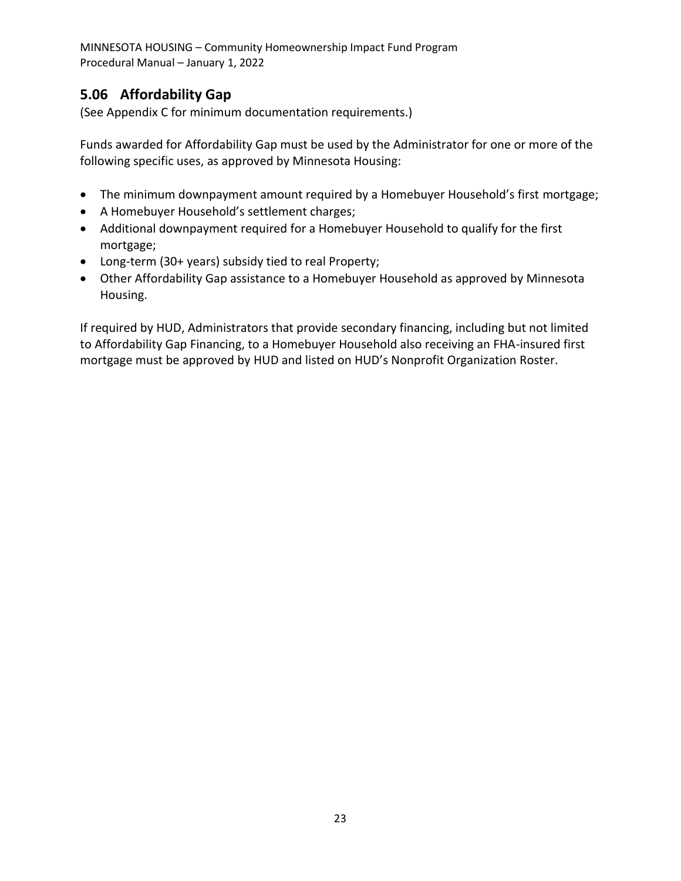## 5.06 Affordability Gap

(See Appendix C for minimum documentation requirements.)

Funds awarded for Affordability Gap must be used by the Administrator for one or more of the following specific uses, as approved by Minnesota Housing:

- The minimum downpayment amount required by a Homebuyer Household's first mortgage;
- A Homebuyer Household's settlement charges;
- Additional downpayment required for a Homebuyer Household to qualify for the first mortgage;
- Long-term (30+ years) subsidy tied to real Property;
- Other Affordability Gap assistance to a Homebuyer Household as approved by Minnesota Housing.

If required by HUD, Administrators that provide secondary financing, including but not limited to Affordability Gap Financing, to a Homebuyer Household also receiving an FHA-insured first mortgage must be approved by HUD and listed on HUD's Nonprofit Organization Roster.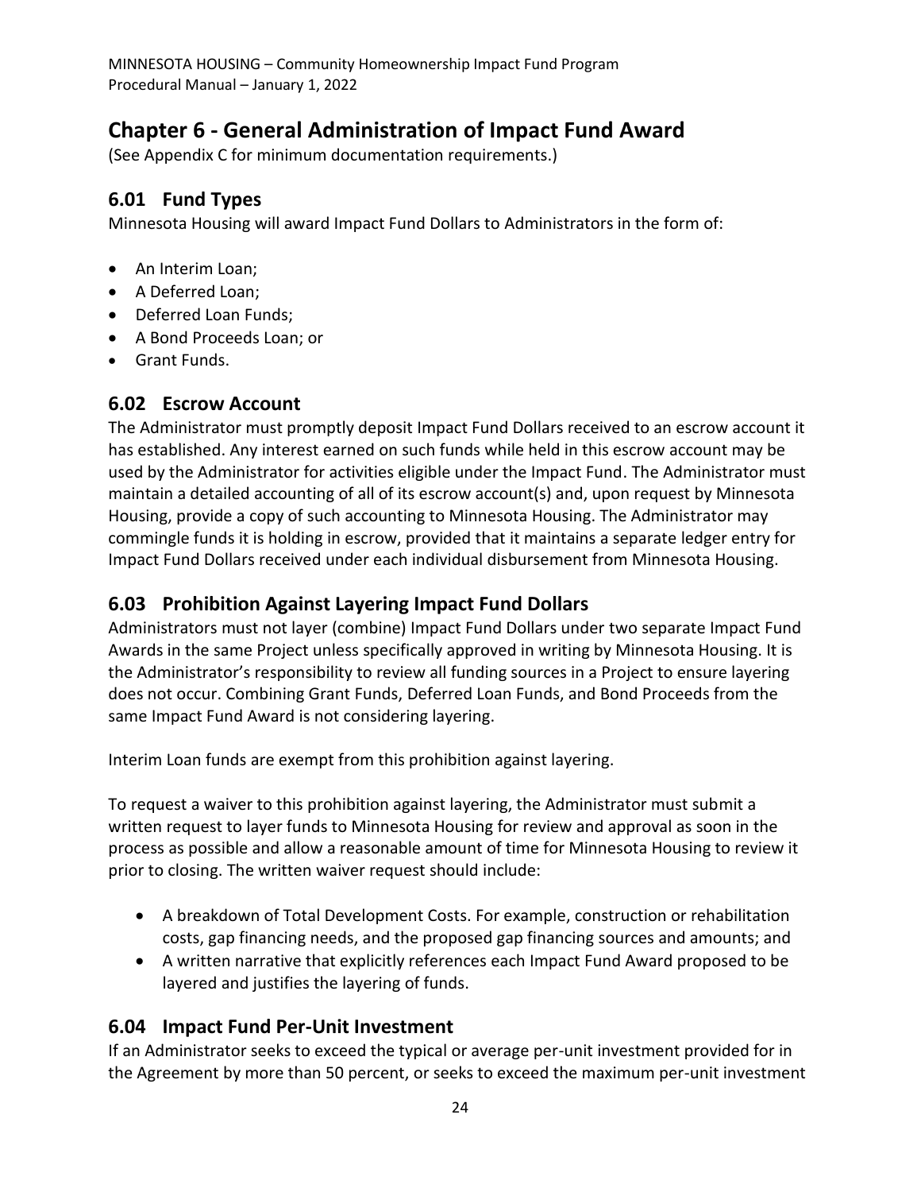# Chapter 6 - General Administration of Impact Fund Award

(See Appendix C for minimum documentation requirements.)

## 6.01 Fund Types

Minnesota Housing will award Impact Fund Dollars to Administrators in the form of:

- An Interim Loan;
- A Deferred Loan;
- Deferred Loan Funds;
- A Bond Proceeds Loan; or
- Grant Funds.

## 6.02 Escrow Account

The Administrator must promptly deposit Impact Fund Dollars received to an escrow account it has established. Any interest earned on such funds while held in this escrow account may be used by the Administrator for activities eligible under the Impact Fund. The Administrator must maintain a detailed accounting of all of its escrow account(s) and, upon request by Minnesota Housing, provide a copy of such accounting to Minnesota Housing. The Administrator may commingle funds it is holding in escrow, provided that it maintains a separate ledger entry for Impact Fund Dollars received under each individual disbursement from Minnesota Housing.

## 6.03 Prohibition Against Layering Impact Fund Dollars

Administrators must not layer (combine) Impact Fund Dollars under two separate Impact Fund Awards in the same Project unless specifically approved in writing by Minnesota Housing. It is the Administrator's responsibility to review all funding sources in a Project to ensure layering does not occur. Combining Grant Funds, Deferred Loan Funds, and Bond Proceeds from the same Impact Fund Award is not considering layering.

Interim Loan funds are exempt from this prohibition against layering.

To request a waiver to this prohibition against layering, the Administrator must submit a written request to layer funds to Minnesota Housing for review and approval as soon in the process as possible and allow a reasonable amount of time for Minnesota Housing to review it prior to closing. The written waiver request should include:

- A breakdown of Total Development Costs. For example, construction or rehabilitation costs, gap financing needs, and the proposed gap financing sources and amounts; and
- A written narrative that explicitly references each Impact Fund Award proposed to be layered and justifies the layering of funds.

## 6.04 Impact Fund Per-Unit Investment

If an Administrator seeks to exceed the typical or average per-unit investment provided for in the Agreement by more than 50 percent, or seeks to exceed the maximum per-unit investment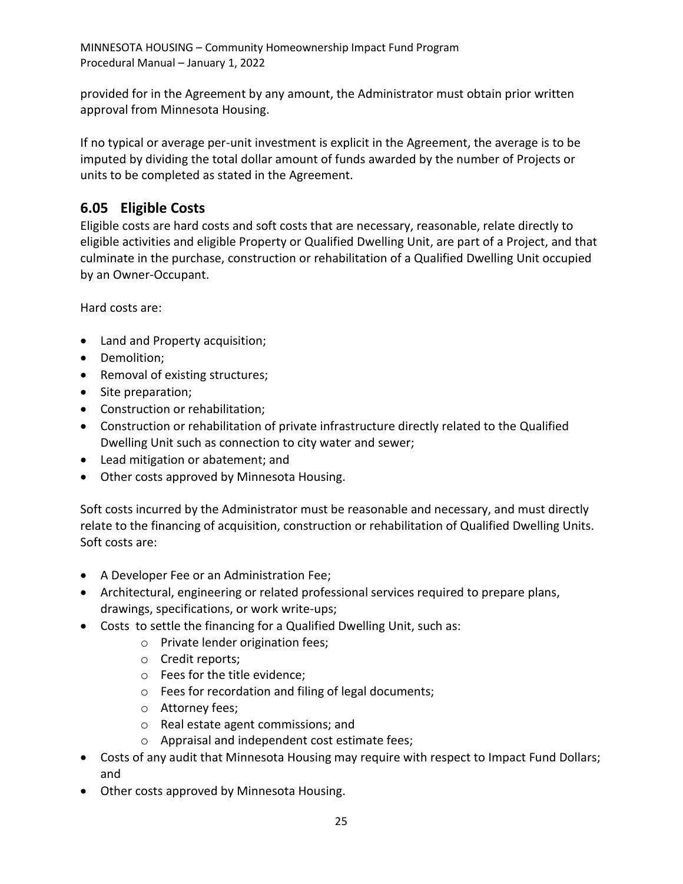provided for in the Agreement by any amount, the Administrator must obtain prior written approval from Minnesota Housing.

If no typical or average per-unit investment is explicit in the Agreement, the average is to be imputed by dividing the total dollar amount of funds awarded by the number of Projects or units to be completed as stated in the Agreement.

## 6.05 Eligible Costs

Eligible costs are hard costs and soft costs that are necessary, reasonable, relate directly to eligible activities and eligible Property or Qualified Dwelling Unit, are part of a Project, and that culminate in the purchase, construction or rehabilitation of a Qualified Dwelling Unit occupied by an Owner-Occupant.

Hard costs are:

- Land and Property acquisition;
- Demolition;
- Removal of existing structures;
- Site preparation;
- Construction or rehabilitation;
- Construction or rehabilitation of private infrastructure directly related to the Qualified Dwelling Unit such as connection to city water and sewer;
- Lead mitigation or abatement; and
- Other costs approved by Minnesota Housing.

Soft costs incurred by the Administrator must be reasonable and necessary, and must directly relate to the financing of acquisition, construction or rehabilitation of Qualified Dwelling Units. Soft costs are:

- A Developer Fee or an Administration Fee;
- Architectural, engineering or related professional services required to prepare plans, drawings, specifications, or work write-ups;
- Costs to settle the financing for a Qualified Dwelling Unit, such as:
    - Private lender origination fees;
    - Credit reports;
    - Fees for the title evidence;
    - Fees for recordation and filing of legal documents;
    - Attorney fees;
    - Real estate agent commissions; and
    - Appraisal and independent cost estimate fees;
- Costs of any audit that Minnesota Housing may require with respect to Impact Fund Dollars; and
- Other costs approved by Minnesota Housing.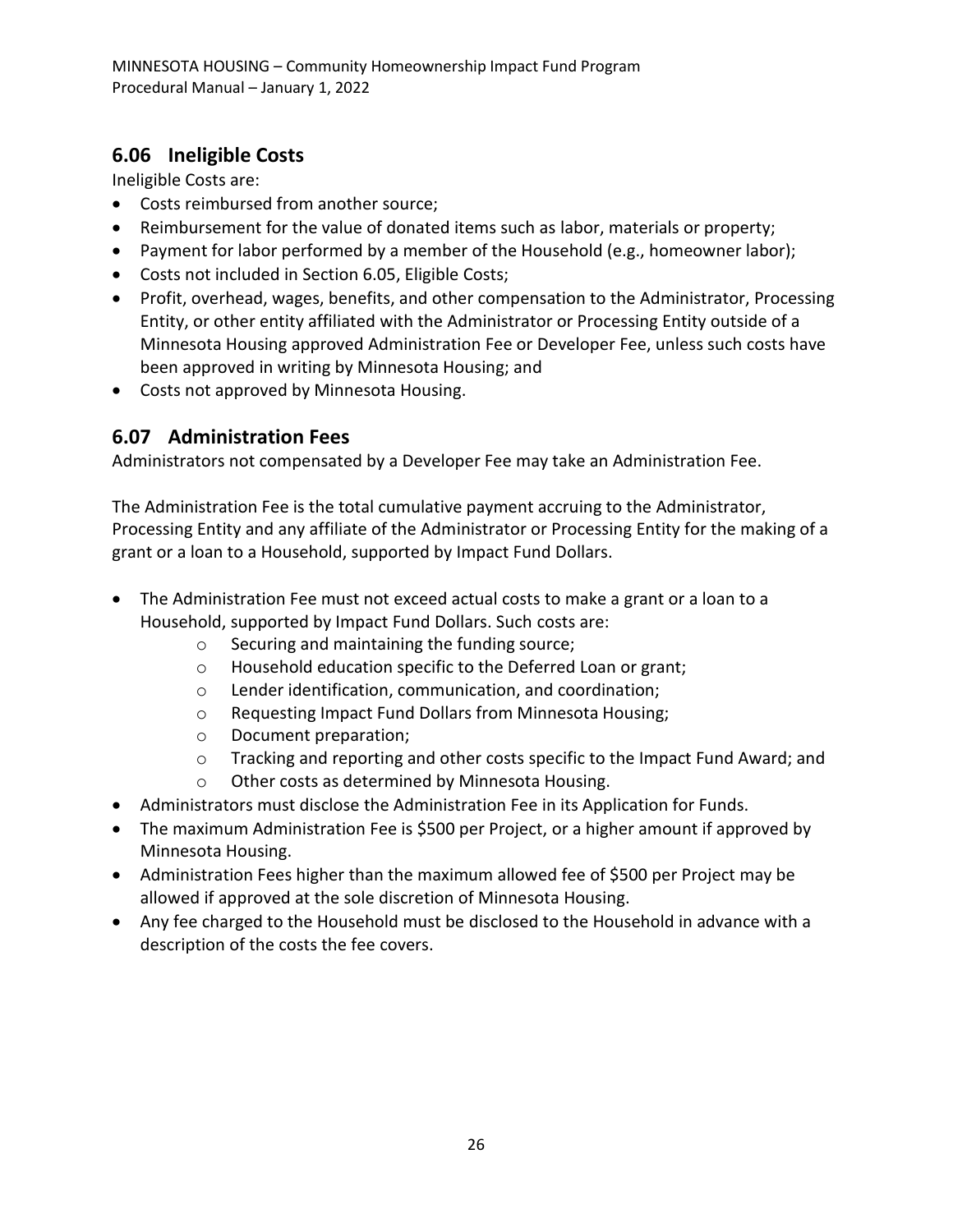## 6.06 Ineligible Costs

Ineligible Costs are:

- Costs reimbursed from another source;
- Reimbursement for the value of donated items such as labor, materials or property;
- Payment for labor performed by a member of the Household (e.g., homeowner labor);
- Costs not included in Section 6.05, Eligible Costs;
- Profit, overhead, wages, benefits, and other compensation to the Administrator, Processing Entity, or other entity affiliated with the Administrator or Processing Entity outside of a Minnesota Housing approved Administration Fee or Developer Fee, unless such costs have been approved in writing by Minnesota Housing; and
- Costs not approved by Minnesota Housing.

## 6.07 Administration Fees

Administrators not compensated by a Developer Fee may take an Administration Fee.

The Administration Fee is the total cumulative payment accruing to the Administrator, Processing Entity and any affiliate of the Administrator or Processing Entity for the making of a grant or a loan to a Household, supported by Impact Fund Dollars.

- The Administration Fee must not exceed actual costs to make a grant or a loan to a Household, supported by Impact Fund Dollars. Such costs are:
  - Securing and maintaining the funding source;
  - Household education specific to the Deferred Loan or grant;
  - Lender identification, communication, and coordination;
  - Requesting Impact Fund Dollars from Minnesota Housing;
  - Document preparation;
  - Tracking and reporting and other costs specific to the Impact Fund Award; and
  - Other costs as determined by Minnesota Housing.
- Administrators must disclose the Administration Fee in its Application for Funds.
- The maximum Administration Fee is $500 per Project, or a higher amount if approved by Minnesota Housing.
- Administration Fees higher than the maximum allowed fee of $500 per Project may be allowed if approved at the sole discretion of Minnesota Housing.
- Any fee charged to the Household must be disclosed to the Household in advance with a description of the costs the fee covers.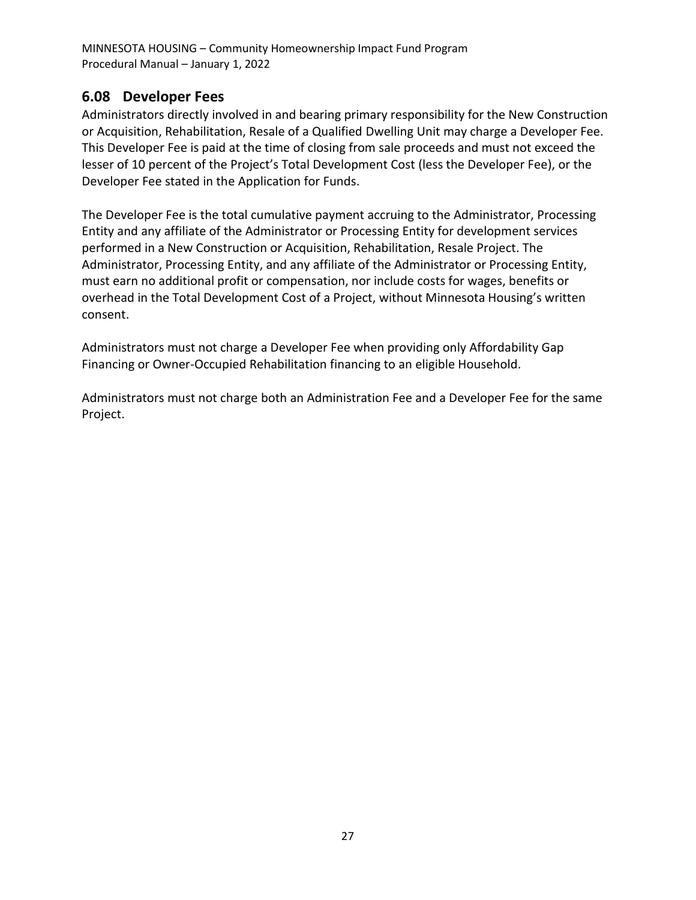## 6.08 Developer Fees

Administrators directly involved in and bearing primary responsibility for the New Construction or Acquisition, Rehabilitation, Resale of a Qualified Dwelling Unit may charge a Developer Fee. This Developer Fee is paid at the time of closing from sale proceeds and must not exceed the lesser of 10 percent of the Project's Total Development Cost (less the Developer Fee), or the Developer Fee stated in the Application for Funds.

The Developer Fee is the total cumulative payment accruing to the Administrator, Processing Entity and any affiliate of the Administrator or Processing Entity for development services performed in a New Construction or Acquisition, Rehabilitation, Resale Project. The Administrator, Processing Entity, and any affiliate of the Administrator or Processing Entity, must earn no additional profit or compensation, nor include costs for wages, benefits or overhead in the Total Development Cost of a Project, without Minnesota Housing's written consent.

Administrators must not charge a Developer Fee when providing only Affordability Gap Financing or Owner-Occupied Rehabilitation financing to an eligible Household.

Administrators must not charge both an Administration Fee and a Developer Fee for the same Project.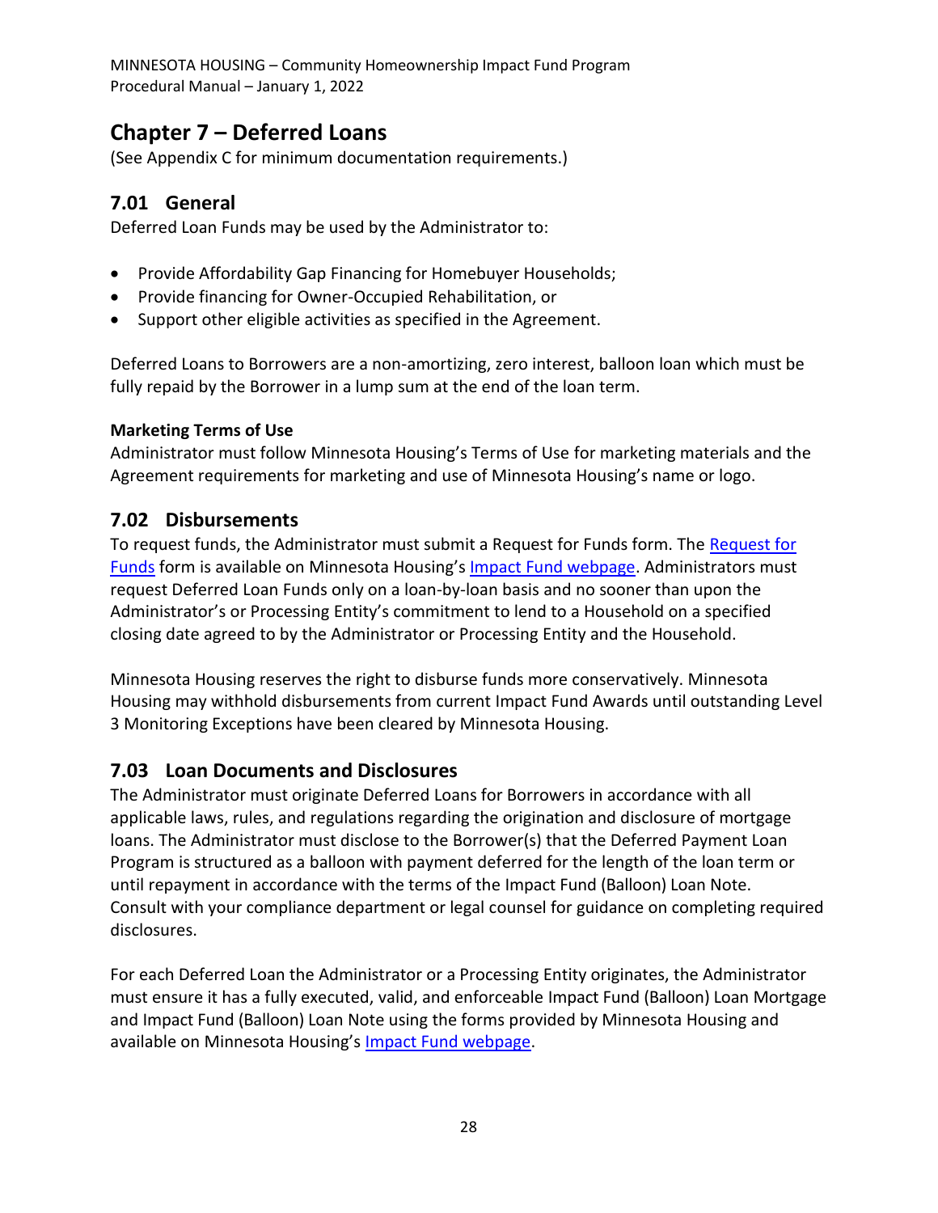# Chapter 7 – Deferred Loans

(See Appendix C for minimum documentation requirements.)

## 7.01 General

Deferred Loan Funds may be used by the Administrator to:

- Provide Affordability Gap Financing for Homebuyer Households;
- Provide financing for Owner-Occupied Rehabilitation, or
- Support other eligible activities as specified in the Agreement.

Deferred Loans to Borrowers are a non-amortizing, zero interest, balloon loan which must be fully repaid by the Borrower in a lump sum at the end of the loan term.

**Marketing Terms of Use**

Administrator must follow Minnesota Housing's Terms of Use for marketing materials and the Agreement requirements for marketing and use of Minnesota Housing's name or logo.

## 7.02 Disbursements

To request funds, the Administrator must submit a Request for Funds form. The Request for Funds form is available on Minnesota Housing's Impact Fund webpage. Administrators must request Deferred Loan Funds only on a loan-by-loan basis and no sooner than upon the Administrator's or Processing Entity's commitment to lend to a Household on a specified closing date agreed to by the Administrator or Processing Entity and the Household.

Minnesota Housing reserves the right to disburse funds more conservatively. Minnesota Housing may withhold disbursements from current Impact Fund Awards until outstanding Level 3 Monitoring Exceptions have been cleared by Minnesota Housing.

## 7.03 Loan Documents and Disclosures

The Administrator must originate Deferred Loans for Borrowers in accordance with all applicable laws, rules, and regulations regarding the origination and disclosure of mortgage loans. The Administrator must disclose to the Borrower(s) that the Deferred Payment Loan Program is structured as a balloon with payment deferred for the length of the loan term or until repayment in accordance with the terms of the Impact Fund (Balloon) Loan Note. Consult with your compliance department or legal counsel for guidance on completing required disclosures.

For each Deferred Loan the Administrator or a Processing Entity originates, the Administrator must ensure it has a fully executed, valid, and enforceable Impact Fund (Balloon) Loan Mortgage and Impact Fund (Balloon) Loan Note using the forms provided by Minnesota Housing and available on Minnesota Housing's Impact Fund webpage.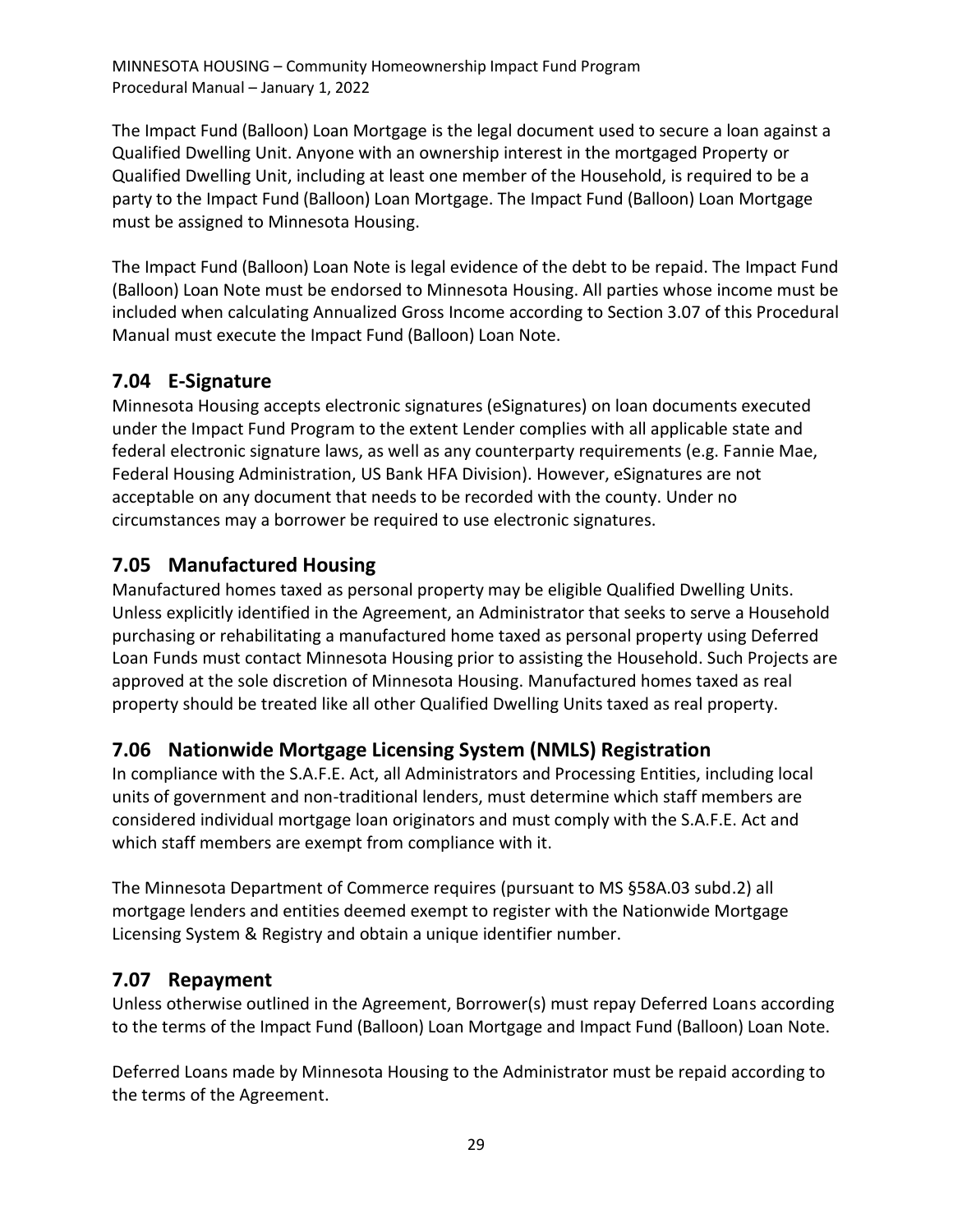The Impact Fund (Balloon) Loan Mortgage is the legal document used to secure a loan against a Qualified Dwelling Unit. Anyone with an ownership interest in the mortgaged Property or Qualified Dwelling Unit, including at least one member of the Household, is required to be a party to the Impact Fund (Balloon) Loan Mortgage. The Impact Fund (Balloon) Loan Mortgage must be assigned to Minnesota Housing.

The Impact Fund (Balloon) Loan Note is legal evidence of the debt to be repaid. The Impact Fund (Balloon) Loan Note must be endorsed to Minnesota Housing. All parties whose income must be included when calculating Annualized Gross Income according to Section 3.07 of this Procedural Manual must execute the Impact Fund (Balloon) Loan Note.

## 7.04 E-Signature

Minnesota Housing accepts electronic signatures (eSignatures) on loan documents executed under the Impact Fund Program to the extent Lender complies with all applicable state and federal electronic signature laws, as well as any counterparty requirements (e.g. Fannie Mae, Federal Housing Administration, US Bank HFA Division). However, eSignatures are not acceptable on any document that needs to be recorded with the county. Under no circumstances may a borrower be required to use electronic signatures.

## 7.05 Manufactured Housing

Manufactured homes taxed as personal property may be eligible Qualified Dwelling Units. Unless explicitly identified in the Agreement, an Administrator that seeks to serve a Household purchasing or rehabilitating a manufactured home taxed as personal property using Deferred Loan Funds must contact Minnesota Housing prior to assisting the Household. Such Projects are approved at the sole discretion of Minnesota Housing. Manufactured homes taxed as real property should be treated like all other Qualified Dwelling Units taxed as real property.

## 7.06 Nationwide Mortgage Licensing System (NMLS) Registration

In compliance with the S.A.F.E. Act, all Administrators and Processing Entities, including local units of government and non-traditional lenders, must determine which staff members are considered individual mortgage loan originators and must comply with the S.A.F.E. Act and which staff members are exempt from compliance with it.

The Minnesota Department of Commerce requires (pursuant to MS §58A.03 subd.2) all mortgage lenders and entities deemed exempt to register with the Nationwide Mortgage Licensing System & Registry and obtain a unique identifier number.

## 7.07 Repayment

Unless otherwise outlined in the Agreement, Borrower(s) must repay Deferred Loans according to the terms of the Impact Fund (Balloon) Loan Mortgage and Impact Fund (Balloon) Loan Note.

Deferred Loans made by Minnesota Housing to the Administrator must be repaid according to the terms of the Agreement.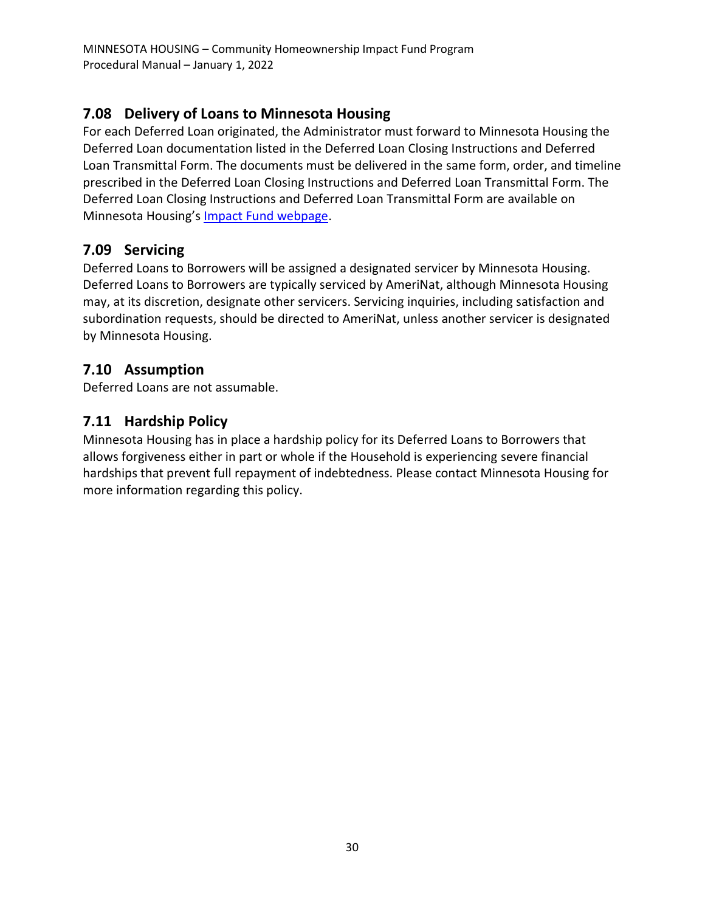## 7.08 Delivery of Loans to Minnesota Housing

For each Deferred Loan originated, the Administrator must forward to Minnesota Housing the Deferred Loan documentation listed in the Deferred Loan Closing Instructions and Deferred Loan Transmittal Form. The documents must be delivered in the same form, order, and timeline prescribed in the Deferred Loan Closing Instructions and Deferred Loan Transmittal Form. The Deferred Loan Closing Instructions and Deferred Loan Transmittal Form are available on Minnesota Housing's Impact Fund webpage.

## 7.09 Servicing

Deferred Loans to Borrowers will be assigned a designated servicer by Minnesota Housing. Deferred Loans to Borrowers are typically serviced by AmeriNat, although Minnesota Housing may, at its discretion, designate other servicers. Servicing inquiries, including satisfaction and subordination requests, should be directed to AmeriNat, unless another servicer is designated by Minnesota Housing.

## 7.10 Assumption

Deferred Loans are not assumable.

## 7.11 Hardship Policy

Minnesota Housing has in place a hardship policy for its Deferred Loans to Borrowers that allows forgiveness either in part or whole if the Household is experiencing severe financial hardships that prevent full repayment of indebtedness. Please contact Minnesota Housing for more information regarding this policy.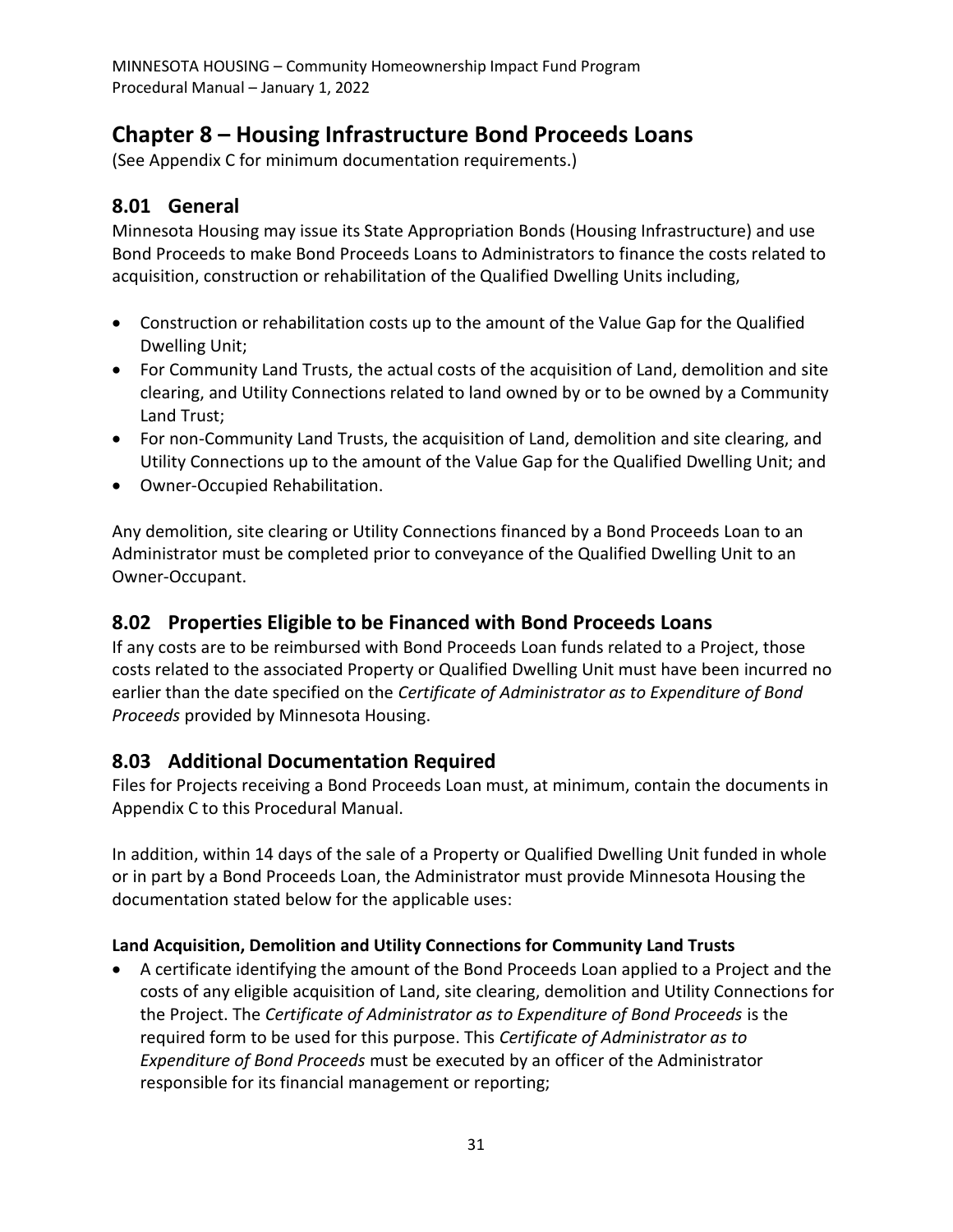# Chapter 8 – Housing Infrastructure Bond Proceeds Loans

(See Appendix C for minimum documentation requirements.)

## 8.01 General

Minnesota Housing may issue its State Appropriation Bonds (Housing Infrastructure) and use Bond Proceeds to make Bond Proceeds Loans to Administrators to finance the costs related to acquisition, construction or rehabilitation of the Qualified Dwelling Units including,

- Construction or rehabilitation costs up to the amount of the Value Gap for the Qualified Dwelling Unit;
- For Community Land Trusts, the actual costs of the acquisition of Land, demolition and site clearing, and Utility Connections related to land owned by or to be owned by a Community Land Trust;
- For non-Community Land Trusts, the acquisition of Land, demolition and site clearing, and Utility Connections up to the amount of the Value Gap for the Qualified Dwelling Unit; and
- Owner-Occupied Rehabilitation.

Any demolition, site clearing or Utility Connections financed by a Bond Proceeds Loan to an Administrator must be completed prior to conveyance of the Qualified Dwelling Unit to an Owner-Occupant.

## 8.02 Properties Eligible to be Financed with Bond Proceeds Loans

If any costs are to be reimbursed with Bond Proceeds Loan funds related to a Project, those costs related to the associated Property or Qualified Dwelling Unit must have been incurred no earlier than the date specified on the *Certificate of Administrator as to Expenditure of Bond Proceeds* provided by Minnesota Housing.

## 8.03 Additional Documentation Required

Files for Projects receiving a Bond Proceeds Loan must, at minimum, contain the documents in Appendix C to this Procedural Manual.

In addition, within 14 days of the sale of a Property or Qualified Dwelling Unit funded in whole or in part by a Bond Proceeds Loan, the Administrator must provide Minnesota Housing the documentation stated below for the applicable uses:

**Land Acquisition, Demolition and Utility Connections for Community Land Trusts**

- A certificate identifying the amount of the Bond Proceeds Loan applied to a Project and the costs of any eligible acquisition of Land, site clearing, demolition and Utility Connections for the Project. The *Certificate of Administrator as to Expenditure of Bond Proceeds* is the required form to be used for this purpose. This *Certificate of Administrator as to Expenditure of Bond Proceeds* must be executed by an officer of the Administrator responsible for its financial management or reporting;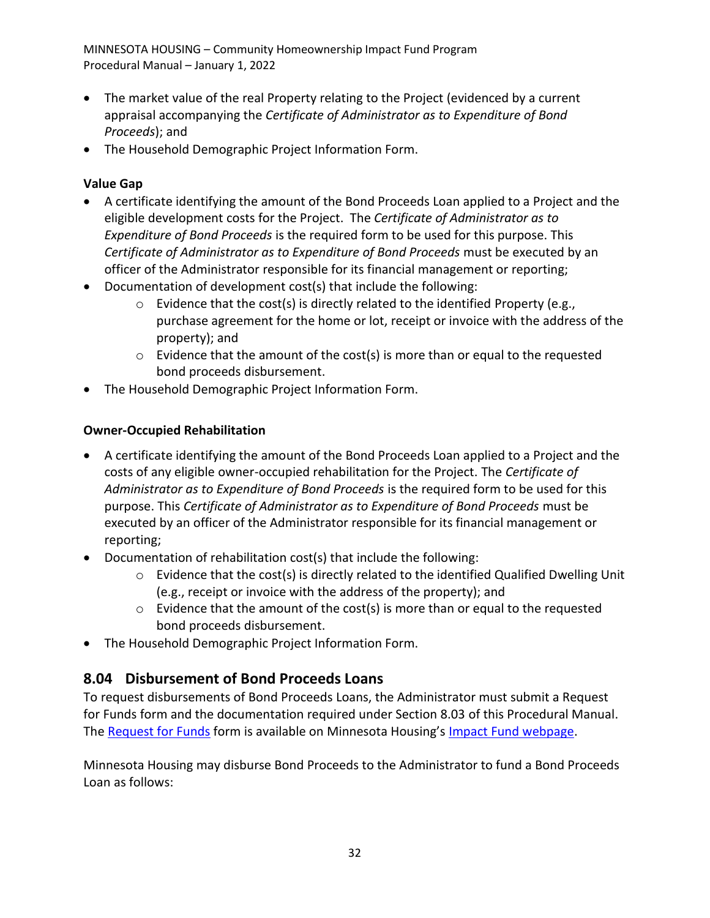- The market value of the real Property relating to the Project (evidenced by a current appraisal accompanying the *Certificate of Administrator as to Expenditure of Bond Proceeds*); and
- The Household Demographic Project Information Form.

**Value Gap**

- A certificate identifying the amount of the Bond Proceeds Loan applied to a Project and the eligible development costs for the Project. The *Certificate of Administrator as to Expenditure of Bond Proceeds* is the required form to be used for this purpose. This *Certificate of Administrator as to Expenditure of Bond Proceeds* must be executed by an officer of the Administrator responsible for its financial management or reporting;
- Documentation of development cost(s) that include the following:
    - Evidence that the cost(s) is directly related to the identified Property (e.g., purchase agreement for the home or lot, receipt or invoice with the address of the property); and
    - Evidence that the amount of the cost(s) is more than or equal to the requested bond proceeds disbursement.
- The Household Demographic Project Information Form.

**Owner-Occupied Rehabilitation**

- A certificate identifying the amount of the Bond Proceeds Loan applied to a Project and the costs of any eligible owner-occupied rehabilitation for the Project. The *Certificate of Administrator as to Expenditure of Bond Proceeds* is the required form to be used for this purpose. This *Certificate of Administrator as to Expenditure of Bond Proceeds* must be executed by an officer of the Administrator responsible for its financial management or reporting;
- Documentation of rehabilitation cost(s) that include the following:
    - Evidence that the cost(s) is directly related to the identified Qualified Dwelling Unit (e.g., receipt or invoice with the address of the property); and
    - Evidence that the amount of the cost(s) is more than or equal to the requested bond proceeds disbursement.
- The Household Demographic Project Information Form.

## 8.04 Disbursement of Bond Proceeds Loans

To request disbursements of Bond Proceeds Loans, the Administrator must submit a Request for Funds form and the documentation required under Section 8.03 of this Procedural Manual. The Request for Funds form is available on Minnesota Housing's Impact Fund webpage.

Minnesota Housing may disburse Bond Proceeds to the Administrator to fund a Bond Proceeds Loan as follows: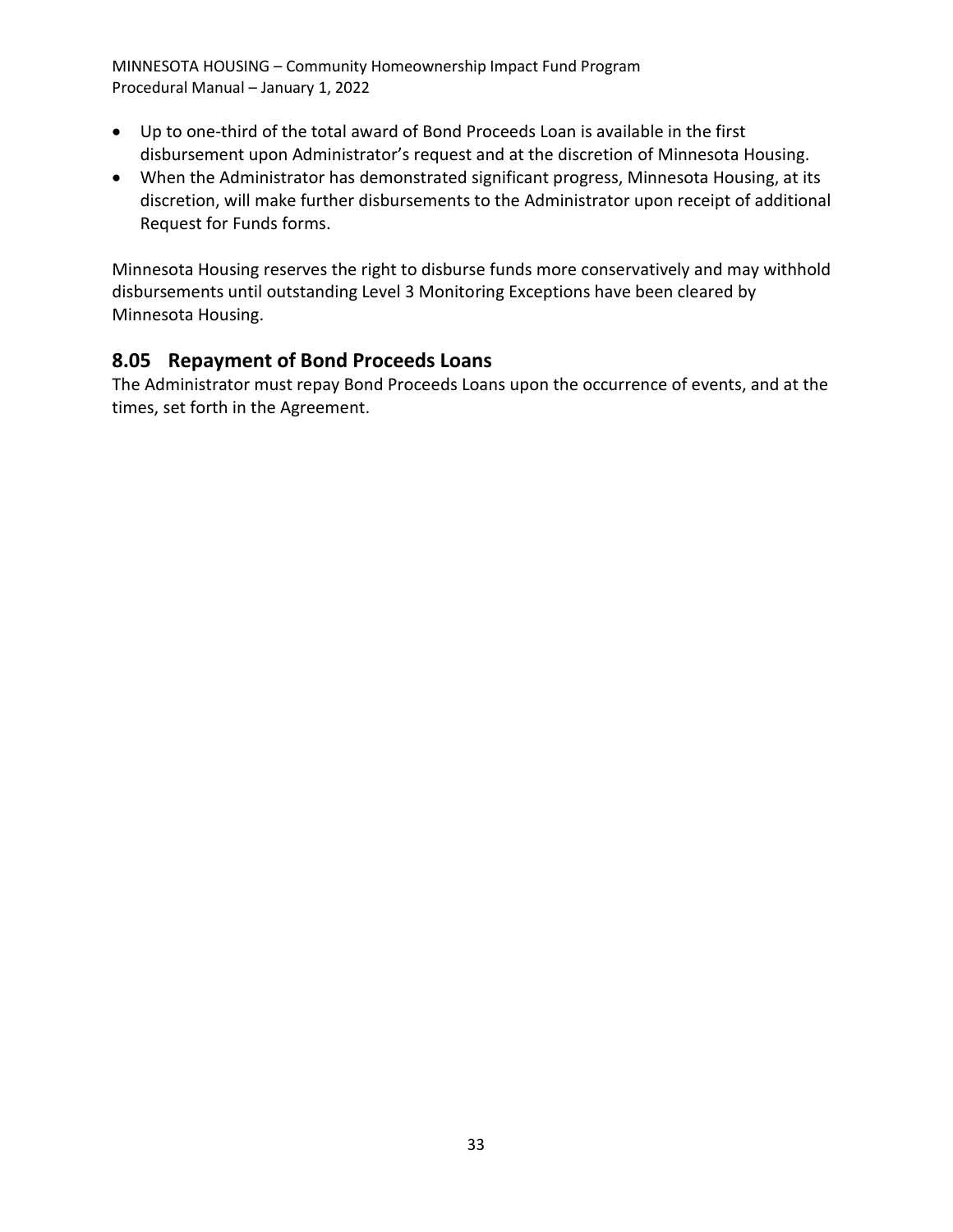- Up to one-third of the total award of Bond Proceeds Loan is available in the first disbursement upon Administrator's request and at the discretion of Minnesota Housing.
- When the Administrator has demonstrated significant progress, Minnesota Housing, at its discretion, will make further disbursements to the Administrator upon receipt of additional Request for Funds forms.

Minnesota Housing reserves the right to disburse funds more conservatively and may withhold disbursements until outstanding Level 3 Monitoring Exceptions have been cleared by Minnesota Housing.

## 8.05 Repayment of Bond Proceeds Loans

The Administrator must repay Bond Proceeds Loans upon the occurrence of events, and at the times, set forth in the Agreement.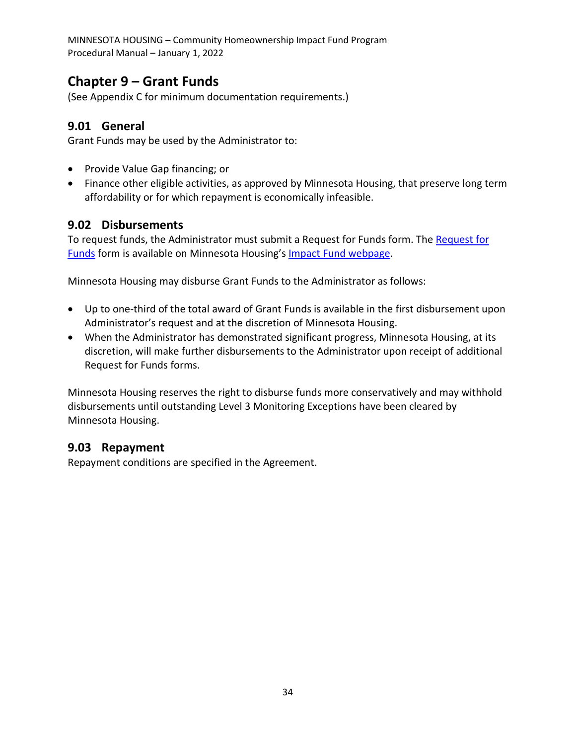# Chapter 9 – Grant Funds

(See Appendix C for minimum documentation requirements.)

## 9.01 General

Grant Funds may be used by the Administrator to:

- Provide Value Gap financing; or
- Finance other eligible activities, as approved by Minnesota Housing, that preserve long term affordability or for which repayment is economically infeasible.

## 9.02 Disbursements

To request funds, the Administrator must submit a Request for Funds form. The Request for Funds form is available on Minnesota Housing's Impact Fund webpage.

Minnesota Housing may disburse Grant Funds to the Administrator as follows:

- Up to one-third of the total award of Grant Funds is available in the first disbursement upon Administrator's request and at the discretion of Minnesota Housing.
- When the Administrator has demonstrated significant progress, Minnesota Housing, at its discretion, will make further disbursements to the Administrator upon receipt of additional Request for Funds forms.

Minnesota Housing reserves the right to disburse funds more conservatively and may withhold disbursements until outstanding Level 3 Monitoring Exceptions have been cleared by Minnesota Housing.

## 9.03 Repayment

Repayment conditions are specified in the Agreement.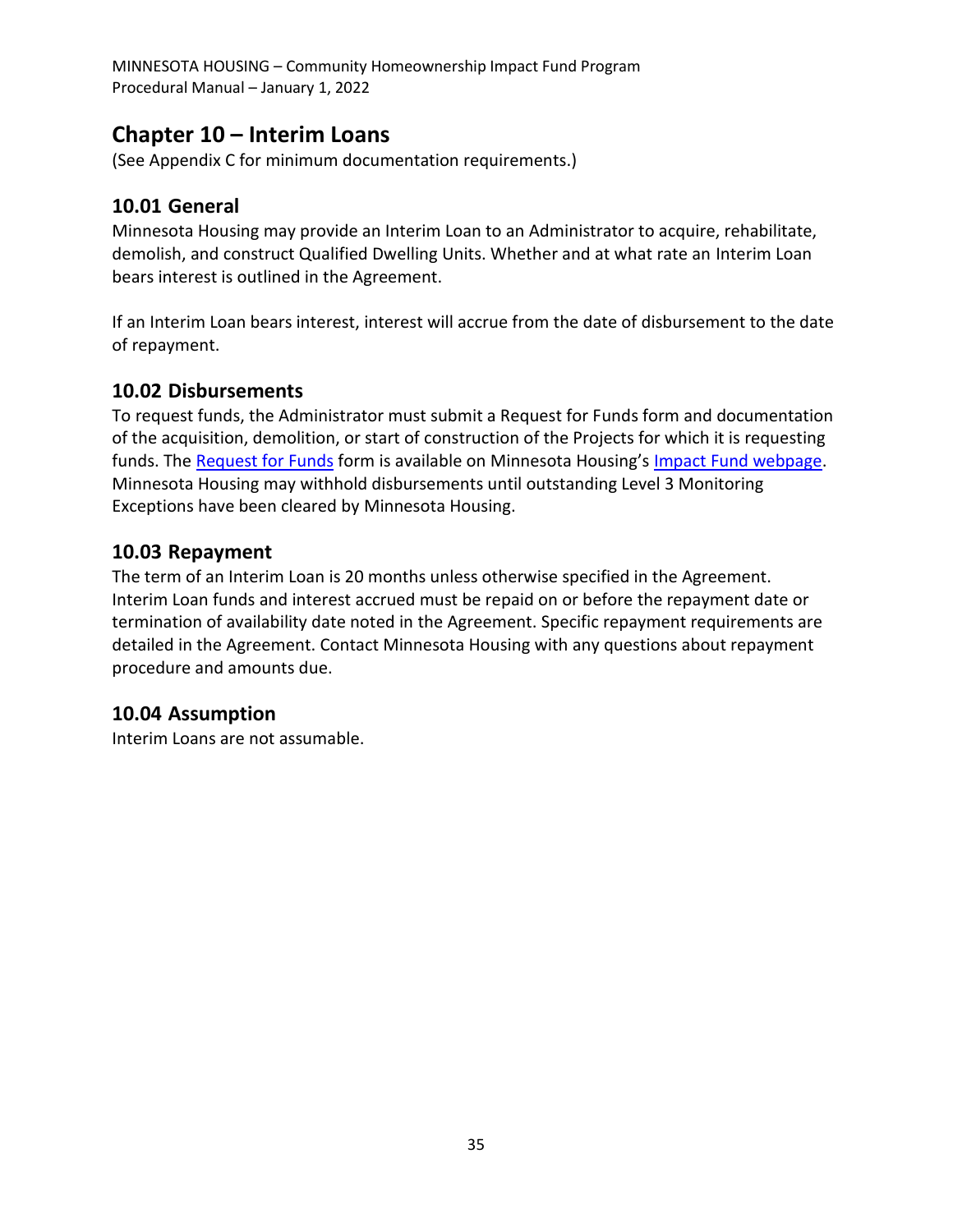# Chapter 10 – Interim Loans

(See Appendix C for minimum documentation requirements.)

## 10.01 General

Minnesota Housing may provide an Interim Loan to an Administrator to acquire, rehabilitate, demolish, and construct Qualified Dwelling Units. Whether and at what rate an Interim Loan bears interest is outlined in the Agreement.

If an Interim Loan bears interest, interest will accrue from the date of disbursement to the date of repayment.

## 10.02 Disbursements

To request funds, the Administrator must submit a Request for Funds form and documentation of the acquisition, demolition, or start of construction of the Projects for which it is requesting funds. The Request for Funds form is available on Minnesota Housing's Impact Fund webpage. Minnesota Housing may withhold disbursements until outstanding Level 3 Monitoring Exceptions have been cleared by Minnesota Housing.

## 10.03 Repayment

The term of an Interim Loan is 20 months unless otherwise specified in the Agreement. Interim Loan funds and interest accrued must be repaid on or before the repayment date or termination of availability date noted in the Agreement. Specific repayment requirements are detailed in the Agreement. Contact Minnesota Housing with any questions about repayment procedure and amounts due.

## 10.04 Assumption

Interim Loans are not assumable.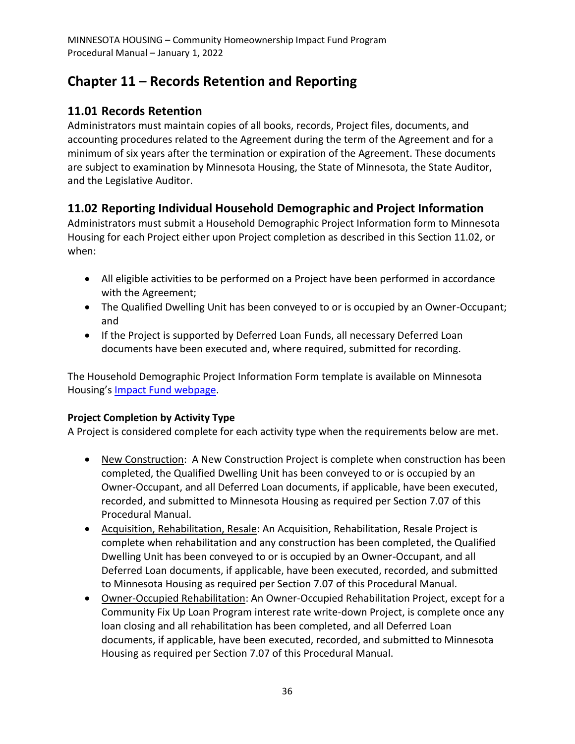# Chapter 11 – Records Retention and Reporting

## 11.01 Records Retention

Administrators must maintain copies of all books, records, Project files, documents, and accounting procedures related to the Agreement during the term of the Agreement and for a minimum of six years after the termination or expiration of the Agreement. These documents are subject to examination by Minnesota Housing, the State of Minnesota, the State Auditor, and the Legislative Auditor.

## 11.02 Reporting Individual Household Demographic and Project Information

Administrators must submit a Household Demographic Project Information form to Minnesota Housing for each Project either upon Project completion as described in this Section 11.02, or when:

- All eligible activities to be performed on a Project have been performed in accordance with the Agreement;
- The Qualified Dwelling Unit has been conveyed to or is occupied by an Owner-Occupant; and
- If the Project is supported by Deferred Loan Funds, all necessary Deferred Loan documents have been executed and, where required, submitted for recording.

The Household Demographic Project Information Form template is available on Minnesota Housing's [Impact Fund webpage](Impact Fund webpage).

**Project Completion by Activity Type**

A Project is considered complete for each activity type when the requirements below are met.

- New Construction: A New Construction Project is complete when construction has been completed, the Qualified Dwelling Unit has been conveyed to or is occupied by an Owner-Occupant, and all Deferred Loan documents, if applicable, have been executed, recorded, and submitted to Minnesota Housing as required per Section 7.07 of this Procedural Manual.
- Acquisition, Rehabilitation, Resale: An Acquisition, Rehabilitation, Resale Project is complete when rehabilitation and any construction has been completed, the Qualified Dwelling Unit has been conveyed to or is occupied by an Owner-Occupant, and all Deferred Loan documents, if applicable, have been executed, recorded, and submitted to Minnesota Housing as required per Section 7.07 of this Procedural Manual.
- Owner-Occupied Rehabilitation: An Owner-Occupied Rehabilitation Project, except for a Community Fix Up Loan Program interest rate write-down Project, is complete once any loan closing and all rehabilitation has been completed, and all Deferred Loan documents, if applicable, have been executed, recorded, and submitted to Minnesota Housing as required per Section 7.07 of this Procedural Manual.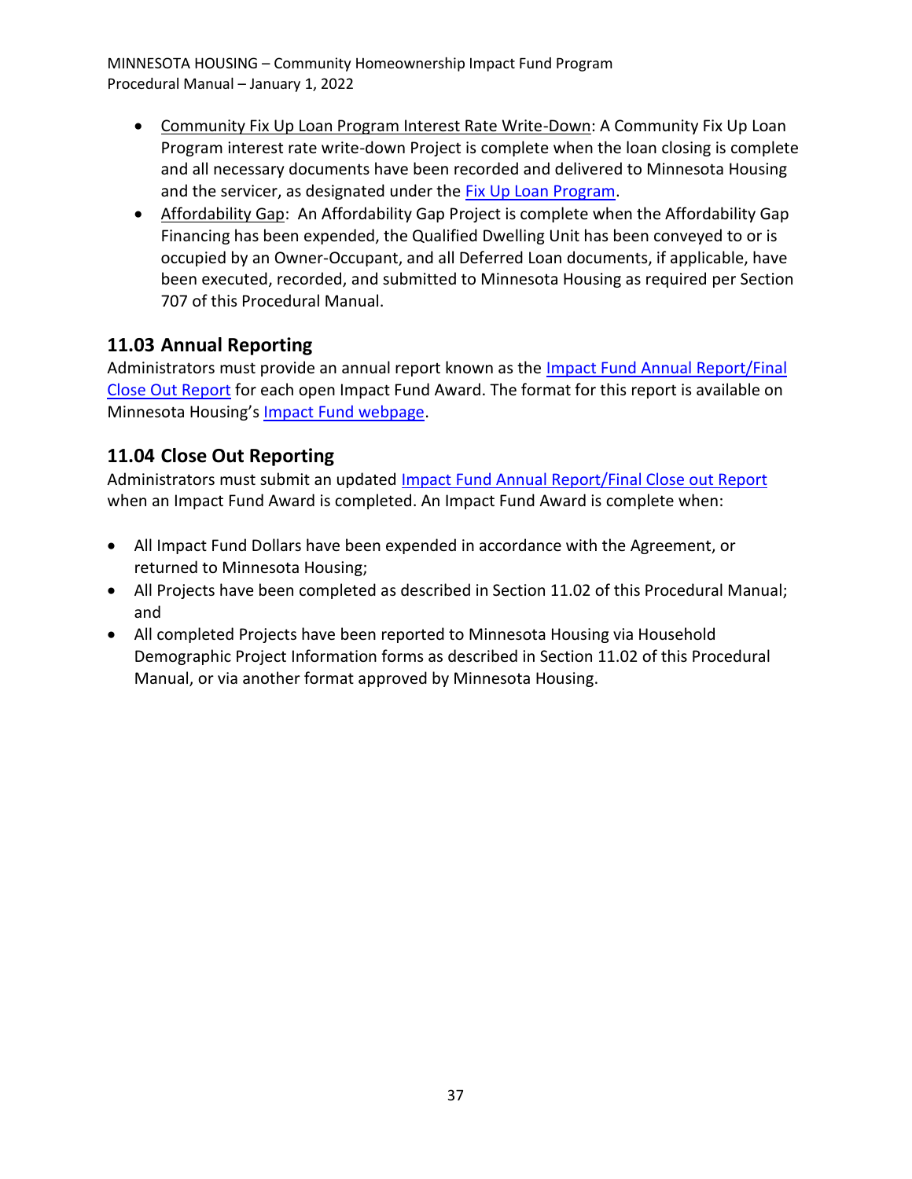- Community Fix Up Loan Program Interest Rate Write-Down: A Community Fix Up Loan Program interest rate write-down Project is complete when the loan closing is complete and all necessary documents have been recorded and delivered to Minnesota Housing and the servicer, as designated under the Fix Up Loan Program.
- Affordability Gap: An Affordability Gap Project is complete when the Affordability Gap Financing has been expended, the Qualified Dwelling Unit has been conveyed to or is occupied by an Owner-Occupant, and all Deferred Loan documents, if applicable, have been executed, recorded, and submitted to Minnesota Housing as required per Section 707 of this Procedural Manual.

## 11.03 Annual Reporting

Administrators must provide an annual report known as the Impact Fund Annual Report/Final Close Out Report for each open Impact Fund Award. The format for this report is available on Minnesota Housing's Impact Fund webpage.

## 11.04 Close Out Reporting

Administrators must submit an updated Impact Fund Annual Report/Final Close out Report when an Impact Fund Award is completed. An Impact Fund Award is complete when:

- All Impact Fund Dollars have been expended in accordance with the Agreement, or returned to Minnesota Housing;
- All Projects have been completed as described in Section 11.02 of this Procedural Manual; and
- All completed Projects have been reported to Minnesota Housing via Household Demographic Project Information forms as described in Section 11.02 of this Procedural Manual, or via another format approved by Minnesota Housing.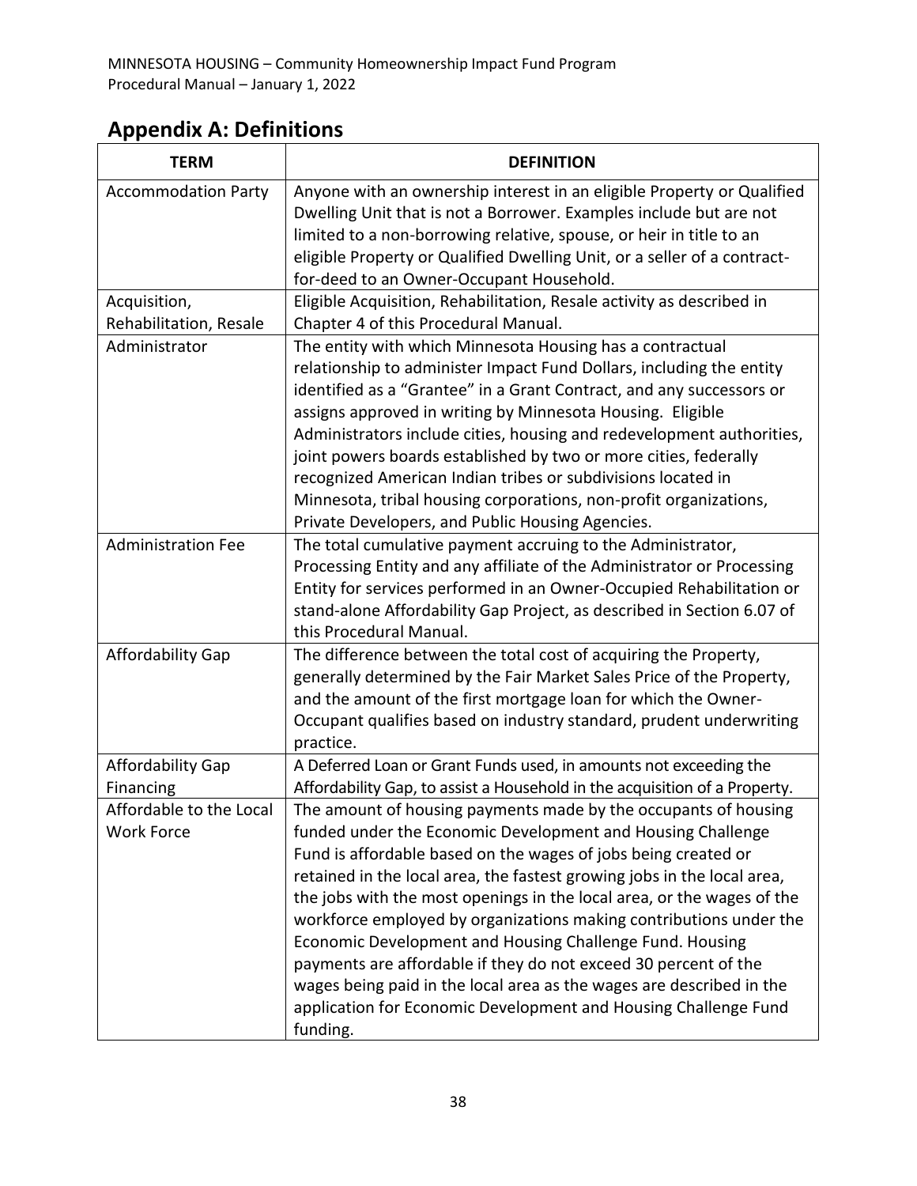## Appendix A: Definitions

| TERM | DEFINITION |
|---|---|
| Accommodation Party | Anyone with an ownership interest in an eligible Property or Qualified Dwelling Unit that is not a Borrower. Examples include but are not limited to a non-borrowing relative, spouse, or heir in title to an eligible Property or Qualified Dwelling Unit, or a seller of a contract-for-deed to an Owner-Occupant Household. |
| Acquisition, Rehabilitation, Resale | Eligible Acquisition, Rehabilitation, Resale activity as described in Chapter 4 of this Procedural Manual. |
| Administrator | The entity with which Minnesota Housing has a contractual relationship to administer Impact Fund Dollars, including the entity identified as a "Grantee" in a Grant Contract, and any successors or assigns approved in writing by Minnesota Housing. Eligible Administrators include cities, housing and redevelopment authorities, joint powers boards established by two or more cities, federally recognized American Indian tribes or subdivisions located in Minnesota, tribal housing corporations, non-profit organizations, Private Developers, and Public Housing Agencies. |
| Administration Fee | The total cumulative payment accruing to the Administrator, Processing Entity and any affiliate of the Administrator or Processing Entity for services performed in an Owner-Occupied Rehabilitation or stand-alone Affordability Gap Project, as described in Section 6.07 of this Procedural Manual. |
| Affordability Gap | The difference between the total cost of acquiring the Property, generally determined by the Fair Market Sales Price of the Property, and the amount of the first mortgage loan for which the Owner-Occupant qualifies based on industry standard, prudent underwriting practice. |
| Affordability Gap Financing | A Deferred Loan or Grant Funds used, in amounts not exceeding the Affordability Gap, to assist a Household in the acquisition of a Property. |
| Affordable to the Local Work Force | The amount of housing payments made by the occupants of housing funded under the Economic Development and Housing Challenge Fund is affordable based on the wages of jobs being created or retained in the local area, the fastest growing jobs in the local area, the jobs with the most openings in the local area, or the wages of the workforce employed by organizations making contributions under the Economic Development and Housing Challenge Fund. Housing payments are affordable if they do not exceed 30 percent of the wages being paid in the local area as the wages are described in the application for Economic Development and Housing Challenge Fund funding. |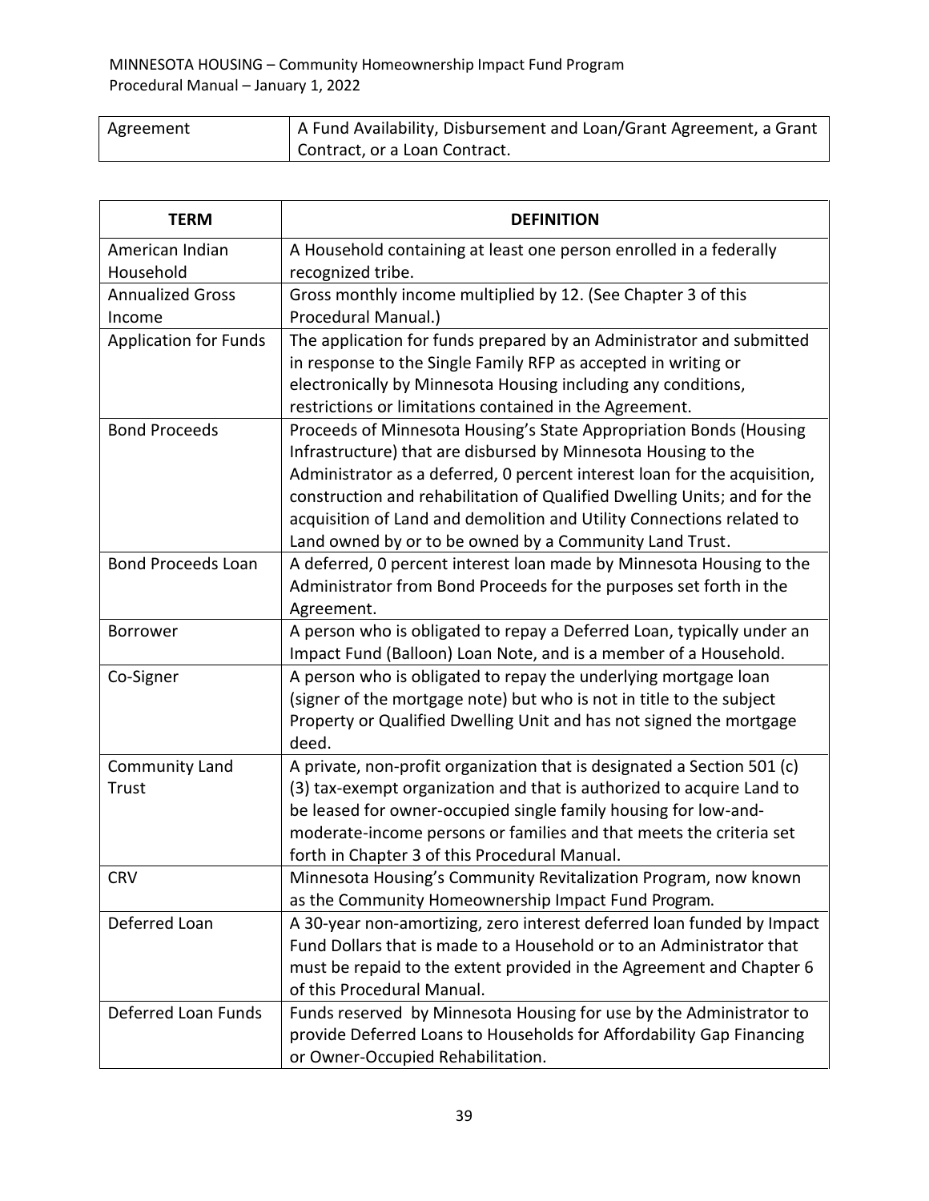| Agreement | A Fund Availability, Disbursement and Loan/Grant Agreement, a Grant Contract, or a Loan Contract. |
|---|---|

| TERM | DEFINITION |
|---|---|
| American Indian Household | A Household containing at least one person enrolled in a federally recognized tribe. |
| Annualized Gross Income | Gross monthly income multiplied by 12. (See Chapter 3 of this Procedural Manual.) |
| Application for Funds | The application for funds prepared by an Administrator and submitted in response to the Single Family RFP as accepted in writing or electronically by Minnesota Housing including any conditions, restrictions or limitations contained in the Agreement. |
| Bond Proceeds | Proceeds of Minnesota Housing's State Appropriation Bonds (Housing Infrastructure) that are disbursed by Minnesota Housing to the Administrator as a deferred, 0 percent interest loan for the acquisition, construction and rehabilitation of Qualified Dwelling Units; and for the acquisition of Land and demolition and Utility Connections related to Land owned by or to be owned by a Community Land Trust. |
| Bond Proceeds Loan | A deferred, 0 percent interest loan made by Minnesota Housing to the Administrator from Bond Proceeds for the purposes set forth in the Agreement. |
| Borrower | A person who is obligated to repay a Deferred Loan, typically under an Impact Fund (Balloon) Loan Note, and is a member of a Household. |
| Co-Signer | A person who is obligated to repay the underlying mortgage loan (signer of the mortgage note) but who is not in title to the subject Property or Qualified Dwelling Unit and has not signed the mortgage deed. |
| Community Land Trust | A private, non-profit organization that is designated a Section 501 (c) (3) tax-exempt organization and that is authorized to acquire Land to be leased for owner-occupied single family housing for low-and-moderate-income persons or families and that meets the criteria set forth in Chapter 3 of this Procedural Manual. |
| CRV | Minnesota Housing's Community Revitalization Program, now known as the Community Homeownership Impact Fund Program. |
| Deferred Loan | A 30-year non-amortizing, zero interest deferred loan funded by Impact Fund Dollars that is made to a Household or to an Administrator that must be repaid to the extent provided in the Agreement and Chapter 6 of this Procedural Manual. |
| Deferred Loan Funds | Funds reserved by Minnesota Housing for use by the Administrator to provide Deferred Loans to Households for Affordability Gap Financing or Owner-Occupied Rehabilitation. |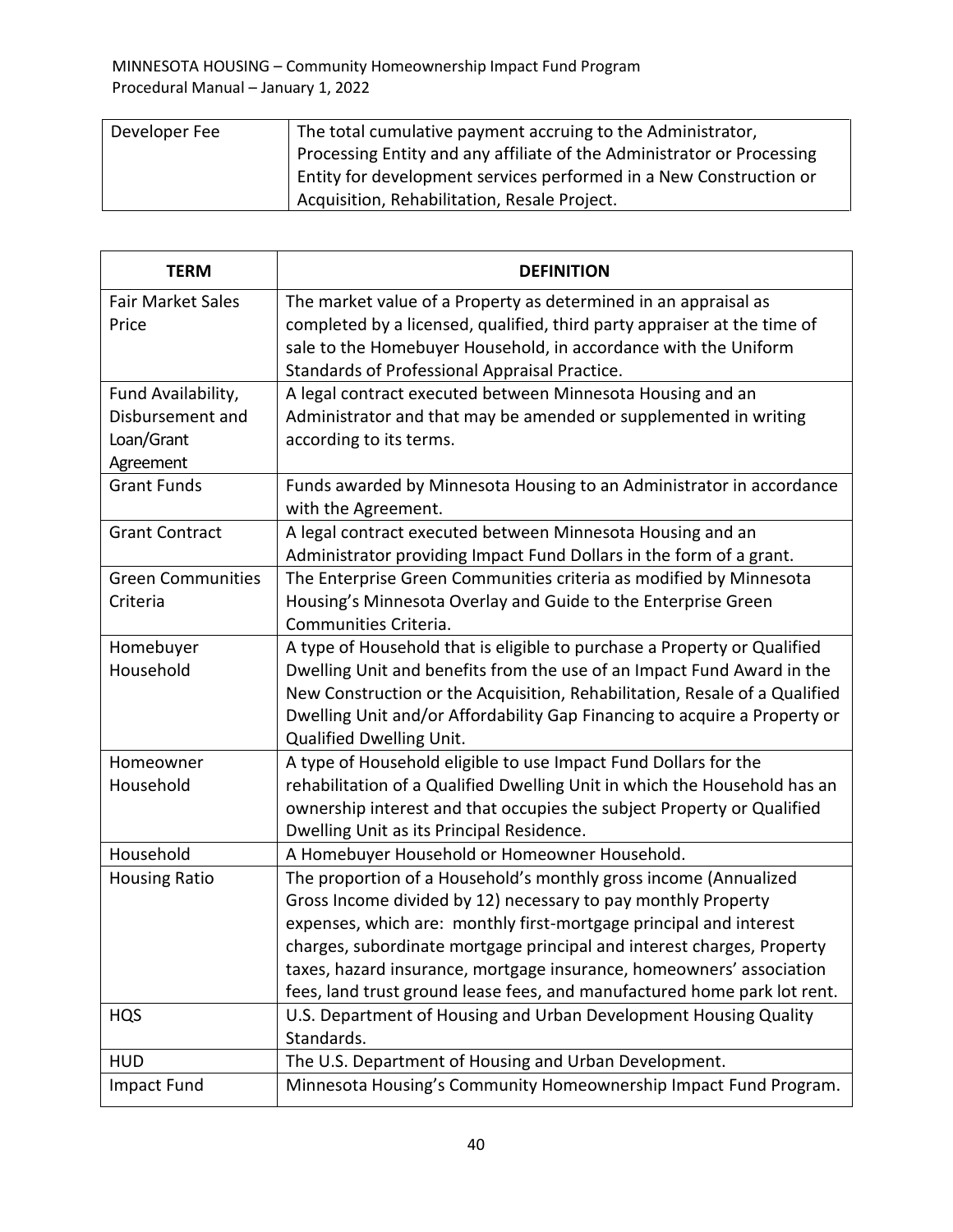| Developer Fee | The total cumulative payment accruing to the Administrator, Processing Entity and any affiliate of the Administrator or Processing Entity for development services performed in a New Construction or Acquisition, Rehabilitation, Resale Project. |
|---|---|

| TERM | DEFINITION |
|---|---|
| Fair Market Sales Price | The market value of a Property as determined in an appraisal as completed by a licensed, qualified, third party appraiser at the time of sale to the Homebuyer Household, in accordance with the Uniform Standards of Professional Appraisal Practice. |
| Fund Availability, Disbursement and Loan/Grant Agreement | A legal contract executed between Minnesota Housing and an Administrator and that may be amended or supplemented in writing according to its terms. |
| Grant Funds | Funds awarded by Minnesota Housing to an Administrator in accordance with the Agreement. |
| Grant Contract | A legal contract executed between Minnesota Housing and an Administrator providing Impact Fund Dollars in the form of a grant. |
| Green Communities Criteria | The Enterprise Green Communities criteria as modified by Minnesota Housing's Minnesota Overlay and Guide to the Enterprise Green Communities Criteria. |
| Homebuyer Household | A type of Household that is eligible to purchase a Property or Qualified Dwelling Unit and benefits from the use of an Impact Fund Award in the New Construction or the Acquisition, Rehabilitation, Resale of a Qualified Dwelling Unit and/or Affordability Gap Financing to acquire a Property or Qualified Dwelling Unit. |
| Homeowner Household | A type of Household eligible to use Impact Fund Dollars for the rehabilitation of a Qualified Dwelling Unit in which the Household has an ownership interest and that occupies the subject Property or Qualified Dwelling Unit as its Principal Residence. |
| Household | A Homebuyer Household or Homeowner Household. |
| Housing Ratio | The proportion of a Household's monthly gross income (Annualized Gross Income divided by 12) necessary to pay monthly Property expenses, which are: monthly first-mortgage principal and interest charges, subordinate mortgage principal and interest charges, Property taxes, hazard insurance, mortgage insurance, homeowners' association fees, land trust ground lease fees, and manufactured home park lot rent. |
| HQS | U.S. Department of Housing and Urban Development Housing Quality Standards. |
| HUD | The U.S. Department of Housing and Urban Development. |
| Impact Fund | Minnesota Housing's Community Homeownership Impact Fund Program. |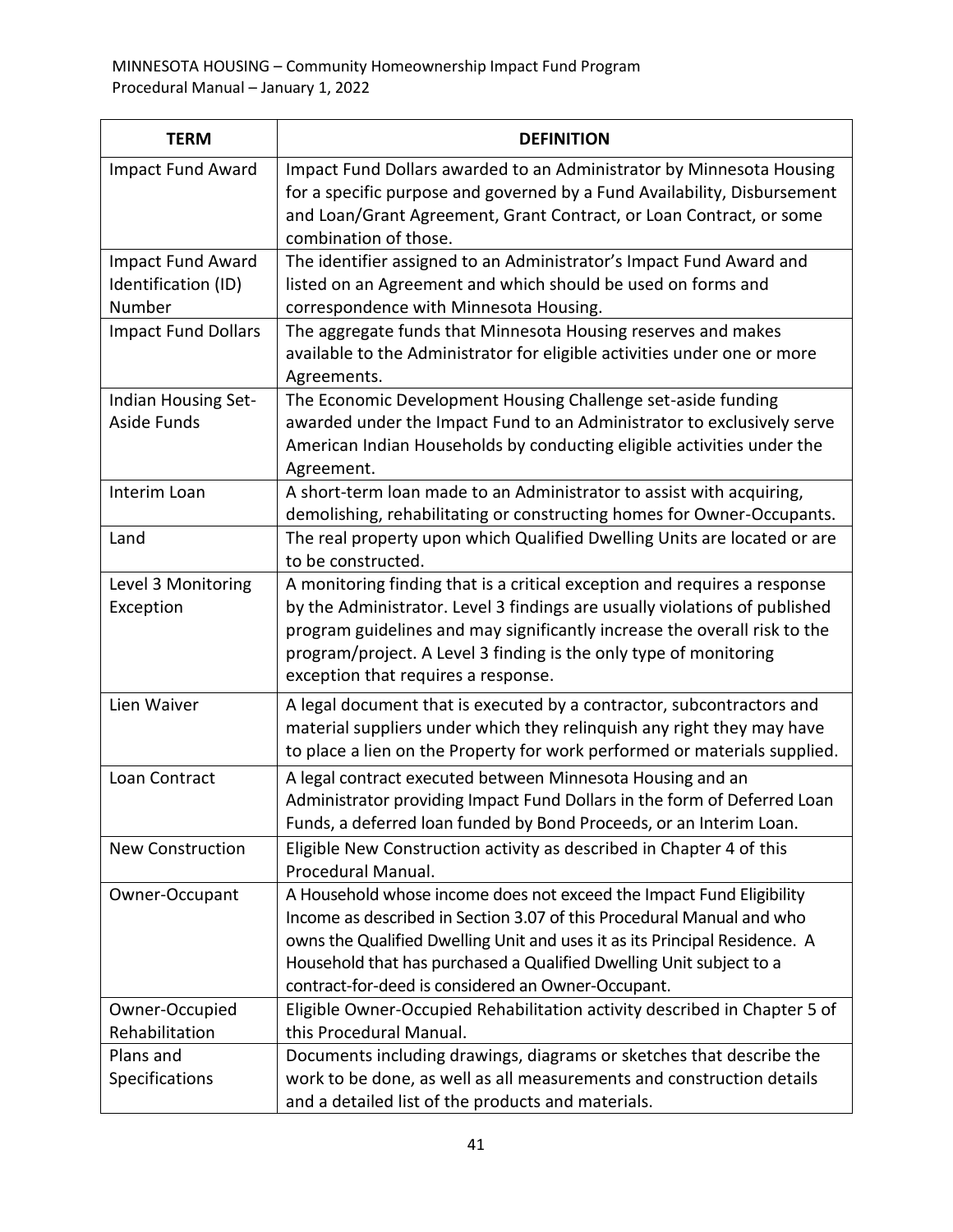| TERM | DEFINITION |
|---|---|
| Impact Fund Award | Impact Fund Dollars awarded to an Administrator by Minnesota Housing for a specific purpose and governed by a Fund Availability, Disbursement and Loan/Grant Agreement, Grant Contract, or Loan Contract, or some combination of those. |
| Impact Fund Award Identification (ID) Number | The identifier assigned to an Administrator's Impact Fund Award and listed on an Agreement and which should be used on forms and correspondence with Minnesota Housing. |
| Impact Fund Dollars | The aggregate funds that Minnesota Housing reserves and makes available to the Administrator for eligible activities under one or more Agreements. |
| Indian Housing Set-Aside Funds | The Economic Development Housing Challenge set-aside funding awarded under the Impact Fund to an Administrator to exclusively serve American Indian Households by conducting eligible activities under the Agreement. |
| Interim Loan | A short-term loan made to an Administrator to assist with acquiring, demolishing, rehabilitating or constructing homes for Owner-Occupants. |
| Land | The real property upon which Qualified Dwelling Units are located or are to be constructed. |
| Level 3 Monitoring Exception | A monitoring finding that is a critical exception and requires a response by the Administrator. Level 3 findings are usually violations of published program guidelines and may significantly increase the overall risk to the program/project. A Level 3 finding is the only type of monitoring exception that requires a response. |
| Lien Waiver | A legal document that is executed by a contractor, subcontractors and material suppliers under which they relinquish any right they may have to place a lien on the Property for work performed or materials supplied. |
| Loan Contract | A legal contract executed between Minnesota Housing and an Administrator providing Impact Fund Dollars in the form of Deferred Loan Funds, a deferred loan funded by Bond Proceeds, or an Interim Loan. |
| New Construction | Eligible New Construction activity as described in Chapter 4 of this Procedural Manual. |
| Owner-Occupant | A Household whose income does not exceed the Impact Fund Eligibility Income as described in Section 3.07 of this Procedural Manual and who owns the Qualified Dwelling Unit and uses it as its Principal Residence. A Household that has purchased a Qualified Dwelling Unit subject to a contract-for-deed is considered an Owner-Occupant. |
| Owner-Occupied Rehabilitation | Eligible Owner-Occupied Rehabilitation activity described in Chapter 5 of this Procedural Manual. |
| Plans and Specifications | Documents including drawings, diagrams or sketches that describe the work to be done, as well as all measurements and construction details and a detailed list of the products and materials. |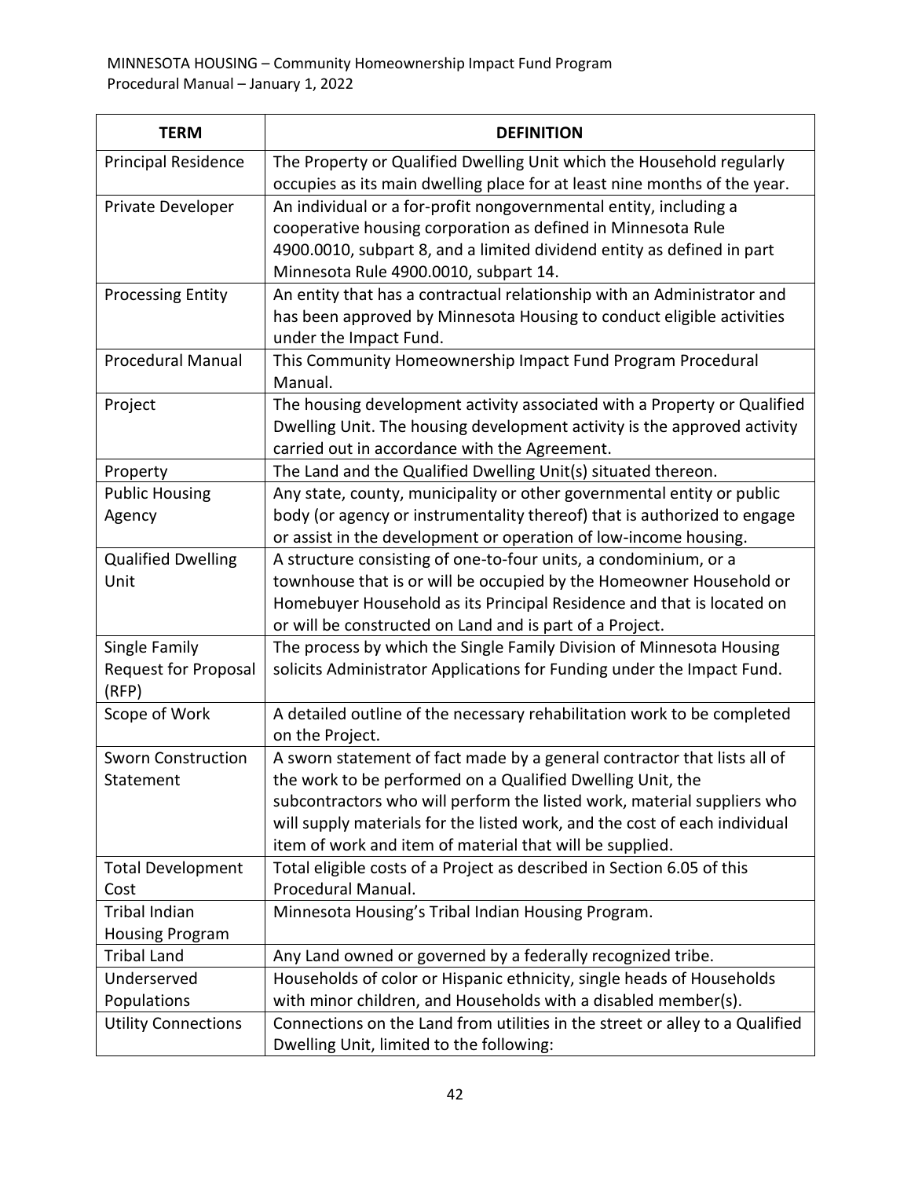| TERM | DEFINITION |
|---|---|
| Principal Residence | The Property or Qualified Dwelling Unit which the Household regularly occupies as its main dwelling place for at least nine months of the year. |
| Private Developer | An individual or a for-profit nongovernmental entity, including a cooperative housing corporation as defined in Minnesota Rule 4900.0010, subpart 8, and a limited dividend entity as defined in part Minnesota Rule 4900.0010, subpart 14. |
| Processing Entity | An entity that has a contractual relationship with an Administrator and has been approved by Minnesota Housing to conduct eligible activities under the Impact Fund. |
| Procedural Manual | This Community Homeownership Impact Fund Program Procedural Manual. |
| Project | The housing development activity associated with a Property or Qualified Dwelling Unit. The housing development activity is the approved activity carried out in accordance with the Agreement. |
| Property | The Land and the Qualified Dwelling Unit(s) situated thereon. |
| Public Housing Agency | Any state, county, municipality or other governmental entity or public body (or agency or instrumentality thereof) that is authorized to engage or assist in the development or operation of low-income housing. |
| Qualified Dwelling Unit | A structure consisting of one-to-four units, a condominium, or a townhouse that is or will be occupied by the Homeowner Household or Homebuyer Household as its Principal Residence and that is located on or will be constructed on Land and is part of a Project. |
| Single Family Request for Proposal (RFP) | The process by which the Single Family Division of Minnesota Housing solicits Administrator Applications for Funding under the Impact Fund. |
| Scope of Work | A detailed outline of the necessary rehabilitation work to be completed on the Project. |
| Sworn Construction Statement | A sworn statement of fact made by a general contractor that lists all of the work to be performed on a Qualified Dwelling Unit, the subcontractors who will perform the listed work, material suppliers who will supply materials for the listed work, and the cost of each individual item of work and item of material that will be supplied. |
| Total Development Cost | Total eligible costs of a Project as described in Section 6.05 of this Procedural Manual. |
| Tribal Indian Housing Program | Minnesota Housing's Tribal Indian Housing Program. |
| Tribal Land | Any Land owned or governed by a federally recognized tribe. |
| Underserved Populations | Households of color or Hispanic ethnicity, single heads of Households with minor children, and Households with a disabled member(s). |
| Utility Connections | Connections on the Land from utilities in the street or alley to a Qualified Dwelling Unit, limited to the following: |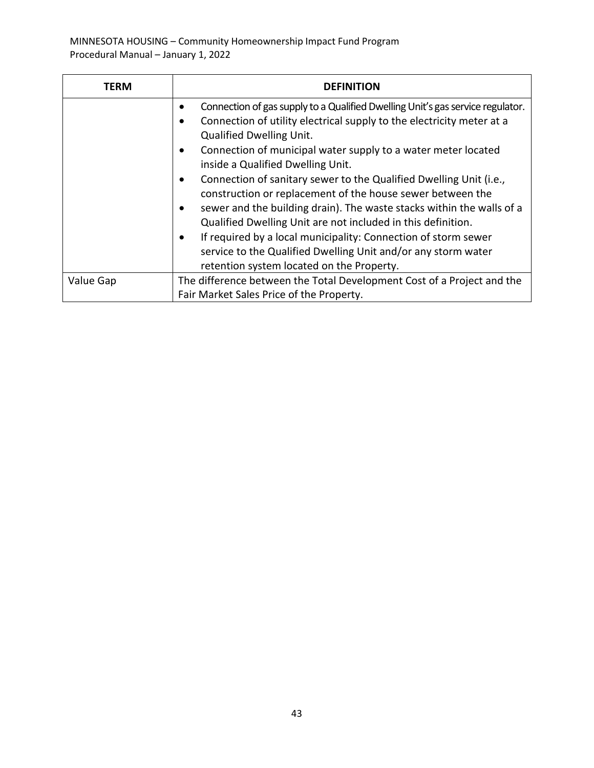| TERM | DEFINITION |
|---|---|
| | • Connection of gas supply to a Qualified Dwelling Unit's gas service regulator.<br>• Connection of utility electrical supply to the electricity meter at a Qualified Dwelling Unit.<br>• Connection of municipal water supply to a water meter located inside a Qualified Dwelling Unit.<br>• Connection of sanitary sewer to the Qualified Dwelling Unit (i.e., construction or replacement of the house sewer between the<br>• sewer and the building drain). The waste stacks within the walls of a Qualified Dwelling Unit are not included in this definition.<br>• If required by a local municipality: Connection of storm sewer service to the Qualified Dwelling Unit and/or any storm water retention system located on the Property. |
| Value Gap | The difference between the Total Development Cost of a Project and the Fair Market Sales Price of the Property. |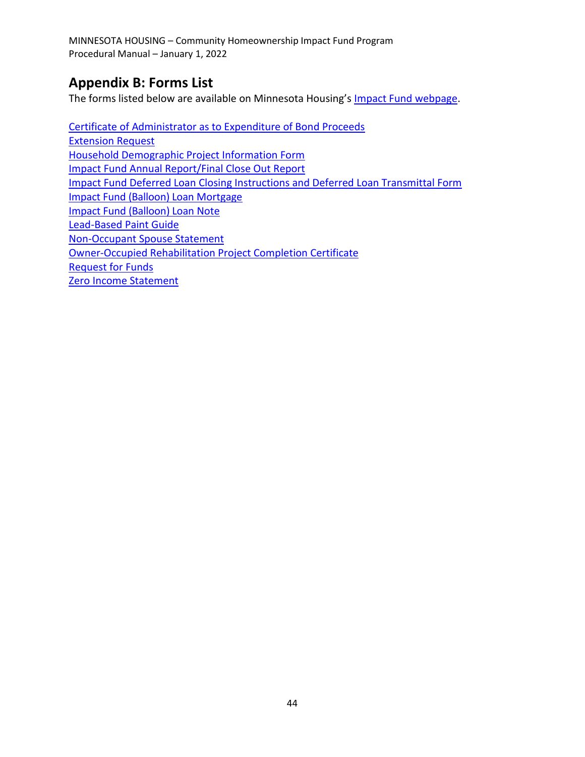## Appendix B: Forms List

The forms listed below are available on Minnesota Housing's Impact Fund webpage.

Certificate of Administrator as to Expenditure of Bond Proceeds
Extension Request
Household Demographic Project Information Form
Impact Fund Annual Report/Final Close Out Report
Impact Fund Deferred Loan Closing Instructions and Deferred Loan Transmittal Form
Impact Fund (Balloon) Loan Mortgage
Impact Fund (Balloon) Loan Note
Lead-Based Paint Guide
Non-Occupant Spouse Statement
Owner-Occupied Rehabilitation Project Completion Certificate
Request for Funds
Zero Income Statement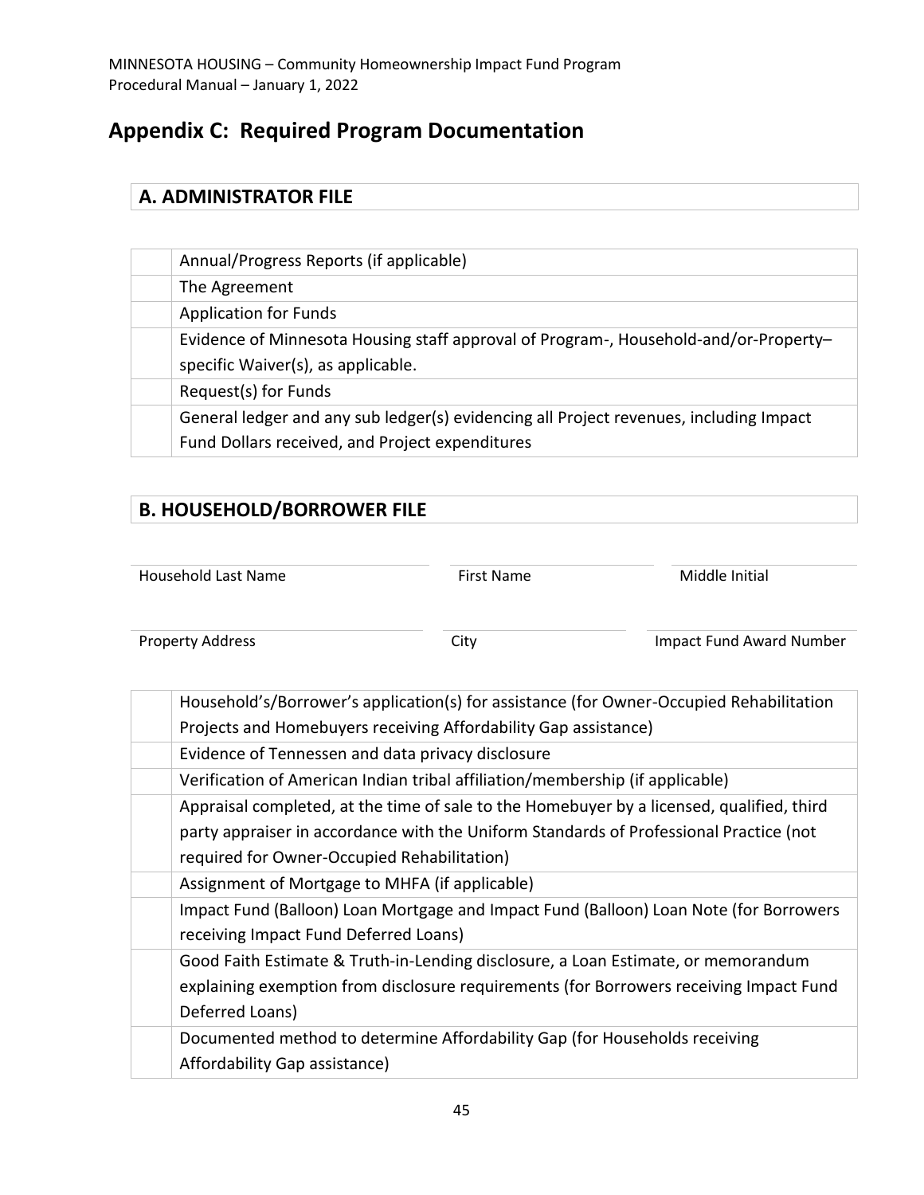# Appendix C: Required Program Documentation

## A. ADMINISTRATOR FILE

| | |
|---|---|
| | Annual/Progress Reports (if applicable) |
| | The Agreement |
| | Application for Funds |
| | Evidence of Minnesota Housing staff approval of Program-, Household-and/or-Property–specific Waiver(s), as applicable. |
| | Request(s) for Funds |
| | General ledger and any sub ledger(s) evidencing all Project revenues, including Impact Fund Dollars received, and Project expenditures |

## B. HOUSEHOLD/BORROWER FILE

| Household Last Name | First Name | Middle Initial |
|---|---|---|
| | | |

| Property Address | City | Impact Fund Award Number |
|---|---|---|
| | | |

| | |
|---|---|
| | Household's/Borrower's application(s) for assistance (for Owner-Occupied Rehabilitation Projects and Homebuyers receiving Affordability Gap assistance) |
| | Evidence of Tennessen and data privacy disclosure |
| | Verification of American Indian tribal affiliation/membership (if applicable) |
| | Appraisal completed, at the time of sale to the Homebuyer by a licensed, qualified, third party appraiser in accordance with the Uniform Standards of Professional Practice (not required for Owner-Occupied Rehabilitation) |
| | Assignment of Mortgage to MHFA (if applicable) |
| | Impact Fund (Balloon) Loan Mortgage and Impact Fund (Balloon) Loan Note (for Borrowers receiving Impact Fund Deferred Loans) |
| | Good Faith Estimate & Truth-in-Lending disclosure, a Loan Estimate, or memorandum explaining exemption from disclosure requirements (for Borrowers receiving Impact Fund Deferred Loans) |
| | Documented method to determine Affordability Gap (for Households receiving Affordability Gap assistance) |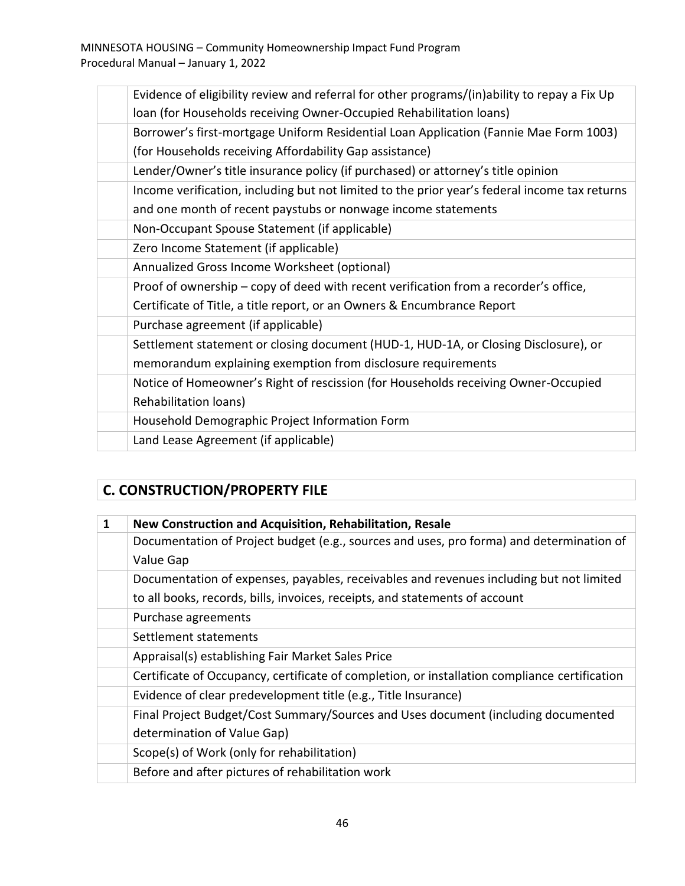| | |
|---|---|
| | Evidence of eligibility review and referral for other programs/(in)ability to repay a Fix Up loan (for Households receiving Owner-Occupied Rehabilitation loans) |
| | Borrower's first-mortgage Uniform Residential Loan Application (Fannie Mae Form 1003) (for Households receiving Affordability Gap assistance) |
| | Lender/Owner's title insurance policy (if purchased) or attorney's title opinion |
| | Income verification, including but not limited to the prior year's federal income tax returns and one month of recent paystubs or nonwage income statements |
| | Non-Occupant Spouse Statement (if applicable) |
| | Zero Income Statement (if applicable) |
| | Annualized Gross Income Worksheet (optional) |
| | Proof of ownership – copy of deed with recent verification from a recorder's office, Certificate of Title, a title report, or an Owners & Encumbrance Report |
| | Purchase agreement (if applicable) |
| | Settlement statement or closing document (HUD-1, HUD-1A, or Closing Disclosure), or memorandum explaining exemption from disclosure requirements |
| | Notice of Homeowner's Right of rescission (for Households receiving Owner-Occupied Rehabilitation loans) |
| | Household Demographic Project Information Form |
| | Land Lease Agreement (if applicable) |

## C. CONSTRUCTION/PROPERTY FILE

| 1 | New Construction and Acquisition, Rehabilitation, Resale |
|---|---|
| | Documentation of Project budget (e.g., sources and uses, pro forma) and determination of Value Gap |
| | Documentation of expenses, payables, receivables and revenues including but not limited to all books, records, bills, invoices, receipts, and statements of account |
| | Purchase agreements |
| | Settlement statements |
| | Appraisal(s) establishing Fair Market Sales Price |
| | Certificate of Occupancy, certificate of completion, or installation compliance certification |
| | Evidence of clear predevelopment title (e.g., Title Insurance) |
| | Final Project Budget/Cost Summary/Sources and Uses document (including documented determination of Value Gap) |
| | Scope(s) of Work (only for rehabilitation) |
| | Before and after pictures of rehabilitation work |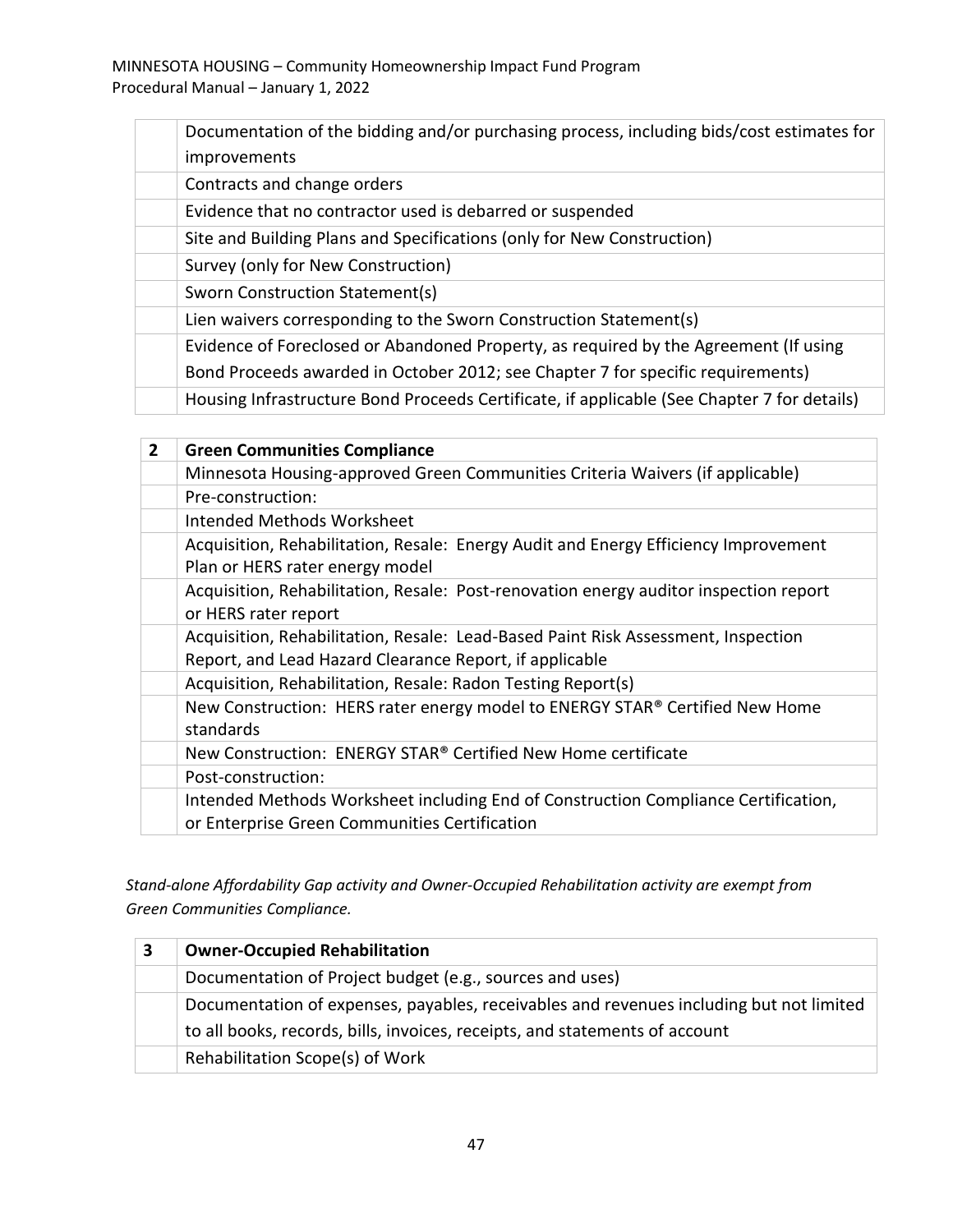| | |
|---|---|
| | Documentation of the bidding and/or purchasing process, including bids/cost estimates for improvements |
| | Contracts and change orders |
| | Evidence that no contractor used is debarred or suspended |
| | Site and Building Plans and Specifications (only for New Construction) |
| | Survey (only for New Construction) |
| | Sworn Construction Statement(s) |
| | Lien waivers corresponding to the Sworn Construction Statement(s) |
| | Evidence of Foreclosed or Abandoned Property, as required by the Agreement (If using Bond Proceeds awarded in October 2012; see Chapter 7 for specific requirements) |
| | Housing Infrastructure Bond Proceeds Certificate, if applicable (See Chapter 7 for details) |

| 2 | Green Communities Compliance |
|---|---|
| | Minnesota Housing-approved Green Communities Criteria Waivers (if applicable) |
| | Pre-construction: |
| | Intended Methods Worksheet |
| | Acquisition, Rehabilitation, Resale: Energy Audit and Energy Efficiency Improvement Plan or HERS rater energy model |
| | Acquisition, Rehabilitation, Resale: Post-renovation energy auditor inspection report or HERS rater report |
| | Acquisition, Rehabilitation, Resale: Lead-Based Paint Risk Assessment, Inspection Report, and Lead Hazard Clearance Report, if applicable |
| | Acquisition, Rehabilitation, Resale: Radon Testing Report(s) |
| | New Construction: HERS rater energy model to ENERGY STAR® Certified New Home standards |
| | New Construction: ENERGY STAR® Certified New Home certificate |
| | Post-construction: |
| | Intended Methods Worksheet including End of Construction Compliance Certification, or Enterprise Green Communities Certification |

*Stand-alone Affordability Gap activity and Owner-Occupied Rehabilitation activity are exempt from Green Communities Compliance.*

| 3 | Owner-Occupied Rehabilitation |
|---|---|
| | Documentation of Project budget (e.g., sources and uses) |
| | Documentation of expenses, payables, receivables and revenues including but not limited to all books, records, bills, invoices, receipts, and statements of account |
| | Rehabilitation Scope(s) of Work |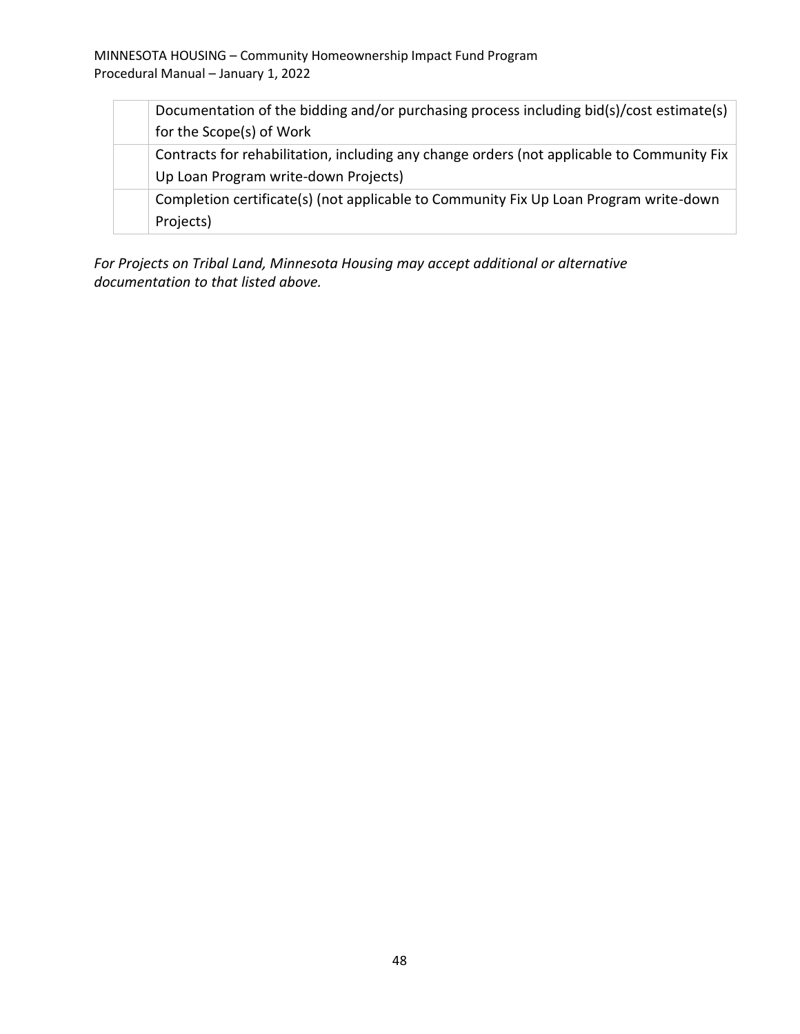| | |
|---|---|
| | Documentation of the bidding and/or purchasing process including bid(s)/cost estimate(s) for the Scope(s) of Work |
| | Contracts for rehabilitation, including any change orders (not applicable to Community Fix Up Loan Program write-down Projects) |
| | Completion certificate(s) (not applicable to Community Fix Up Loan Program write-down Projects) |

*For Projects on Tribal Land, Minnesota Housing may accept additional or alternative documentation to that listed above.*